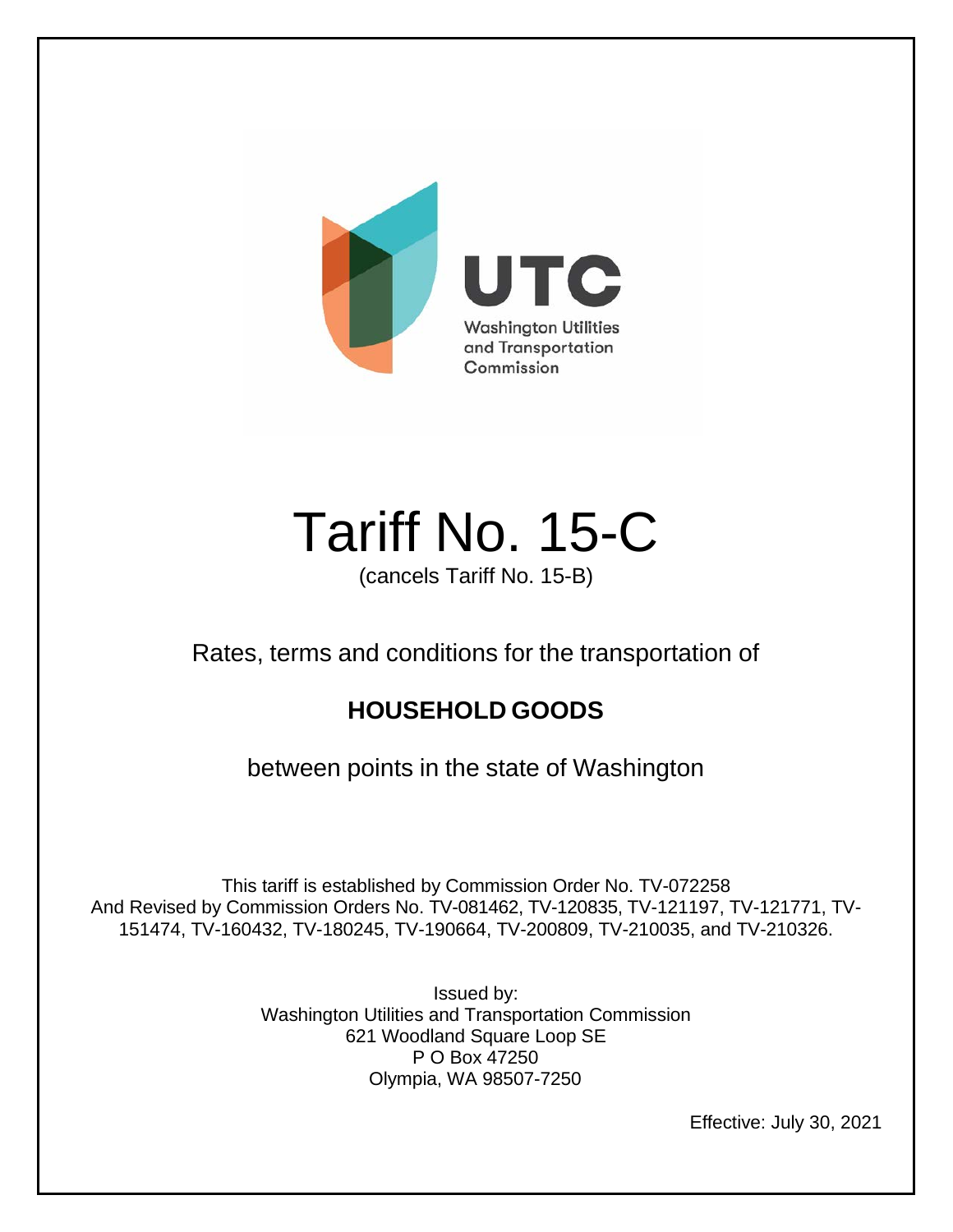UTC

Washington Utilities and Transportation Commission

# Tariff No. 15-C

(cancels Tariff No. 15-B)

Rates, terms and conditions for the transportation of

## HOUSEHOLD GOODS

between points in the state of Washington

This tariff is established by Commission Order No. TV-072258
And Revised by Commission Orders No. TV-081462, TV-120835, TV-121197, TV-121771, TV-151474, TV-160432, TV-180245, TV-190664, TV-200809, TV-210035, and TV-210326.

Issued by:
Washington Utilities and Transportation Commission
621 Woodland Square Loop SE
P O Box 47250
Olympia, WA 98507-7250

Effective: July 30, 2021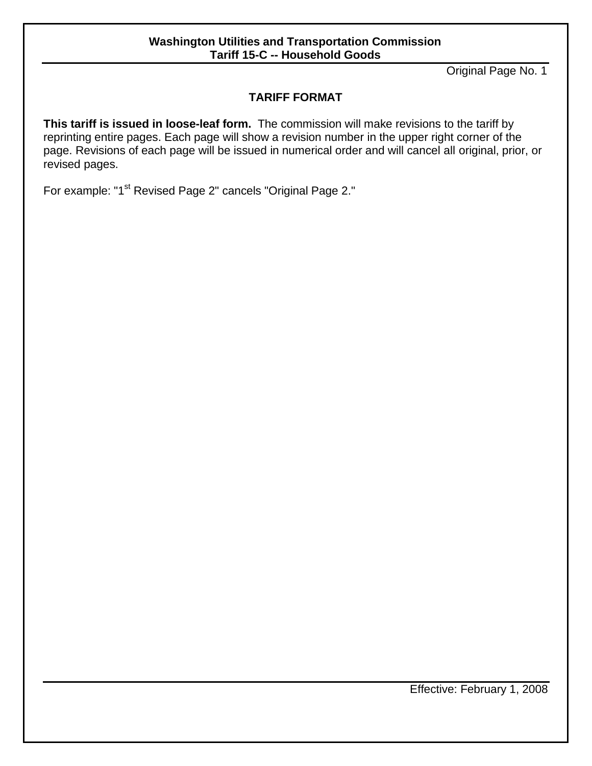## TARIFF FORMAT

**This tariff is issued in loose-leaf form.** The commission will make revisions to the tariff by reprinting entire pages. Each page will show a revision number in the upper right corner of the page. Revisions of each page will be issued in numerical order and will cancel all original, prior, or revised pages.

For example: "1st Revised Page 2" cancels "Original Page 2."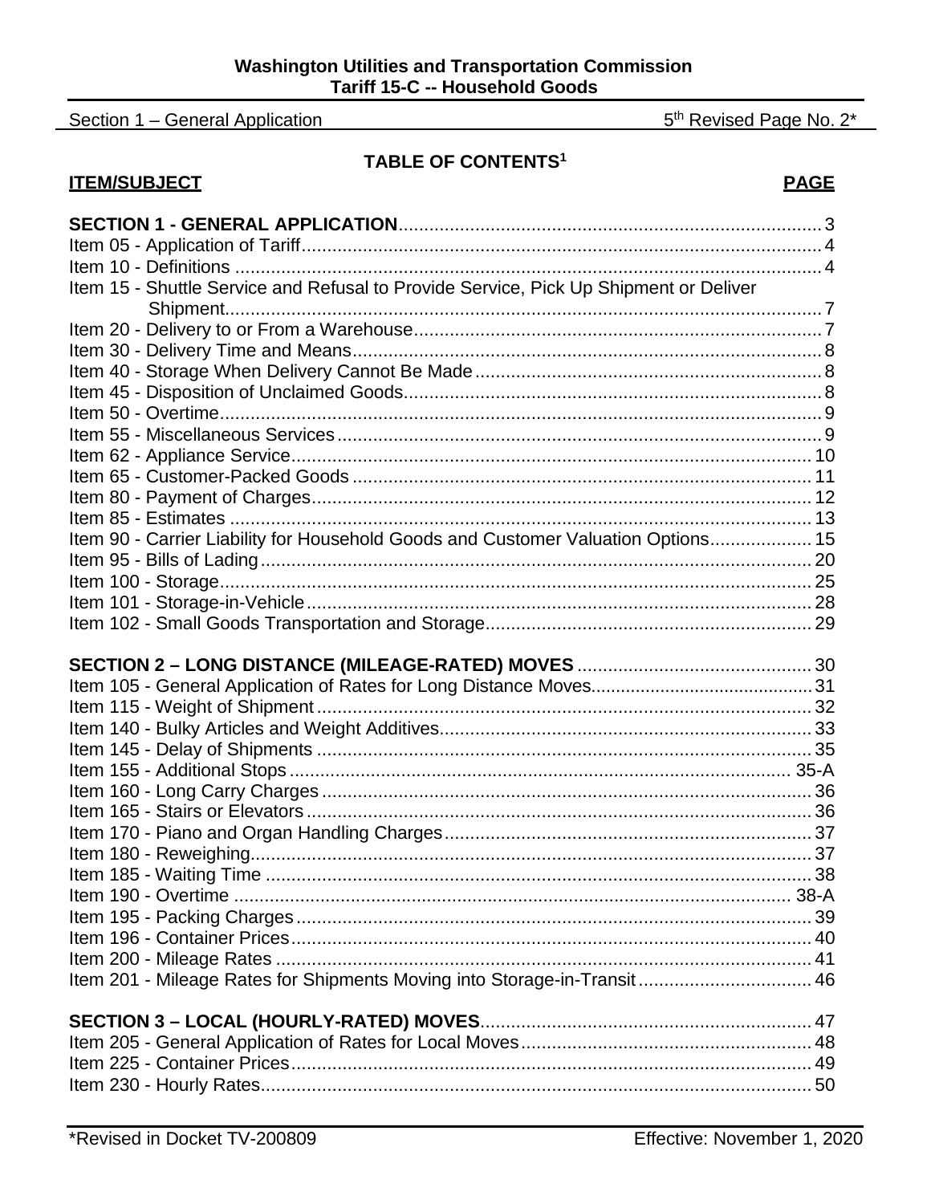Section 1 – General Application 5th Revised Page No. 2*

## TABLE OF CONTENTS[1]

| ITEM/SUBJECT | PAGE |
|---|---|
| **SECTION 1 - GENERAL APPLICATION** | 3 |
| Item 05 - Application of Tariff | 4 |
| Item 10 - Definitions | 4 |
| Item 15 - Shuttle Service and Refusal to Provide Service, Pick Up Shipment or Deliver Shipment | 7 |
| Item 20 - Delivery to or From a Warehouse | 7 |
| Item 30 - Delivery Time and Means | 8 |
| Item 40 - Storage When Delivery Cannot Be Made | 8 |
| Item 45 - Disposition of Unclaimed Goods | 8 |
| Item 50 - Overtime | 9 |
| Item 55 - Miscellaneous Services | 9 |
| Item 62 - Appliance Service | 10 |
| Item 65 - Customer-Packed Goods | 11 |
| Item 80 - Payment of Charges | 12 |
| Item 85 - Estimates | 13 |
| Item 90 - Carrier Liability for Household Goods and Customer Valuation Options | 15 |
| Item 95 - Bills of Lading | 20 |
| Item 100 - Storage | 25 |
| Item 101 - Storage-in-Vehicle | 28 |
| Item 102 - Small Goods Transportation and Storage | 29 |
| **SECTION 2 – LONG DISTANCE (MILEAGE-RATED) MOVES** | 30 |
| Item 105 - General Application of Rates for Long Distance Moves | 31 |
| Item 115 - Weight of Shipment | 32 |
| Item 140 - Bulky Articles and Weight Additives | 33 |
| Item 145 - Delay of Shipments | 35 |
| Item 155 - Additional Stops | 35-A |
| Item 160 - Long Carry Charges | 36 |
| Item 165 - Stairs or Elevators | 36 |
| Item 170 - Piano and Organ Handling Charges | 37 |
| Item 180 - Reweighing | 37 |
| Item 185 - Waiting Time | 38 |
| Item 190 - Overtime | 38-A |
| Item 195 - Packing Charges | 39 |
| Item 196 - Container Prices | 40 |
| Item 200 - Mileage Rates | 41 |
| Item 201 - Mileage Rates for Shipments Moving into Storage-in-Transit | 46 |
| **SECTION 3 – LOCAL (HOURLY-RATED) MOVES** | 47 |
| Item 205 - General Application of Rates for Local Moves | 48 |
| Item 225 - Container Prices | 49 |
| Item 230 - Hourly Rates | 50 |

*Revised in Docket TV-200809 Effective: November 1, 2020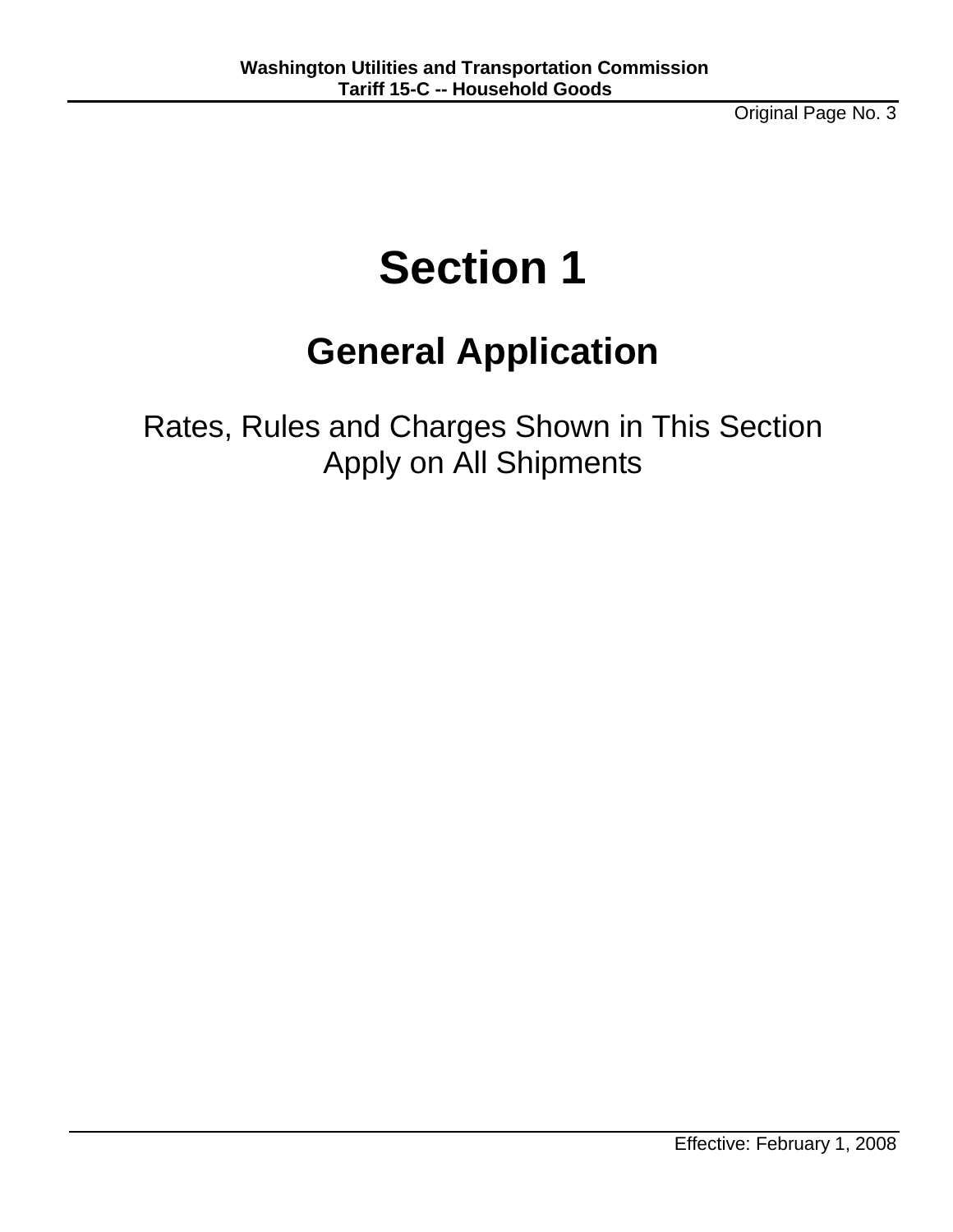# Section 1

## General Application

Rates, Rules and Charges Shown in This Section
Apply on All Shipments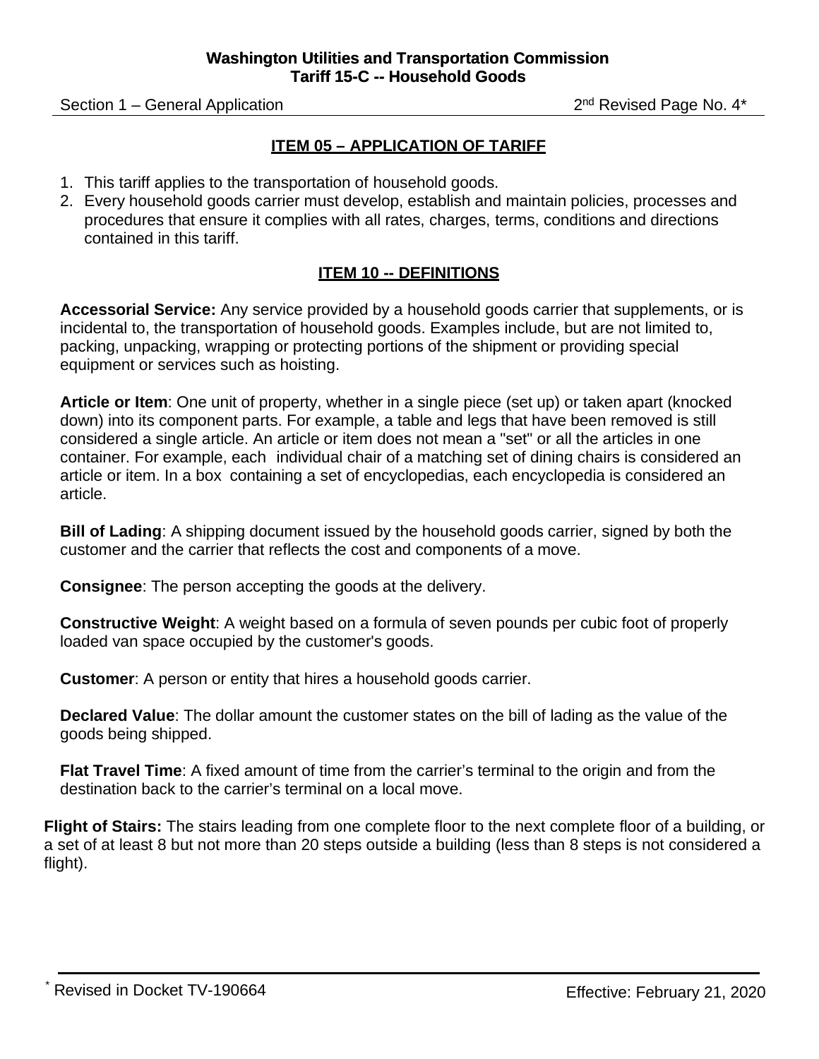## ITEM 05 – APPLICATION OF TARIFF

1. This tariff applies to the transportation of household goods.
2. Every household goods carrier must develop, establish and maintain policies, processes and procedures that ensure it complies with all rates, charges, terms, conditions and directions contained in this tariff.

## ITEM 10 -- DEFINITIONS

**Accessorial Service:** Any service provided by a household goods carrier that supplements, or is incidental to, the transportation of household goods. Examples include, but are not limited to, packing, unpacking, wrapping or protecting portions of the shipment or providing special equipment or services such as hoisting.

**Article or Item**: One unit of property, whether in a single piece (set up) or taken apart (knocked down) into its component parts. For example, a table and legs that have been removed is still considered a single article. An article or item does not mean a "set" or all the articles in one container. For example, each individual chair of a matching set of dining chairs is considered an article or item. In a box containing a set of encyclopedias, each encyclopedia is considered an article.

**Bill of Lading**: A shipping document issued by the household goods carrier, signed by both the customer and the carrier that reflects the cost and components of a move.

**Consignee**: The person accepting the goods at the delivery.

**Constructive Weight**: A weight based on a formula of seven pounds per cubic foot of properly loaded van space occupied by the customer's goods.

**Customer**: A person or entity that hires a household goods carrier.

**Declared Value**: The dollar amount the customer states on the bill of lading as the value of the goods being shipped.

**Flat Travel Time**: A fixed amount of time from the carrier's terminal to the origin and from the destination back to the carrier's terminal on a local move.

**Flight of Stairs:** The stairs leading from one complete floor to the next complete floor of a building, or a set of at least 8 but not more than 20 steps outside a building (less than 8 steps is not considered a flight).

* Revised in Docket TV-190664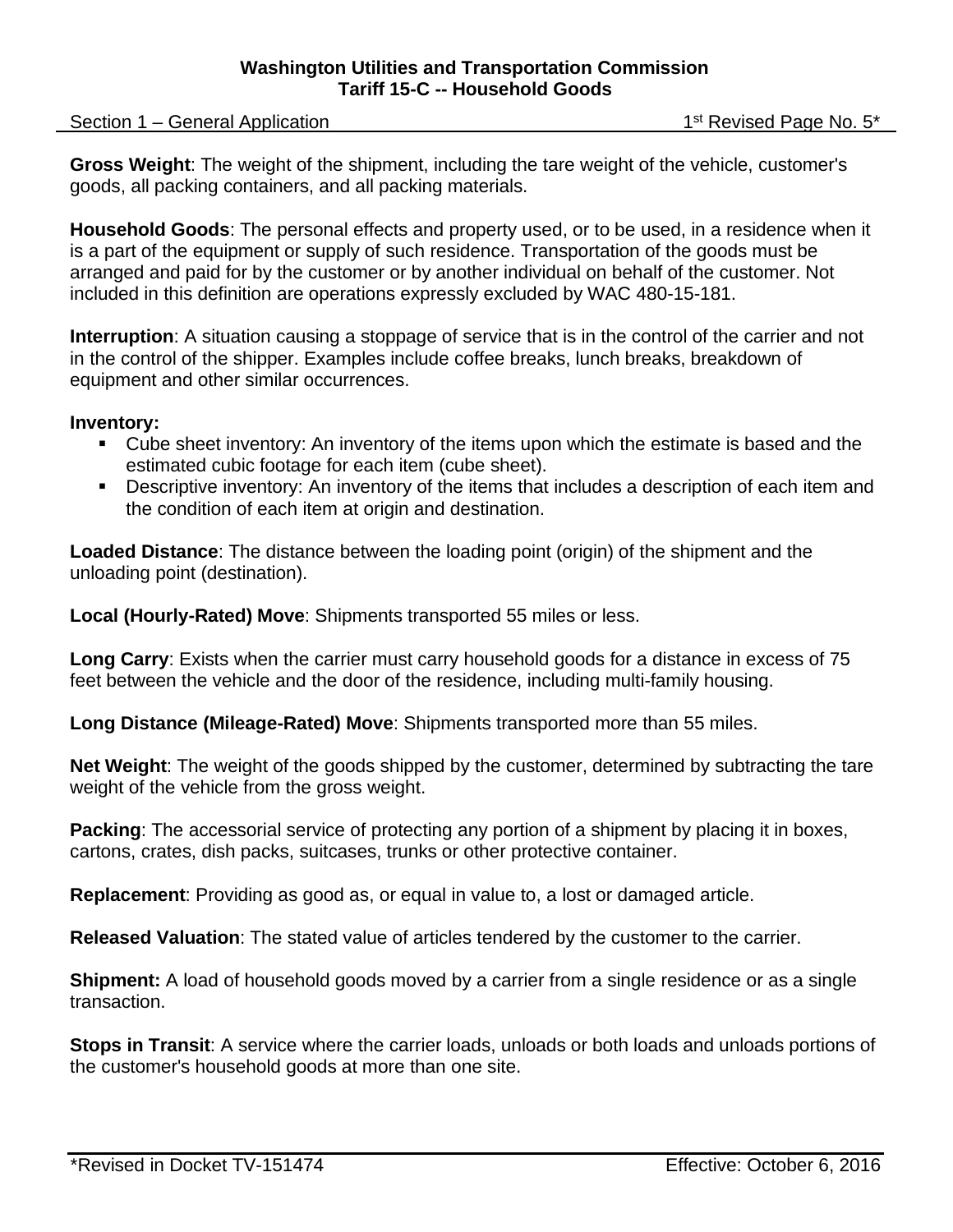**Gross Weight**: The weight of the shipment, including the tare weight of the vehicle, customer's goods, all packing containers, and all packing materials.

**Household Goods**: The personal effects and property used, or to be used, in a residence when it is a part of the equipment or supply of such residence. Transportation of the goods must be arranged and paid for by the customer or by another individual on behalf of the customer. Not included in this definition are operations expressly excluded by WAC 480-15-181.

**Interruption**: A situation causing a stoppage of service that is in the control of the carrier and not in the control of the shipper. Examples include coffee breaks, lunch breaks, breakdown of equipment and other similar occurrences.

**Inventory:**

- Cube sheet inventory: An inventory of the items upon which the estimate is based and the estimated cubic footage for each item (cube sheet).
- Descriptive inventory: An inventory of the items that includes a description of each item and the condition of each item at origin and destination.

**Loaded Distance**: The distance between the loading point (origin) of the shipment and the unloading point (destination).

**Local (Hourly-Rated) Move**: Shipments transported 55 miles or less.

**Long Carry**: Exists when the carrier must carry household goods for a distance in excess of 75 feet between the vehicle and the door of the residence, including multi-family housing.

**Long Distance (Mileage-Rated) Move**: Shipments transported more than 55 miles.

**Net Weight**: The weight of the goods shipped by the customer, determined by subtracting the tare weight of the vehicle from the gross weight.

**Packing**: The accessorial service of protecting any portion of a shipment by placing it in boxes, cartons, crates, dish packs, suitcases, trunks or other protective container.

**Replacement**: Providing as good as, or equal in value to, a lost or damaged article.

**Released Valuation**: The stated value of articles tendered by the customer to the carrier.

**Shipment:** A load of household goods moved by a carrier from a single residence or as a single transaction.

**Stops in Transit**: A service where the carrier loads, unloads or both loads and unloads portions of the customer's household goods at more than one site.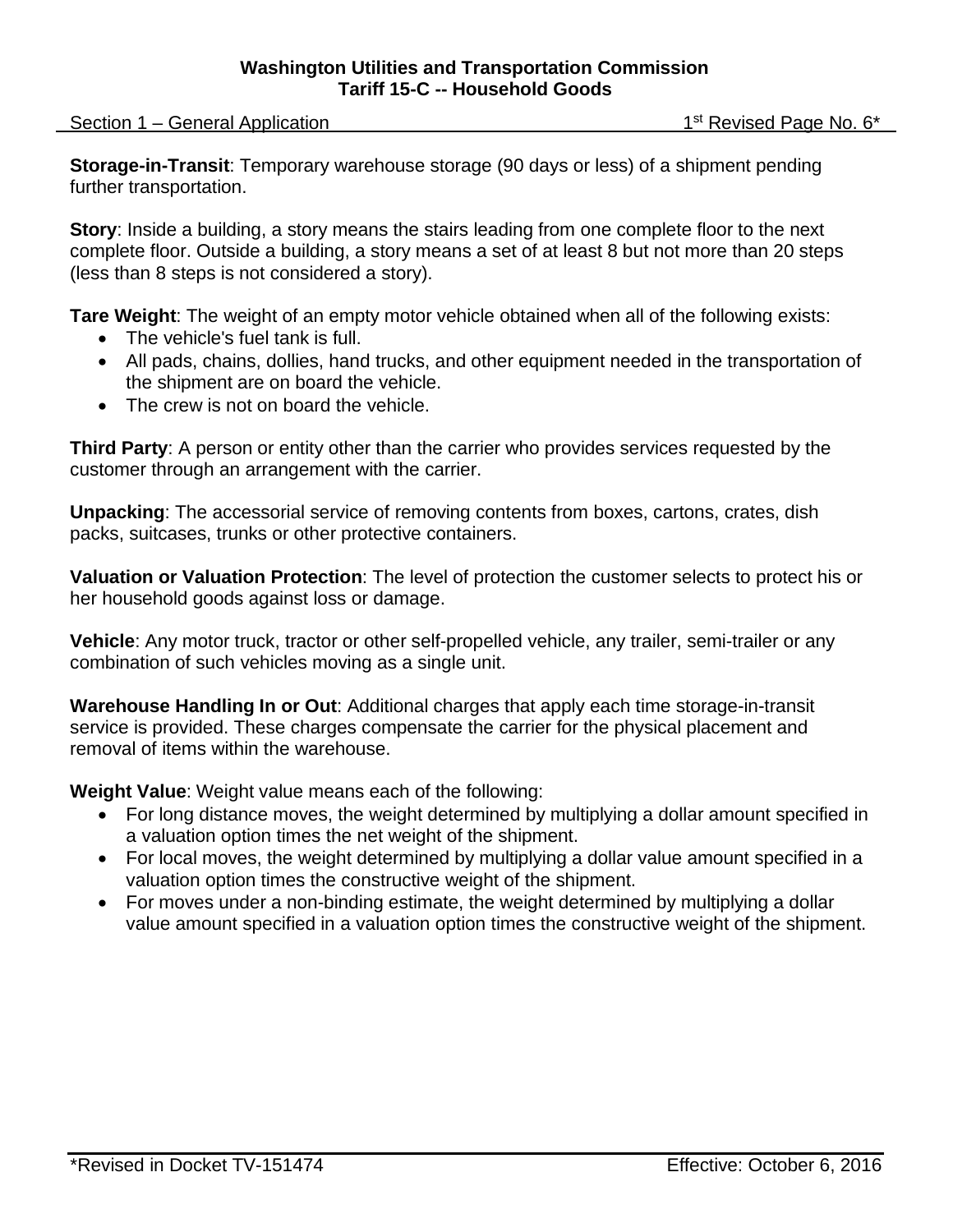**Storage-in-Transit**: Temporary warehouse storage (90 days or less) of a shipment pending further transportation.

**Story**: Inside a building, a story means the stairs leading from one complete floor to the next complete floor. Outside a building, a story means a set of at least 8 but not more than 20 steps (less than 8 steps is not considered a story).

**Tare Weight**: The weight of an empty motor vehicle obtained when all of the following exists:

- The vehicle's fuel tank is full.
- All pads, chains, dollies, hand trucks, and other equipment needed in the transportation of the shipment are on board the vehicle.
- The crew is not on board the vehicle.

**Third Party**: A person or entity other than the carrier who provides services requested by the customer through an arrangement with the carrier.

**Unpacking**: The accessorial service of removing contents from boxes, cartons, crates, dish packs, suitcases, trunks or other protective containers.

**Valuation or Valuation Protection**: The level of protection the customer selects to protect his or her household goods against loss or damage.

**Vehicle**: Any motor truck, tractor or other self-propelled vehicle, any trailer, semi-trailer or any combination of such vehicles moving as a single unit.

**Warehouse Handling In or Out**: Additional charges that apply each time storage-in-transit service is provided. These charges compensate the carrier for the physical placement and removal of items within the warehouse.

**Weight Value**: Weight value means each of the following:

- For long distance moves, the weight determined by multiplying a dollar amount specified in a valuation option times the net weight of the shipment.
- For local moves, the weight determined by multiplying a dollar value amount specified in a valuation option times the constructive weight of the shipment.
- For moves under a non-binding estimate, the weight determined by multiplying a dollar value amount specified in a valuation option times the constructive weight of the shipment.

*Revised in Docket TV-151474 Effective: October 6, 2016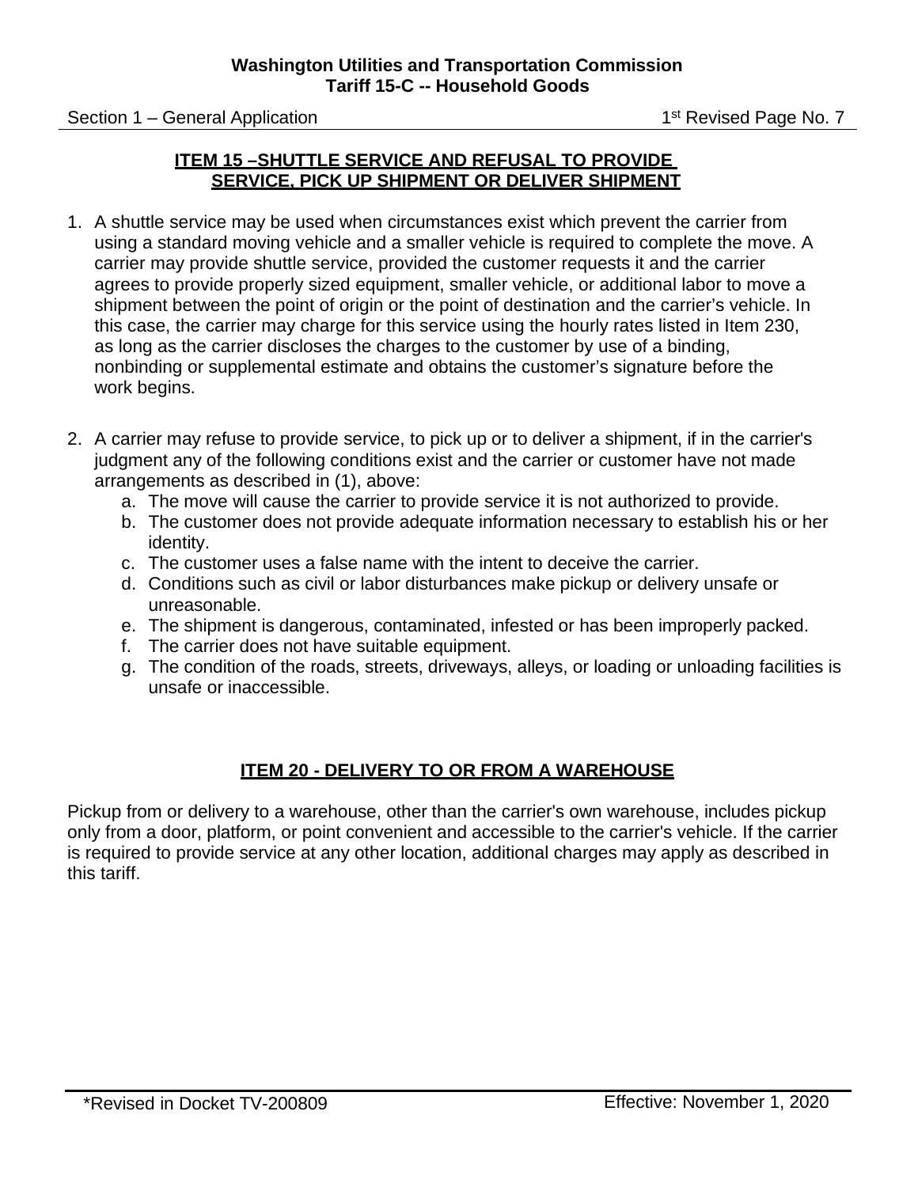## ITEM 15 –SHUTTLE SERVICE AND REFUSAL TO PROVIDE SERVICE, PICK UP SHIPMENT OR DELIVER SHIPMENT

1. A shuttle service may be used when circumstances exist which prevent the carrier from using a standard moving vehicle and a smaller vehicle is required to complete the move. A carrier may provide shuttle service, provided the customer requests it and the carrier agrees to provide properly sized equipment, smaller vehicle, or additional labor to move a shipment between the point of origin or the point of destination and the carrier's vehicle. In this case, the carrier may charge for this service using the hourly rates listed in Item 230, as long as the carrier discloses the charges to the customer by use of a binding, nonbinding or supplemental estimate and obtains the customer's signature before the work begins.

2. A carrier may refuse to provide service, to pick up or to deliver a shipment, if in the carrier's judgment any of the following conditions exist and the carrier or customer have not made arrangements as described in (1), above:
   a. The move will cause the carrier to provide service it is not authorized to provide.
   b. The customer does not provide adequate information necessary to establish his or her identity.
   c. The customer uses a false name with the intent to deceive the carrier.
   d. Conditions such as civil or labor disturbances make pickup or delivery unsafe or unreasonable.
   e. The shipment is dangerous, contaminated, infested or has been improperly packed.
   f. The carrier does not have suitable equipment.
   g. The condition of the roads, streets, driveways, alleys, or loading or unloading facilities is unsafe or inaccessible.

## ITEM 20 - DELIVERY TO OR FROM A WAREHOUSE

Pickup from or delivery to a warehouse, other than the carrier's own warehouse, includes pickup only from a door, platform, or point convenient and accessible to the carrier's vehicle. If the carrier is required to provide service at any other location, additional charges may apply as described in this tariff.

*Revised in Docket TV-200809

Effective: November 1, 2020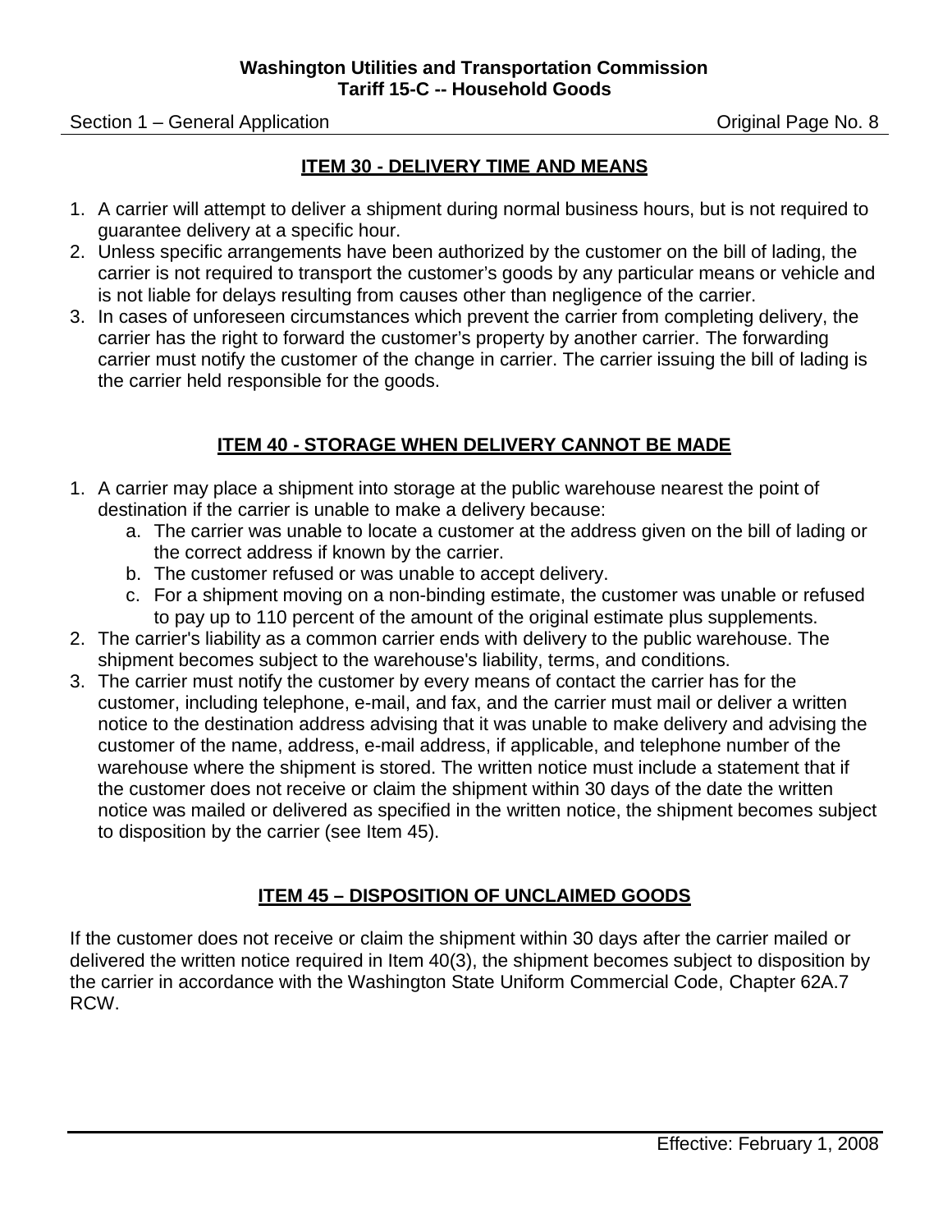## ITEM 30 - DELIVERY TIME AND MEANS

1. A carrier will attempt to deliver a shipment during normal business hours, but is not required to guarantee delivery at a specific hour.
2. Unless specific arrangements have been authorized by the customer on the bill of lading, the carrier is not required to transport the customer's goods by any particular means or vehicle and is not liable for delays resulting from causes other than negligence of the carrier.
3. In cases of unforeseen circumstances which prevent the carrier from completing delivery, the carrier has the right to forward the customer's property by another carrier. The forwarding carrier must notify the customer of the change in carrier. The carrier issuing the bill of lading is the carrier held responsible for the goods.

## ITEM 40 - STORAGE WHEN DELIVERY CANNOT BE MADE

1. A carrier may place a shipment into storage at the public warehouse nearest the point of destination if the carrier is unable to make a delivery because:
   a. The carrier was unable to locate a customer at the address given on the bill of lading or the correct address if known by the carrier.
   b. The customer refused or was unable to accept delivery.
   c. For a shipment moving on a non-binding estimate, the customer was unable or refused to pay up to 110 percent of the amount of the original estimate plus supplements.
2. The carrier's liability as a common carrier ends with delivery to the public warehouse. The shipment becomes subject to the warehouse's liability, terms, and conditions.
3. The carrier must notify the customer by every means of contact the carrier has for the customer, including telephone, e-mail, and fax, and the carrier must mail or deliver a written notice to the destination address advising that it was unable to make delivery and advising the customer of the name, address, e-mail address, if applicable, and telephone number of the warehouse where the shipment is stored. The written notice must include a statement that if the customer does not receive or claim the shipment within 30 days of the date the written notice was mailed or delivered as specified in the written notice, the shipment becomes subject to disposition by the carrier (see Item 45).

## ITEM 45 – DISPOSITION OF UNCLAIMED GOODS

If the customer does not receive or claim the shipment within 30 days after the carrier mailed or delivered the written notice required in Item 40(3), the shipment becomes subject to disposition by the carrier in accordance with the Washington State Uniform Commercial Code, Chapter 62A.7 RCW.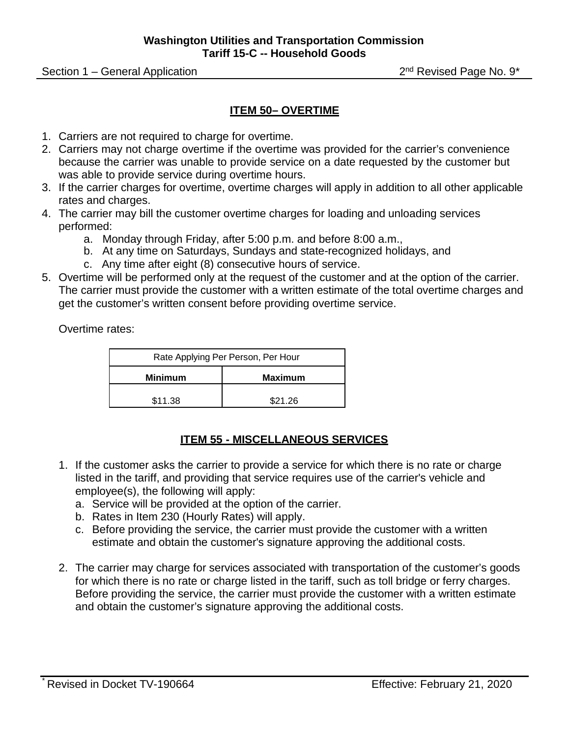## ITEM 50– OVERTIME

1. Carriers are not required to charge for overtime.
2. Carriers may not charge overtime if the overtime was provided for the carrier's convenience because the carrier was unable to provide service on a date requested by the customer but was able to provide service during overtime hours.
3. If the carrier charges for overtime, overtime charges will apply in addition to all other applicable rates and charges.
4. The carrier may bill the customer overtime charges for loading and unloading services performed:
   a. Monday through Friday, after 5:00 p.m. and before 8:00 a.m.,
   b. At any time on Saturdays, Sundays and state-recognized holidays, and
   c. Any time after eight (8) consecutive hours of service.
5. Overtime will be performed only at the request of the customer and at the option of the carrier. The carrier must provide the customer with a written estimate of the total overtime charges and get the customer's written consent before providing overtime service.

   Overtime rates:

| Rate Applying Per Person, Per Hour | |
|---|---|
| **Minimum** | **Maximum** |
| $11.38 | $21.26 |

## ITEM 55 - MISCELLANEOUS SERVICES

1. If the customer asks the carrier to provide a service for which there is no rate or charge listed in the tariff, and providing that service requires use of the carrier's vehicle and employee(s), the following will apply:
   a. Service will be provided at the option of the carrier.
   b. Rates in Item 230 (Hourly Rates) will apply.
   c. Before providing the service, the carrier must provide the customer with a written estimate and obtain the customer's signature approving the additional costs.

2. The carrier may charge for services associated with transportation of the customer's goods for which there is no rate or charge listed in the tariff, such as toll bridge or ferry charges. Before providing the service, the carrier must provide the customer with a written estimate and obtain the customer's signature approving the additional costs.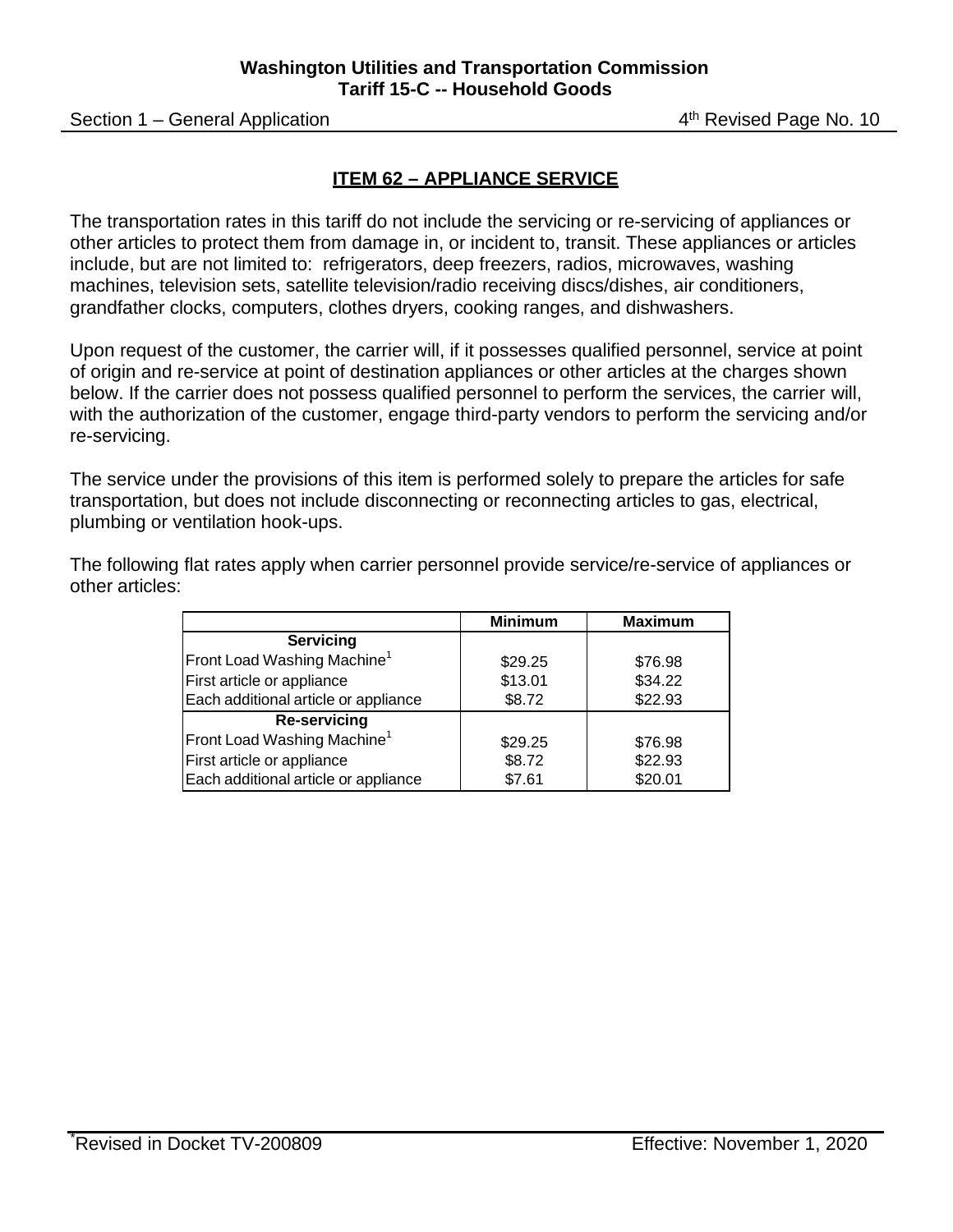## ITEM 62 – APPLIANCE SERVICE

The transportation rates in this tariff do not include the servicing or re-servicing of appliances or other articles to protect them from damage in, or incident to, transit. These appliances or articles include, but are not limited to: refrigerators, deep freezers, radios, microwaves, washing machines, television sets, satellite television/radio receiving discs/dishes, air conditioners, grandfather clocks, computers, clothes dryers, cooking ranges, and dishwashers.

Upon request of the customer, the carrier will, if it possesses qualified personnel, service at point of origin and re-service at point of destination appliances or other articles at the charges shown below. If the carrier does not possess qualified personnel to perform the services, the carrier will, with the authorization of the customer, engage third-party vendors to perform the servicing and/or re-servicing.

The service under the provisions of this item is performed solely to prepare the articles for safe transportation, but does not include disconnecting or reconnecting articles to gas, electrical, plumbing or ventilation hook-ups.

The following flat rates apply when carrier personnel provide service/re-service of appliances or other articles:

| | Minimum | Maximum |
|---|---|---|
| **Servicing** | | |
| Front Load Washing Machine[1] | $29.25 | $76.98 |
| First article or appliance | $13.01 | $34.22 |
| Each additional article or appliance | $8.72 | $22.93 |
| **Re-servicing** | | |
| Front Load Washing Machine[1] | $29.25 | $76.98 |
| First article or appliance | $8.72 | $22.93 |
| Each additional article or appliance | $7.61 | $20.01 |

*Revised in Docket TV-200809 Effective: November 1, 2020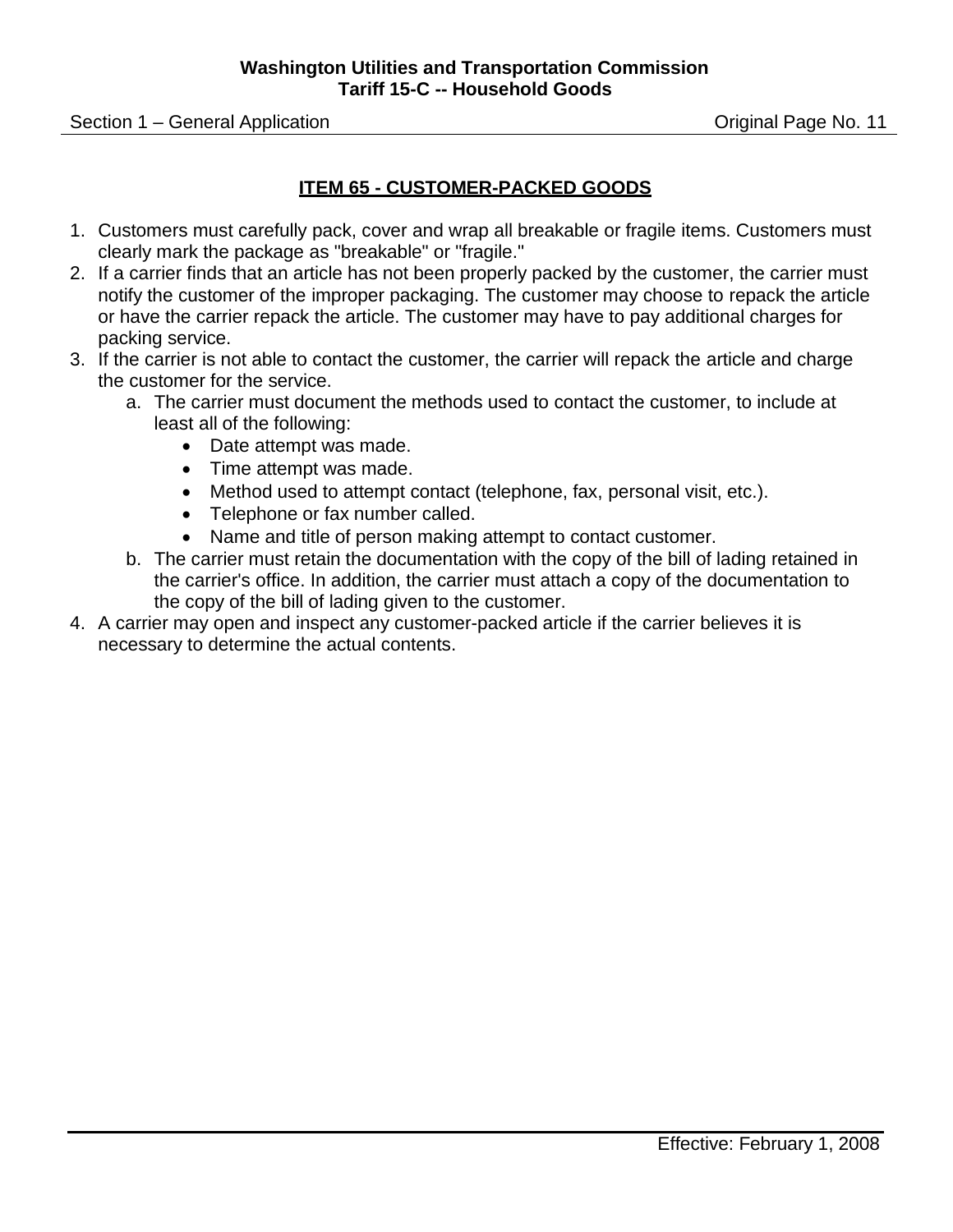## ITEM 65 - CUSTOMER-PACKED GOODS

1. Customers must carefully pack, cover and wrap all breakable or fragile items. Customers must clearly mark the package as "breakable" or "fragile."
2. If a carrier finds that an article has not been properly packed by the customer, the carrier must notify the customer of the improper packaging. The customer may choose to repack the article or have the carrier repack the article. The customer may have to pay additional charges for packing service.
3. If the carrier is not able to contact the customer, the carrier will repack the article and charge the customer for the service.
   a. The carrier must document the methods used to contact the customer, to include at least all of the following:
      - Date attempt was made.
      - Time attempt was made.
      - Method used to attempt contact (telephone, fax, personal visit, etc.).
      - Telephone or fax number called.
      - Name and title of person making attempt to contact customer.

   b. The carrier must retain the documentation with the copy of the bill of lading retained in the carrier's office. In addition, the carrier must attach a copy of the documentation to the copy of the bill of lading given to the customer.
4. A carrier may open and inspect any customer-packed article if the carrier believes it is necessary to determine the actual contents.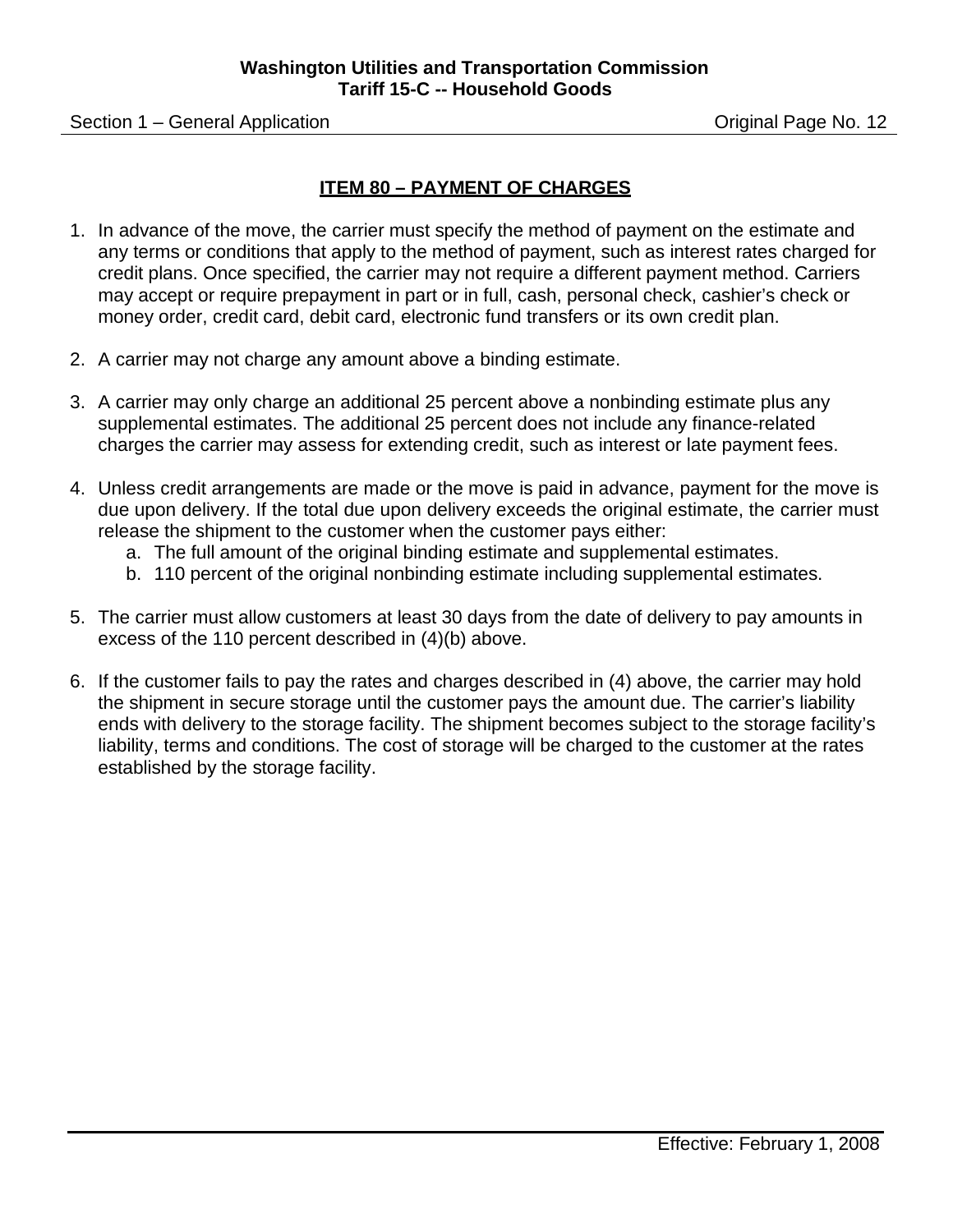## ITEM 80 – PAYMENT OF CHARGES

1. In advance of the move, the carrier must specify the method of payment on the estimate and any terms or conditions that apply to the method of payment, such as interest rates charged for credit plans. Once specified, the carrier may not require a different payment method. Carriers may accept or require prepayment in part or in full, cash, personal check, cashier's check or money order, credit card, debit card, electronic fund transfers or its own credit plan.

2. A carrier may not charge any amount above a binding estimate.

3. A carrier may only charge an additional 25 percent above a nonbinding estimate plus any supplemental estimates. The additional 25 percent does not include any finance-related charges the carrier may assess for extending credit, such as interest or late payment fees.

4. Unless credit arrangements are made or the move is paid in advance, payment for the move is due upon delivery. If the total due upon delivery exceeds the original estimate, the carrier must release the shipment to the customer when the customer pays either:
   a. The full amount of the original binding estimate and supplemental estimates.
   b. 110 percent of the original nonbinding estimate including supplemental estimates.

5. The carrier must allow customers at least 30 days from the date of delivery to pay amounts in excess of the 110 percent described in (4)(b) above.

6. If the customer fails to pay the rates and charges described in (4) above, the carrier may hold the shipment in secure storage until the customer pays the amount due. The carrier's liability ends with delivery to the storage facility. The shipment becomes subject to the storage facility's liability, terms and conditions. The cost of storage will be charged to the customer at the rates established by the storage facility.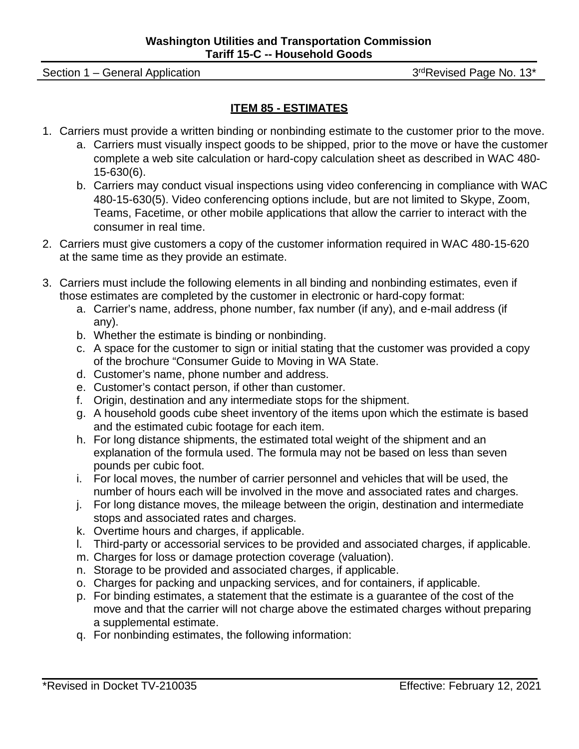## ITEM 85 - ESTIMATES

1. Carriers must provide a written binding or nonbinding estimate to the customer prior to the move.
   a. Carriers must visually inspect goods to be shipped, prior to the move or have the customer complete a web site calculation or hard-copy calculation sheet as described in WAC 480-15-630(6).
   b. Carriers may conduct visual inspections using video conferencing in compliance with WAC 480-15-630(5). Video conferencing options include, but are not limited to Skype, Zoom, Teams, Facetime, or other mobile applications that allow the carrier to interact with the consumer in real time.
2. Carriers must give customers a copy of the customer information required in WAC 480-15-620 at the same time as they provide an estimate.
3. Carriers must include the following elements in all binding and nonbinding estimates, even if those estimates are completed by the customer in electronic or hard-copy format:
   a. Carrier's name, address, phone number, fax number (if any), and e-mail address (if any).
   b. Whether the estimate is binding or nonbinding.
   c. A space for the customer to sign or initial stating that the customer was provided a copy of the brochure "Consumer Guide to Moving in WA State.
   d. Customer's name, phone number and address.
   e. Customer's contact person, if other than customer.
   f. Origin, destination and any intermediate stops for the shipment.
   g. A household goods cube sheet inventory of the items upon which the estimate is based and the estimated cubic footage for each item.
   h. For long distance shipments, the estimated total weight of the shipment and an explanation of the formula used. The formula may not be based on less than seven pounds per cubic foot.
   i. For local moves, the number of carrier personnel and vehicles that will be used, the number of hours each will be involved in the move and associated rates and charges.
   j. For long distance moves, the mileage between the origin, destination and intermediate stops and associated rates and charges.
   k. Overtime hours and charges, if applicable.
   l. Third-party or accessorial services to be provided and associated charges, if applicable.
   m. Charges for loss or damage protection coverage (valuation).
   n. Storage to be provided and associated charges, if applicable.
   o. Charges for packing and unpacking services, and for containers, if applicable.
   p. For binding estimates, a statement that the estimate is a guarantee of the cost of the move and that the carrier will not charge above the estimated charges without preparing a supplemental estimate.
   q. For nonbinding estimates, the following information: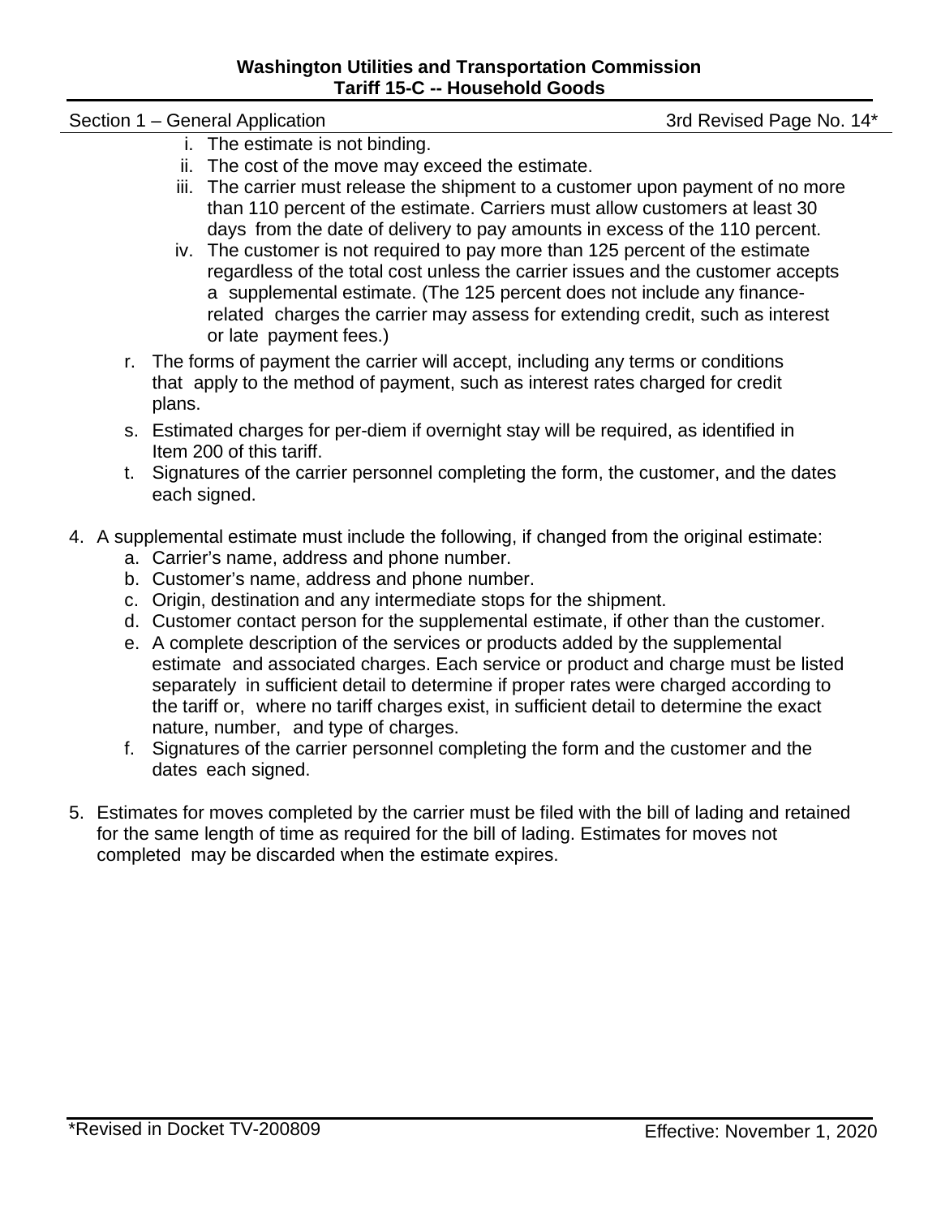i. The estimate is not binding.
   ii. The cost of the move may exceed the estimate.
   iii. The carrier must release the shipment to a customer upon payment of no more than 110 percent of the estimate. Carriers must allow customers at least 30 days from the date of delivery to pay amounts in excess of the 110 percent.
   iv. The customer is not required to pay more than 125 percent of the estimate regardless of the total cost unless the carrier issues and the customer accepts a supplemental estimate. (The 125 percent does not include any finance-related charges the carrier may assess for extending credit, such as interest or late payment fees.)

r. The forms of payment the carrier will accept, including any terms or conditions that apply to the method of payment, such as interest rates charged for credit plans.

s. Estimated charges for per-diem if overnight stay will be required, as identified in Item 200 of this tariff.

t. Signatures of the carrier personnel completing the form, the customer, and the dates each signed.

4. A supplemental estimate must include the following, if changed from the original estimate:
   a. Carrier's name, address and phone number.
   b. Customer's name, address and phone number.
   c. Origin, destination and any intermediate stops for the shipment.
   d. Customer contact person for the supplemental estimate, if other than the customer.
   e. A complete description of the services or products added by the supplemental estimate and associated charges. Each service or product and charge must be listed separately in sufficient detail to determine if proper rates were charged according to the tariff or, where no tariff charges exist, in sufficient detail to determine the exact nature, number, and type of charges.
   f. Signatures of the carrier personnel completing the form and the customer and the dates each signed.

5. Estimates for moves completed by the carrier must be filed with the bill of lading and retained for the same length of time as required for the bill of lading. Estimates for moves not completed may be discarded when the estimate expires.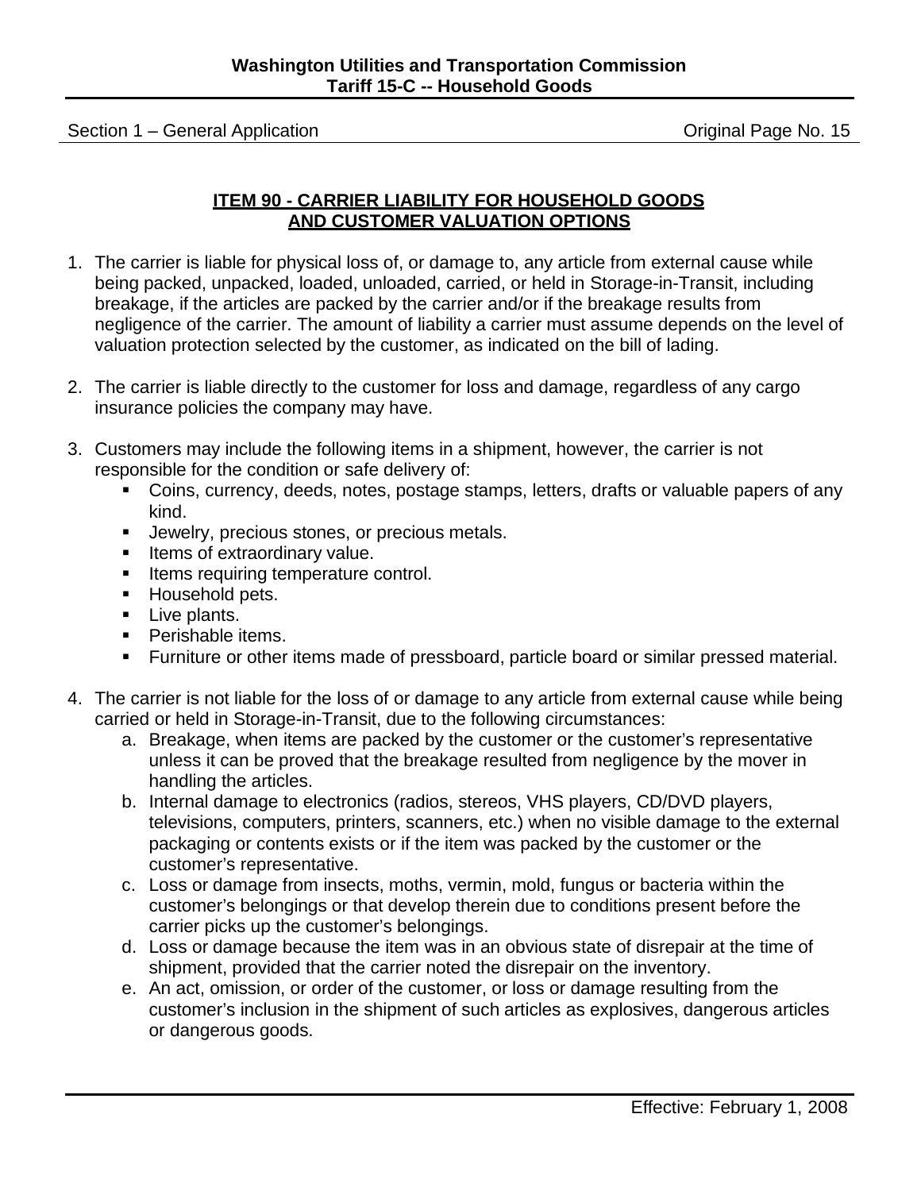## ITEM 90 - CARRIER LIABILITY FOR HOUSEHOLD GOODS AND CUSTOMER VALUATION OPTIONS

1. The carrier is liable for physical loss of, or damage to, any article from external cause while being packed, unpacked, loaded, unloaded, carried, or held in Storage-in-Transit, including breakage, if the articles are packed by the carrier and/or if the breakage results from negligence of the carrier. The amount of liability a carrier must assume depends on the level of valuation protection selected by the customer, as indicated on the bill of lading.

2. The carrier is liable directly to the customer for loss and damage, regardless of any cargo insurance policies the company may have.

3. Customers may include the following items in a shipment, however, the carrier is not responsible for the condition or safe delivery of:
   - Coins, currency, deeds, notes, postage stamps, letters, drafts or valuable papers of any kind.
   - Jewelry, precious stones, or precious metals.
   - Items of extraordinary value.
   - Items requiring temperature control.
   - Household pets.
   - Live plants.
   - Perishable items.
   - Furniture or other items made of pressboard, particle board or similar pressed material.

4. The carrier is not liable for the loss of or damage to any article from external cause while being carried or held in Storage-in-Transit, due to the following circumstances:
   a. Breakage, when items are packed by the customer or the customer's representative unless it can be proved that the breakage resulted from negligence by the mover in handling the articles.
   b. Internal damage to electronics (radios, stereos, VHS players, CD/DVD players, televisions, computers, printers, scanners, etc.) when no visible damage to the external packaging or contents exists or if the item was packed by the customer or the customer's representative.
   c. Loss or damage from insects, moths, vermin, mold, fungus or bacteria within the customer's belongings or that develop therein due to conditions present before the carrier picks up the customer's belongings.
   d. Loss or damage because the item was in an obvious state of disrepair at the time of shipment, provided that the carrier noted the disrepair on the inventory.
   e. An act, omission, or order of the customer, or loss or damage resulting from the customer's inclusion in the shipment of such articles as explosives, dangerous articles or dangerous goods.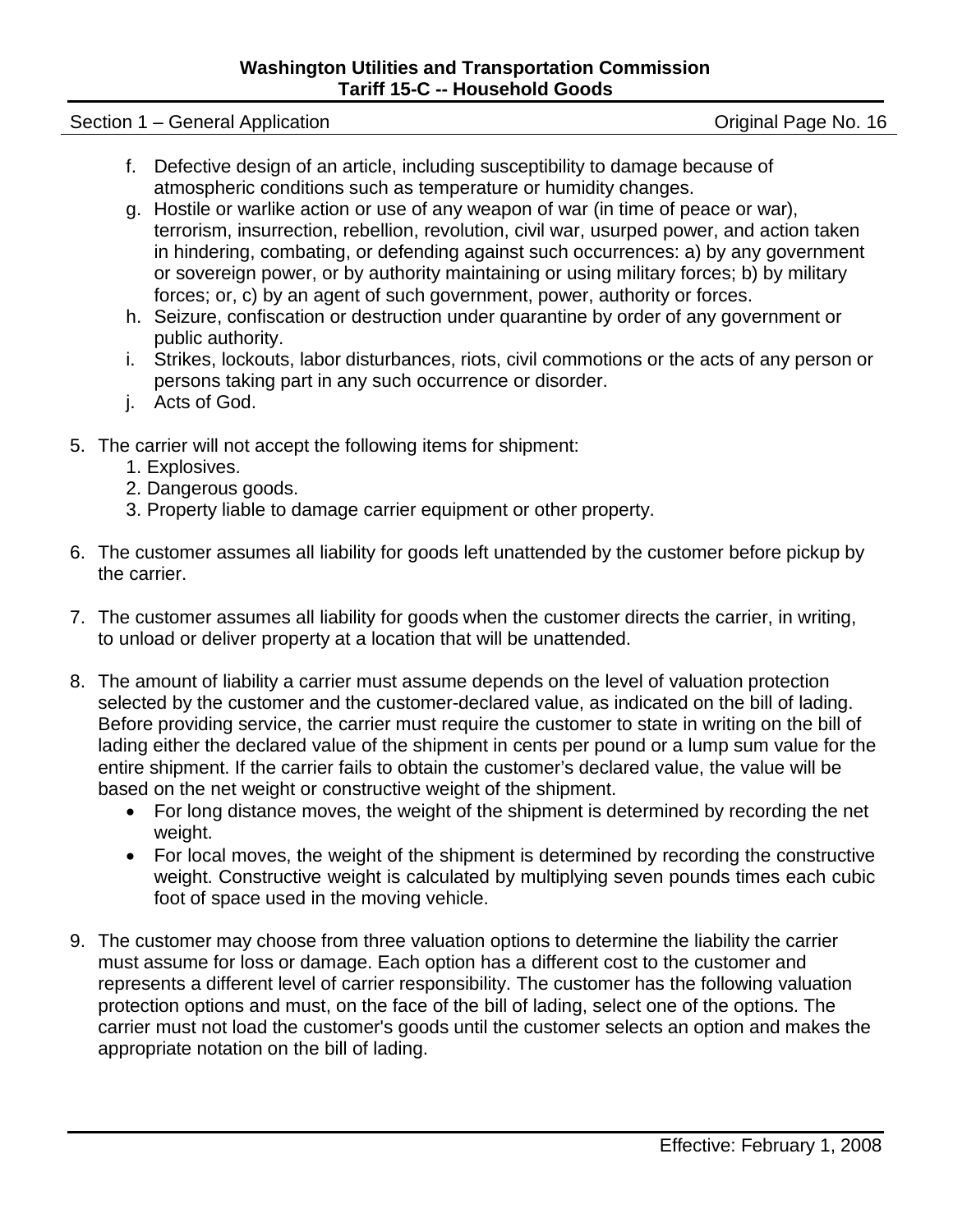f. Defective design of an article, including susceptibility to damage because of atmospheric conditions such as temperature or humidity changes.
g. Hostile or warlike action or use of any weapon of war (in time of peace or war), terrorism, insurrection, rebellion, revolution, civil war, usurped power, and action taken in hindering, combating, or defending against such occurrences: a) by any government or sovereign power, or by authority maintaining or using military forces; b) by military forces; or, c) by an agent of such government, power, authority or forces.
h. Seizure, confiscation or destruction under quarantine by order of any government or public authority.
i. Strikes, lockouts, labor disturbances, riots, civil commotions or the acts of any person or persons taking part in any such occurrence or disorder.
j. Acts of God.

5. The carrier will not accept the following items for shipment:
   1. Explosives.
   2. Dangerous goods.
   3. Property liable to damage carrier equipment or other property.

6. The customer assumes all liability for goods left unattended by the customer before pickup by the carrier.

7. The customer assumes all liability for goods when the customer directs the carrier, in writing, to unload or deliver property at a location that will be unattended.

8. The amount of liability a carrier must assume depends on the level of valuation protection selected by the customer and the customer-declared value, as indicated on the bill of lading. Before providing service, the carrier must require the customer to state in writing on the bill of lading either the declared value of the shipment in cents per pound or a lump sum value for the entire shipment. If the carrier fails to obtain the customer's declared value, the value will be based on the net weight or constructive weight of the shipment.
   - For long distance moves, the weight of the shipment is determined by recording the net weight.
   - For local moves, the weight of the shipment is determined by recording the constructive weight. Constructive weight is calculated by multiplying seven pounds times each cubic foot of space used in the moving vehicle.

9. The customer may choose from three valuation options to determine the liability the carrier must assume for loss or damage. Each option has a different cost to the customer and represents a different level of carrier responsibility. The customer has the following valuation protection options and must, on the face of the bill of lading, select one of the options. The carrier must not load the customer's goods until the customer selects an option and makes the appropriate notation on the bill of lading.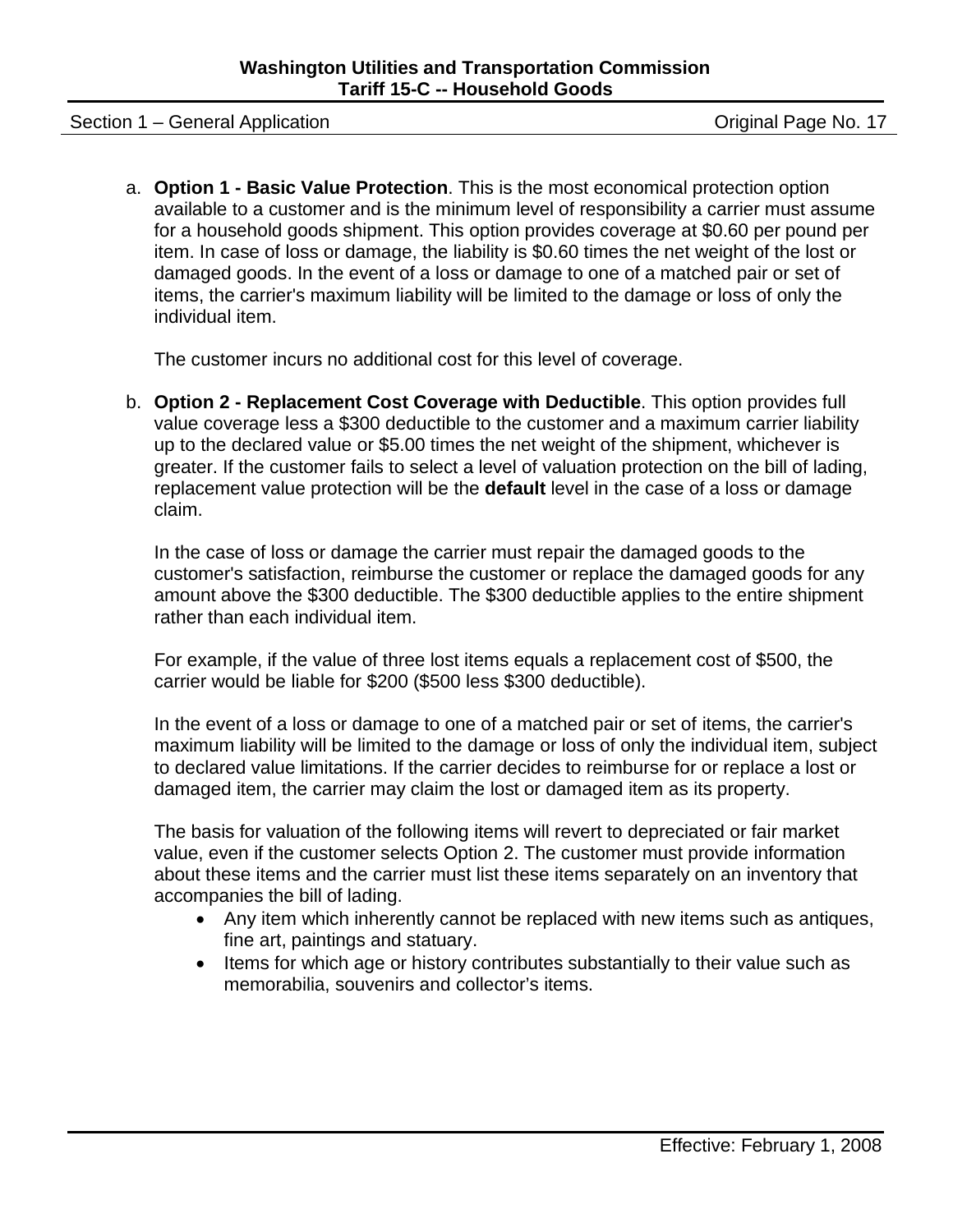a. **Option 1 - Basic Value Protection**. This is the most economical protection option available to a customer and is the minimum level of responsibility a carrier must assume for a household goods shipment. This option provides coverage at $0.60 per pound per item. In case of loss or damage, the liability is $0.60 times the net weight of the lost or damaged goods. In the event of a loss or damage to one of a matched pair or set of items, the carrier's maximum liability will be limited to the damage or loss of only the individual item.

   The customer incurs no additional cost for this level of coverage.

b. **Option 2 - Replacement Cost Coverage with Deductible**. This option provides full value coverage less a $300 deductible to the customer and a maximum carrier liability up to the declared value or $5.00 times the net weight of the shipment, whichever is greater. If the customer fails to select a level of valuation protection on the bill of lading, replacement value protection will be the **default** level in the case of a loss or damage claim.

   In the case of loss or damage the carrier must repair the damaged goods to the customer's satisfaction, reimburse the customer or replace the damaged goods for any amount above the $300 deductible. The $300 deductible applies to the entire shipment rather than each individual item.

   For example, if the value of three lost items equals a replacement cost of $500, the carrier would be liable for $200 ($500 less $300 deductible).

   In the event of a loss or damage to one of a matched pair or set of items, the carrier's maximum liability will be limited to the damage or loss of only the individual item, subject to declared value limitations. If the carrier decides to reimburse for or replace a lost or damaged item, the carrier may claim the lost or damaged item as its property.

   The basis for valuation of the following items will revert to depreciated or fair market value, even if the customer selects Option 2. The customer must provide information about these items and the carrier must list these items separately on an inventory that accompanies the bill of lading.

   - Any item which inherently cannot be replaced with new items such as antiques, fine art, paintings and statuary.
   - Items for which age or history contributes substantially to their value such as memorabilia, souvenirs and collector's items.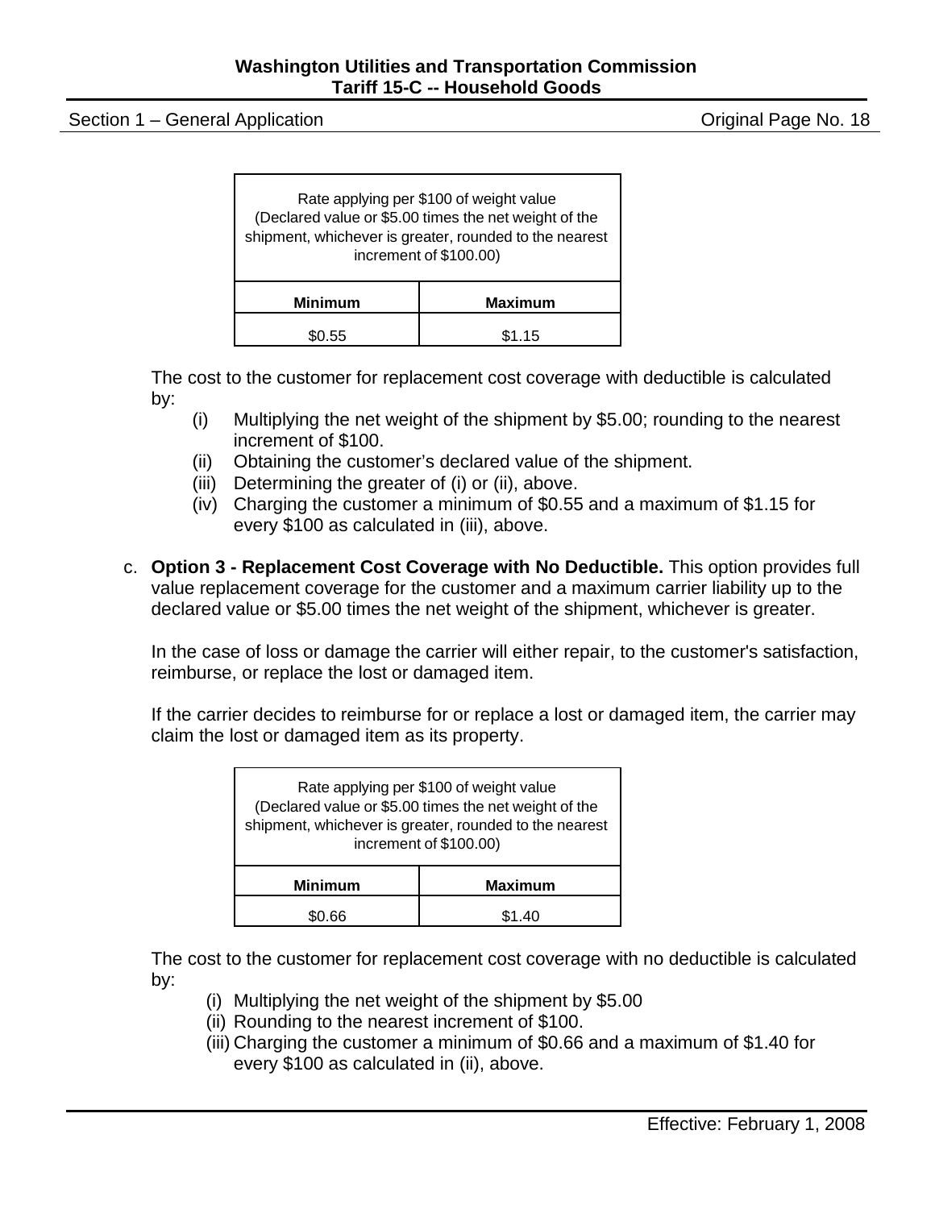| Rate applying per $100 of weight value (Declared value or $5.00 times the net weight of the shipment, whichever is greater, rounded to the nearest increment of $100.00) | |
|---|---|
| **Minimum** | **Maximum** |
| $0.55 | $1.15 |

The cost to the customer for replacement cost coverage with deductible is calculated by:

(i) Multiplying the net weight of the shipment by $5.00; rounding to the nearest increment of $100.
(ii) Obtaining the customer's declared value of the shipment.
(iii) Determining the greater of (i) or (ii), above.
(iv) Charging the customer a minimum of $0.55 and a maximum of $1.15 for every $100 as calculated in (iii), above.

c. **Option 3 - Replacement Cost Coverage with No Deductible.** This option provides full value replacement coverage for the customer and a maximum carrier liability up to the declared value or $5.00 times the net weight of the shipment, whichever is greater.

In the case of loss or damage the carrier will either repair, to the customer's satisfaction, reimburse, or replace the lost or damaged item.

If the carrier decides to reimburse for or replace a lost or damaged item, the carrier may claim the lost or damaged item as its property.

| Rate applying per $100 of weight value (Declared value or $5.00 times the net weight of the shipment, whichever is greater, rounded to the nearest increment of $100.00) | |
|---|---|
| **Minimum** | **Maximum** |
| $0.66 | $1.40 |

The cost to the customer for replacement cost coverage with no deductible is calculated by:

(i) Multiplying the net weight of the shipment by $5.00
(ii) Rounding to the nearest increment of $100.
(iii) Charging the customer a minimum of $0.66 and a maximum of $1.40 for every $100 as calculated in (ii), above.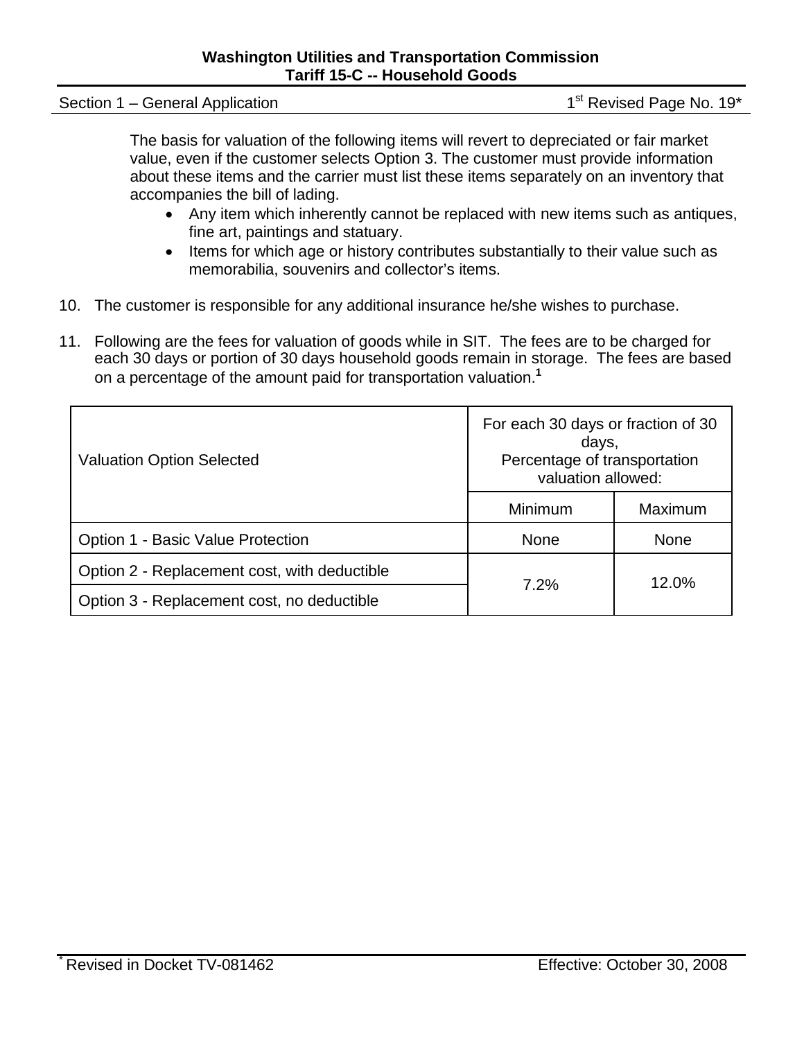The basis for valuation of the following items will revert to depreciated or fair market value, even if the customer selects Option 3. The customer must provide information about these items and the carrier must list these items separately on an inventory that accompanies the bill of lading.

- Any item which inherently cannot be replaced with new items such as antiques, fine art, paintings and statuary.
- Items for which age or history contributes substantially to their value such as memorabilia, souvenirs and collector's items.

10. The customer is responsible for any additional insurance he/she wishes to purchase.

11. Following are the fees for valuation of goods while in SIT. The fees are to be charged for each 30 days or portion of 30 days household goods remain in storage. The fees are based on a percentage of the amount paid for transportation valuation.[1]

| Valuation Option Selected | For each 30 days or fraction of 30 days, Percentage of transportation valuation allowed: | |
|---|---|---|
| | Minimum | Maximum |
| Option 1 - Basic Value Protection | None | None |
| Option 2 - Replacement cost, with deductible | 7.2% | 12.0% |
| Option 3 - Replacement cost, no deductible | | |

* Revised in Docket TV-081462 Effective: October 30, 2008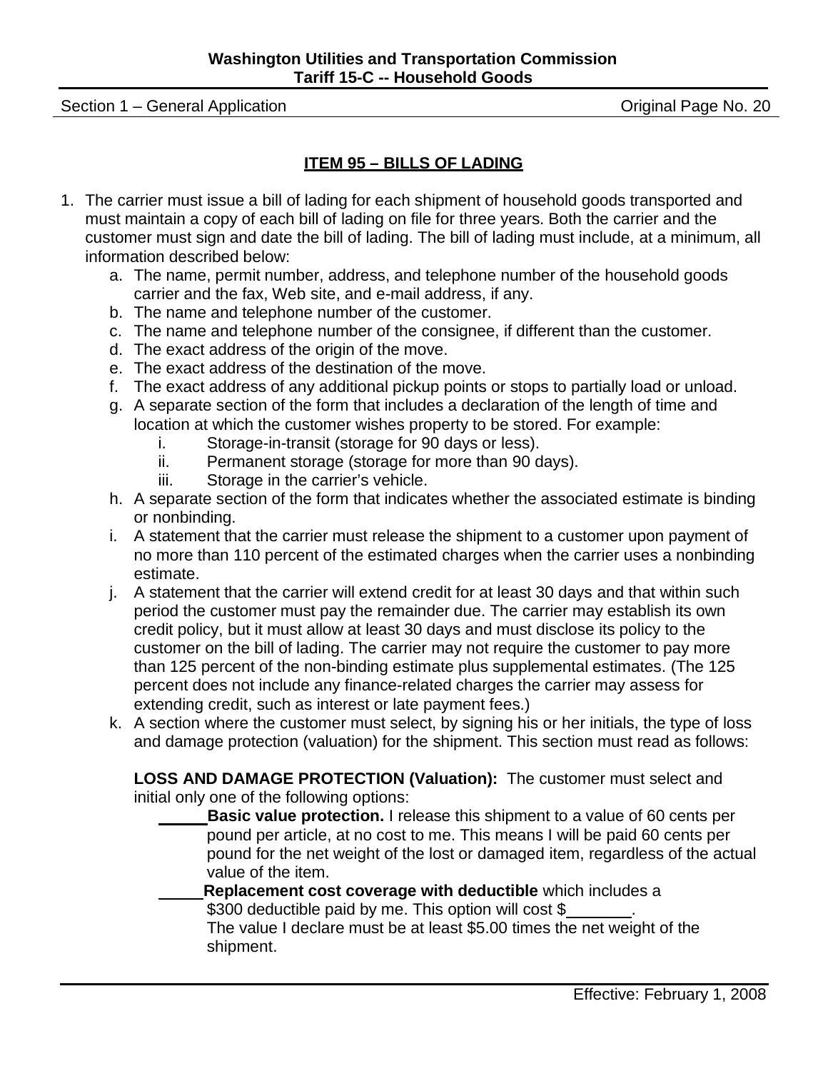## ITEM 95 – BILLS OF LADING

1. The carrier must issue a bill of lading for each shipment of household goods transported and must maintain a copy of each bill of lading on file for three years. Both the carrier and the customer must sign and date the bill of lading. The bill of lading must include, at a minimum, all information described below:
   a. The name, permit number, address, and telephone number of the household goods carrier and the fax, Web site, and e-mail address, if any.
   b. The name and telephone number of the customer.
   c. The name and telephone number of the consignee, if different than the customer.
   d. The exact address of the origin of the move.
   e. The exact address of the destination of the move.
   f. The exact address of any additional pickup points or stops to partially load or unload.
   g. A separate section of the form that includes a declaration of the length of time and location at which the customer wishes property to be stored. For example:
      i. Storage-in-transit (storage for 90 days or less).
      ii. Permanent storage (storage for more than 90 days).
      iii. Storage in the carrier's vehicle.
   h. A separate section of the form that indicates whether the associated estimate is binding or nonbinding.
   i. A statement that the carrier must release the shipment to a customer upon payment of no more than 110 percent of the estimated charges when the carrier uses a nonbinding estimate.
   j. A statement that the carrier will extend credit for at least 30 days and that within such period the customer must pay the remainder due. The carrier may establish its own credit policy, but it must allow at least 30 days and must disclose its policy to the customer on the bill of lading. The carrier may not require the customer to pay more than 125 percent of the non-binding estimate plus supplemental estimates. (The 125 percent does not include any finance-related charges the carrier may assess for extending credit, such as interest or late payment fees.)
   k. A section where the customer must select, by signing his or her initials, the type of loss and damage protection (valuation) for the shipment. This section must read as follows:

      **LOSS AND DAMAGE PROTECTION (Valuation):** The customer must select and initial only one of the following options:

      ______ **Basic value protection.** I release this shipment to a value of 60 cents per pound per article, at no cost to me. This means I will be paid 60 cents per pound for the net weight of the lost or damaged item, regardless of the actual value of the item.

      ______ **Replacement cost coverage with deductible** which includes a $300 deductible paid by me. This option will cost $_______. The value I declare must be at least $5.00 times the net weight of the shipment.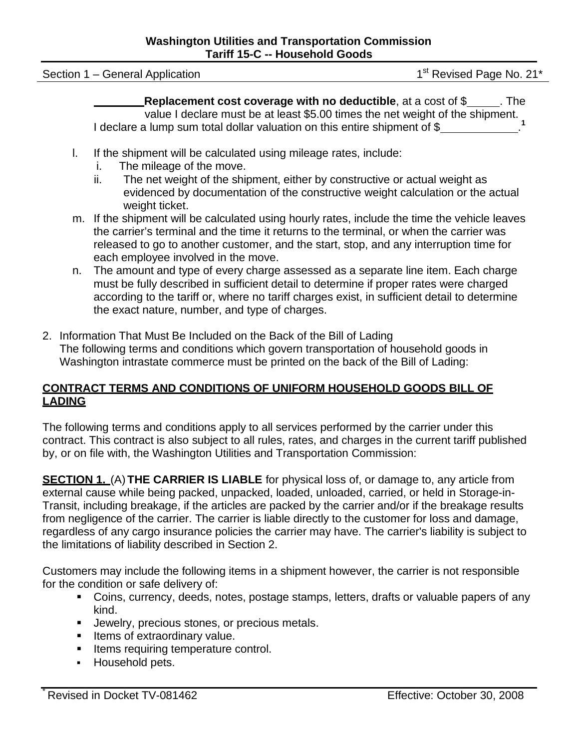________ **Replacement cost coverage with no deductible**, at a cost of $_____. The value I declare must be at least $5.00 times the net weight of the shipment.

I declare a lump sum total dollar valuation on this entire shipment of $____________.[1]

l. If the shipment will be calculated using mileage rates, include:
   i. The mileage of the move.
   ii. The net weight of the shipment, either by constructive or actual weight as evidenced by documentation of the constructive weight calculation or the actual weight ticket.

m. If the shipment will be calculated using hourly rates, include the time the vehicle leaves the carrier's terminal and the time it returns to the terminal, or when the carrier was released to go to another customer, and the start, stop, and any interruption time for each employee involved in the move.

n. The amount and type of every charge assessed as a separate line item. Each charge must be fully described in sufficient detail to determine if proper rates were charged according to the tariff or, where no tariff charges exist, in sufficient detail to determine the exact nature, number, and type of charges.

2. Information That Must Be Included on the Back of the Bill of Lading
   The following terms and conditions which govern transportation of household goods in Washington intrastate commerce must be printed on the back of the Bill of Lading:

**CONTRACT TERMS AND CONDITIONS OF UNIFORM HOUSEHOLD GOODS BILL OF LADING**

The following terms and conditions apply to all services performed by the carrier under this contract. This contract is also subject to all rules, rates, and charges in the current tariff published by, or on file with, the Washington Utilities and Transportation Commission:

**SECTION 1.** (A) **THE CARRIER IS LIABLE** for physical loss of, or damage to, any article from external cause while being packed, unpacked, loaded, unloaded, carried, or held in Storage-in-Transit, including breakage, if the articles are packed by the carrier and/or if the breakage results from negligence of the carrier. The carrier is liable directly to the customer for loss and damage, regardless of any cargo insurance policies the carrier may have. The carrier's liability is subject to the limitations of liability described in Section 2.

Customers may include the following items in a shipment however, the carrier is not responsible for the condition or safe delivery of:

- Coins, currency, deeds, notes, postage stamps, letters, drafts or valuable papers of any kind.
- Jewelry, precious stones, or precious metals.
- Items of extraordinary value.
- Items requiring temperature control.
- Household pets.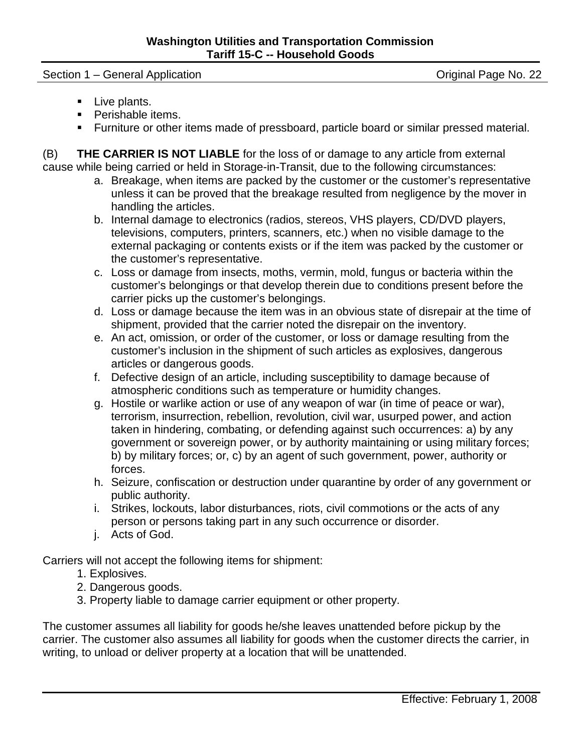- Live plants.
- Perishable items.
- Furniture or other items made of pressboard, particle board or similar pressed material.

(B) **THE CARRIER IS NOT LIABLE** for the loss of or damage to any article from external cause while being carried or held in Storage-in-Transit, due to the following circumstances:

a. Breakage, when items are packed by the customer or the customer's representative unless it can be proved that the breakage resulted from negligence by the mover in handling the articles.
b. Internal damage to electronics (radios, stereos, VHS players, CD/DVD players, televisions, computers, printers, scanners, etc.) when no visible damage to the external packaging or contents exists or if the item was packed by the customer or the customer's representative.
c. Loss or damage from insects, moths, vermin, mold, fungus or bacteria within the customer's belongings or that develop therein due to conditions present before the carrier picks up the customer's belongings.
d. Loss or damage because the item was in an obvious state of disrepair at the time of shipment, provided that the carrier noted the disrepair on the inventory.
e. An act, omission, or order of the customer, or loss or damage resulting from the customer's inclusion in the shipment of such articles as explosives, dangerous articles or dangerous goods.
f. Defective design of an article, including susceptibility to damage because of atmospheric conditions such as temperature or humidity changes.
g. Hostile or warlike action or use of any weapon of war (in time of peace or war), terrorism, insurrection, rebellion, revolution, civil war, usurped power, and action taken in hindering, combating, or defending against such occurrences: a) by any government or sovereign power, or by authority maintaining or using military forces; b) by military forces; or, c) by an agent of such government, power, authority or forces.
h. Seizure, confiscation or destruction under quarantine by order of any government or public authority.
i. Strikes, lockouts, labor disturbances, riots, civil commotions or the acts of any person or persons taking part in any such occurrence or disorder.
j. Acts of God.

Carriers will not accept the following items for shipment:

1. Explosives.
2. Dangerous goods.
3. Property liable to damage carrier equipment or other property.

The customer assumes all liability for goods he/she leaves unattended before pickup by the carrier. The customer also assumes all liability for goods when the customer directs the carrier, in writing, to unload or deliver property at a location that will be unattended.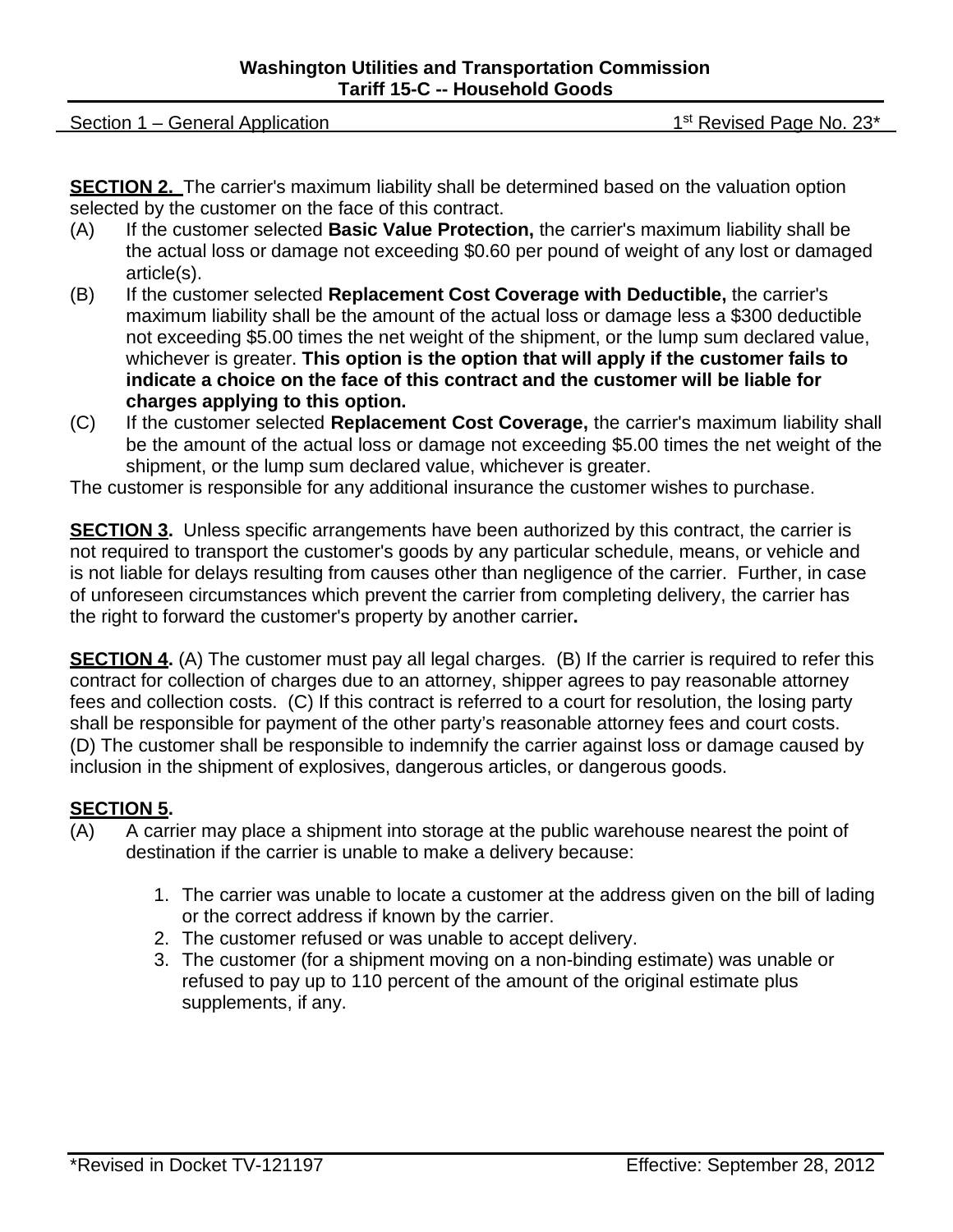**SECTION 2.** The carrier's maximum liability shall be determined based on the valuation option selected by the customer on the face of this contract.

(A) If the customer selected **Basic Value Protection,** the carrier's maximum liability shall be the actual loss or damage not exceeding $0.60 per pound of weight of any lost or damaged article(s).

(B) If the customer selected **Replacement Cost Coverage with Deductible,** the carrier's maximum liability shall be the amount of the actual loss or damage less a $300 deductible not exceeding $5.00 times the net weight of the shipment, or the lump sum declared value, whichever is greater. **This option is the option that will apply if the customer fails to indicate a choice on the face of this contract and the customer will be liable for charges applying to this option.**

(C) If the customer selected **Replacement Cost Coverage,** the carrier's maximum liability shall be the amount of the actual loss or damage not exceeding $5.00 times the net weight of the shipment, or the lump sum declared value, whichever is greater.

The customer is responsible for any additional insurance the customer wishes to purchase.

**SECTION 3.** Unless specific arrangements have been authorized by this contract, the carrier is not required to transport the customer's goods by any particular schedule, means, or vehicle and is not liable for delays resulting from causes other than negligence of the carrier. Further, in case of unforeseen circumstances which prevent the carrier from completing delivery, the carrier has the right to forward the customer's property by another carrier**.**

**SECTION 4.** (A) The customer must pay all legal charges. (B) If the carrier is required to refer this contract for collection of charges due to an attorney, shipper agrees to pay reasonable attorney fees and collection costs. (C) If this contract is referred to a court for resolution, the losing party shall be responsible for payment of the other party's reasonable attorney fees and court costs. (D) The customer shall be responsible to indemnify the carrier against loss or damage caused by inclusion in the shipment of explosives, dangerous articles, or dangerous goods.

**SECTION 5.**

(A) A carrier may place a shipment into storage at the public warehouse nearest the point of destination if the carrier is unable to make a delivery because:

1. The carrier was unable to locate a customer at the address given on the bill of lading or the correct address if known by the carrier.
2. The customer refused or was unable to accept delivery.
3. The customer (for a shipment moving on a non-binding estimate) was unable or refused to pay up to 110 percent of the amount of the original estimate plus supplements, if any.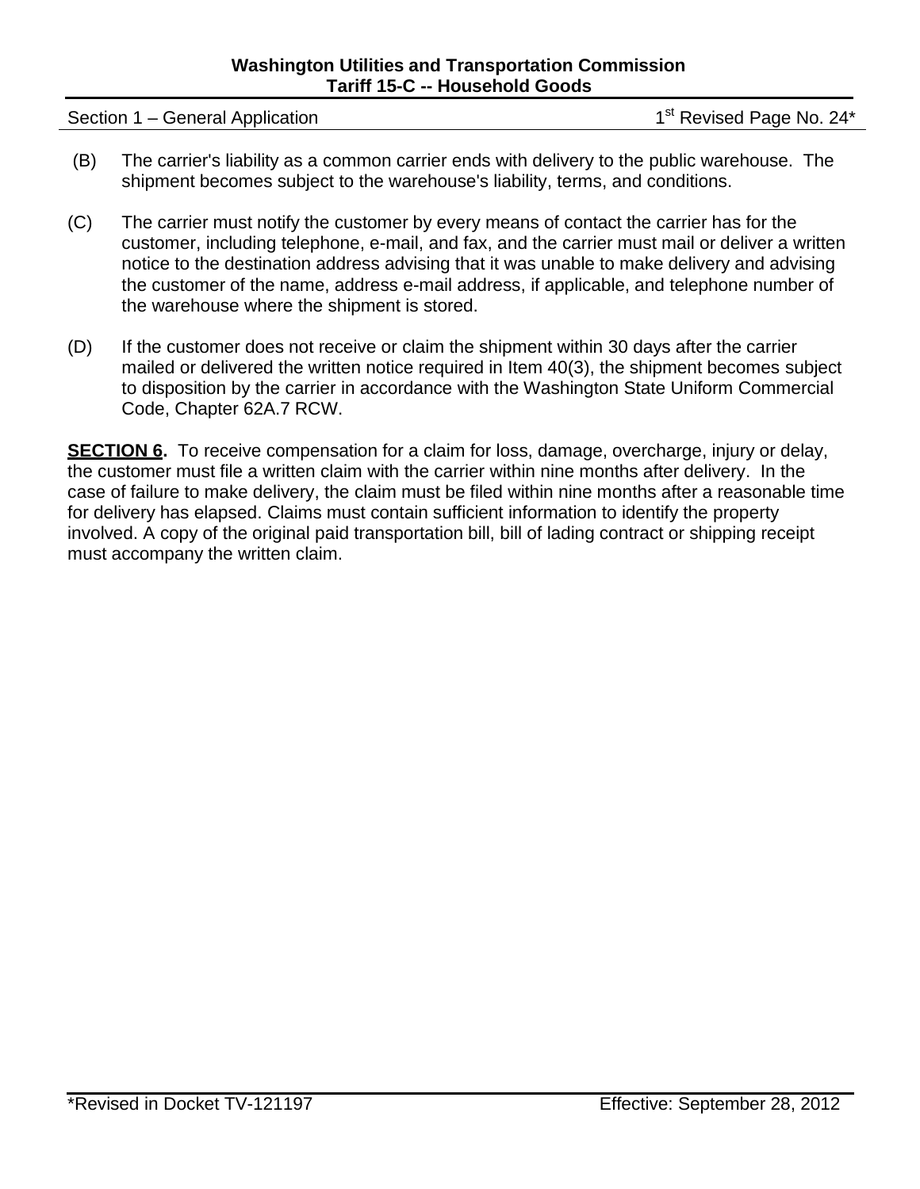(B) The carrier's liability as a common carrier ends with delivery to the public warehouse. The shipment becomes subject to the warehouse's liability, terms, and conditions.

(C) The carrier must notify the customer by every means of contact the carrier has for the customer, including telephone, e-mail, and fax, and the carrier must mail or deliver a written notice to the destination address advising that it was unable to make delivery and advising the customer of the name, address e-mail address, if applicable, and telephone number of the warehouse where the shipment is stored.

(D) If the customer does not receive or claim the shipment within 30 days after the carrier mailed or delivered the written notice required in Item 40(3), the shipment becomes subject to disposition by the carrier in accordance with the Washington State Uniform Commercial Code, Chapter 62A.7 RCW.

**SECTION 6.** To receive compensation for a claim for loss, damage, overcharge, injury or delay, the customer must file a written claim with the carrier within nine months after delivery. In the case of failure to make delivery, the claim must be filed within nine months after a reasonable time for delivery has elapsed. Claims must contain sufficient information to identify the property involved. A copy of the original paid transportation bill, bill of lading contract or shipping receipt must accompany the written claim.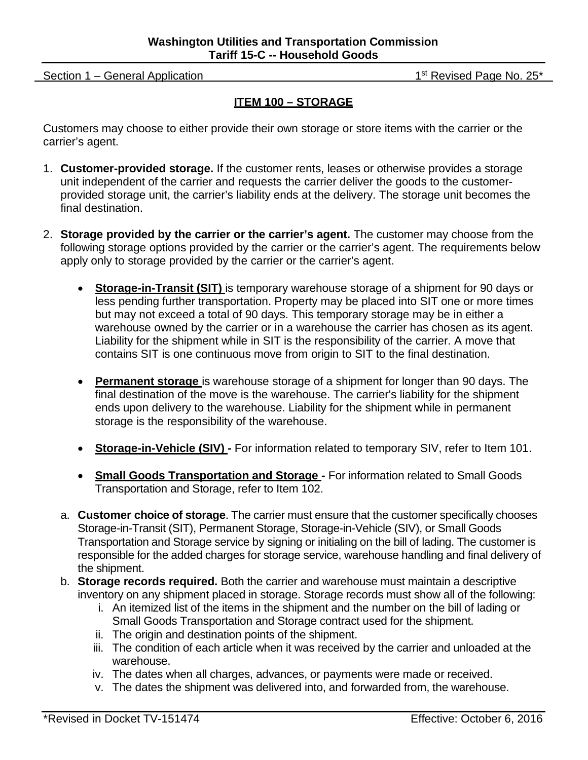## ITEM 100 – STORAGE

Customers may choose to either provide their own storage or store items with the carrier or the carrier's agent.

1. **Customer-provided storage.** If the customer rents, leases or otherwise provides a storage unit independent of the carrier and requests the carrier deliver the goods to the customer-provided storage unit, the carrier's liability ends at the delivery. The storage unit becomes the final destination.

2. **Storage provided by the carrier or the carrier's agent.** The customer may choose from the following storage options provided by the carrier or the carrier's agent. The requirements below apply only to storage provided by the carrier or the carrier's agent.

   - **Storage-in-Transit (SIT)** is temporary warehouse storage of a shipment for 90 days or less pending further transportation. Property may be placed into SIT one or more times but may not exceed a total of 90 days. This temporary storage may be in either a warehouse owned by the carrier or in a warehouse the carrier has chosen as its agent. Liability for the shipment while in SIT is the responsibility of the carrier. A move that contains SIT is one continuous move from origin to SIT to the final destination.

   - **Permanent storage** is warehouse storage of a shipment for longer than 90 days. The final destination of the move is the warehouse. The carrier's liability for the shipment ends upon delivery to the warehouse. Liability for the shipment while in permanent storage is the responsibility of the warehouse.

   - **Storage-in-Vehicle (SIV) -** For information related to temporary SIV, refer to Item 101.

   - **Small Goods Transportation and Storage -** For information related to Small Goods Transportation and Storage, refer to Item 102.

   a. **Customer choice of storage**. The carrier must ensure that the customer specifically chooses Storage-in-Transit (SIT), Permanent Storage, Storage-in-Vehicle (SIV), or Small Goods Transportation and Storage service by signing or initialing on the bill of lading. The customer is responsible for the added charges for storage service, warehouse handling and final delivery of the shipment.

   b. **Storage records required.** Both the carrier and warehouse must maintain a descriptive inventory on any shipment placed in storage. Storage records must show all of the following:
      i. An itemized list of the items in the shipment and the number on the bill of lading or Small Goods Transportation and Storage contract used for the shipment.
      ii. The origin and destination points of the shipment.
      iii. The condition of each article when it was received by the carrier and unloaded at the warehouse.
      iv. The dates when all charges, advances, or payments were made or received.
      v. The dates the shipment was delivered into, and forwarded from, the warehouse.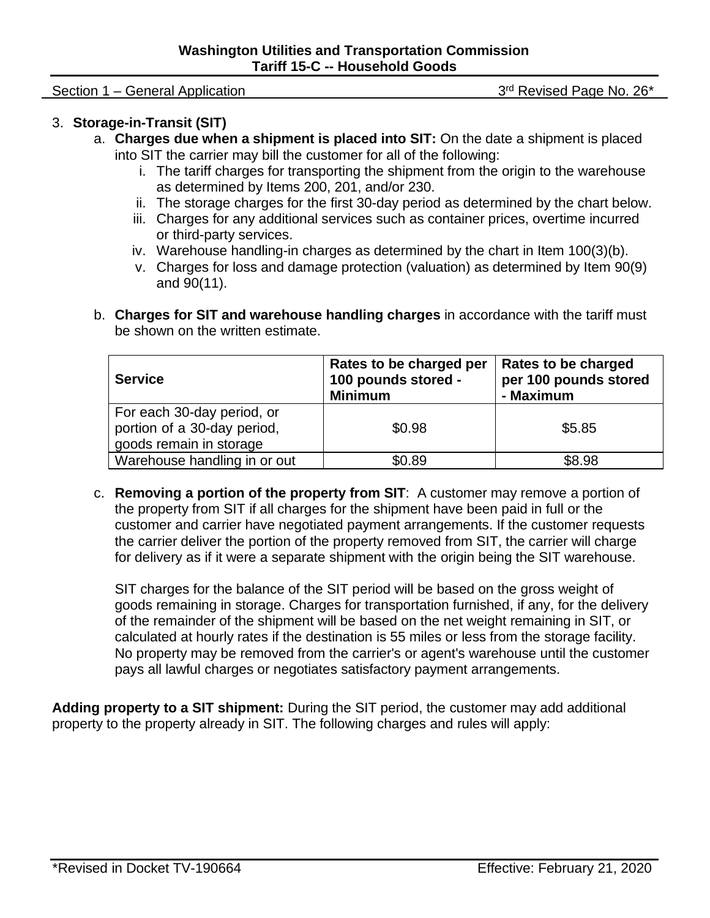3. **Storage-in-Transit (SIT)**
   a. **Charges due when a shipment is placed into SIT:** On the date a shipment is placed into SIT the carrier may bill the customer for all of the following:
      i. The tariff charges for transporting the shipment from the origin to the warehouse as determined by Items 200, 201, and/or 230.
      ii. The storage charges for the first 30-day period as determined by the chart below.
      iii. Charges for any additional services such as container prices, overtime incurred or third-party services.
      iv. Warehouse handling-in charges as determined by the chart in Item 100(3)(b).
      v. Charges for loss and damage protection (valuation) as determined by Item 90(9) and 90(11).

   b. **Charges for SIT and warehouse handling charges** in accordance with the tariff must be shown on the written estimate.

| Service | Rates to be charged per 100 pounds stored - Minimum | Rates to be charged per 100 pounds stored - Maximum |
|---|---|---|
| For each 30-day period, or portion of a 30-day period, goods remain in storage | $0.98 | $5.85 |
| Warehouse handling in or out | $0.89 | $8.98 |

   c. **Removing a portion of the property from SIT**: A customer may remove a portion of the property from SIT if all charges for the shipment have been paid in full or the customer and carrier have negotiated payment arrangements. If the customer requests the carrier deliver the portion of the property removed from SIT, the carrier will charge for delivery as if it were a separate shipment with the origin being the SIT warehouse.

      SIT charges for the balance of the SIT period will be based on the gross weight of goods remaining in storage. Charges for transportation furnished, if any, for the delivery of the remainder of the shipment will be based on the net weight remaining in SIT, or calculated at hourly rates if the destination is 55 miles or less from the storage facility. No property may be removed from the carrier's or agent's warehouse until the customer pays all lawful charges or negotiates satisfactory payment arrangements.

**Adding property to a SIT shipment:** During the SIT period, the customer may add additional property to the property already in SIT. The following charges and rules will apply: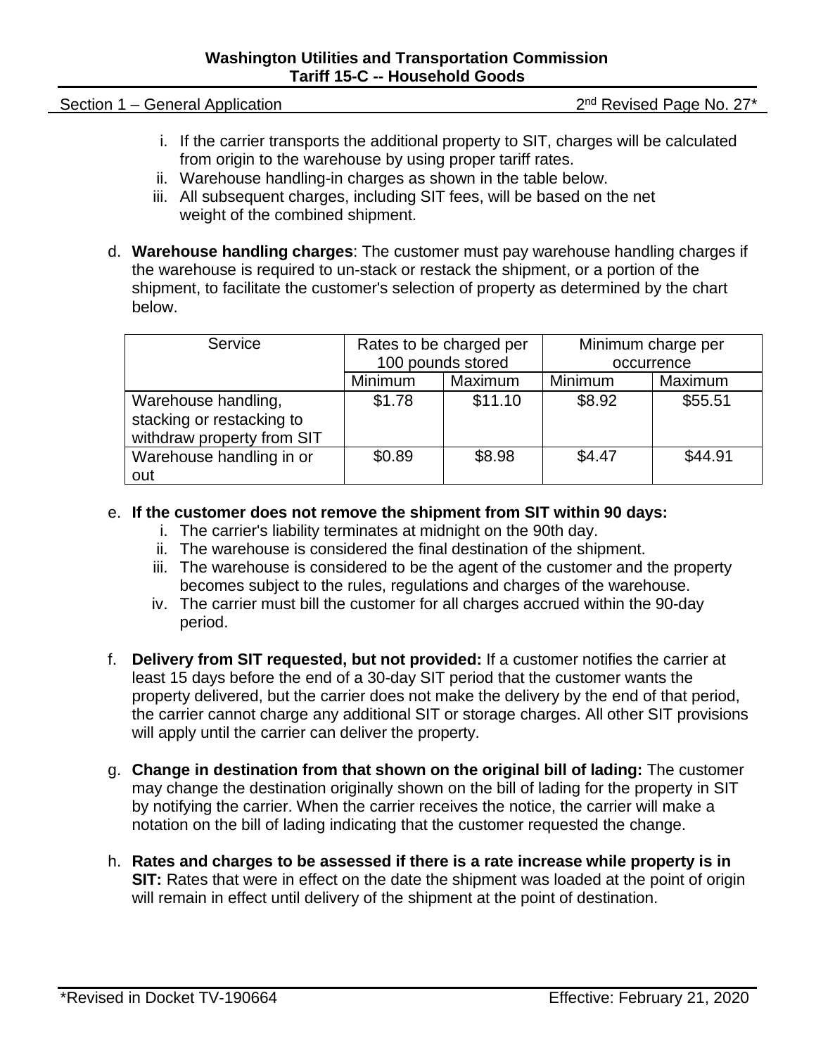i. If the carrier transports the additional property to SIT, charges will be calculated from origin to the warehouse by using proper tariff rates.
ii. Warehouse handling-in charges as shown in the table below.
iii. All subsequent charges, including SIT fees, will be based on the net weight of the combined shipment.

d. **Warehouse handling charges**: The customer must pay warehouse handling charges if the warehouse is required to un-stack or restack the shipment, or a portion of the shipment, to facilitate the customer's selection of property as determined by the chart below.

| Service | Rates to be charged per 100 pounds stored | | Minimum charge per occurrence | |
|---|---|---|---|---|
| | Minimum | Maximum | Minimum | Maximum |
| Warehouse handling, stacking or restacking to withdraw property from SIT | $1.78 | $11.10 | $8.92 | $55.51 |
| Warehouse handling in or out | $0.89 | $8.98 | $4.47 | $44.91 |

e. **If the customer does not remove the shipment from SIT within 90 days:**
   i. The carrier's liability terminates at midnight on the 90th day.
   ii. The warehouse is considered the final destination of the shipment.
   iii. The warehouse is considered to be the agent of the customer and the property becomes subject to the rules, regulations and charges of the warehouse.
   iv. The carrier must bill the customer for all charges accrued within the 90-day period.

f. **Delivery from SIT requested, but not provided:** If a customer notifies the carrier at least 15 days before the end of a 30-day SIT period that the customer wants the property delivered, but the carrier does not make the delivery by the end of that period, the carrier cannot charge any additional SIT or storage charges. All other SIT provisions will apply until the carrier can deliver the property.

g. **Change in destination from that shown on the original bill of lading:** The customer may change the destination originally shown on the bill of lading for the property in SIT by notifying the carrier. When the carrier receives the notice, the carrier will make a notation on the bill of lading indicating that the customer requested the change.

h. **Rates and charges to be assessed if there is a rate increase while property is in SIT:** Rates that were in effect on the date the shipment was loaded at the point of origin will remain in effect until delivery of the shipment at the point of destination.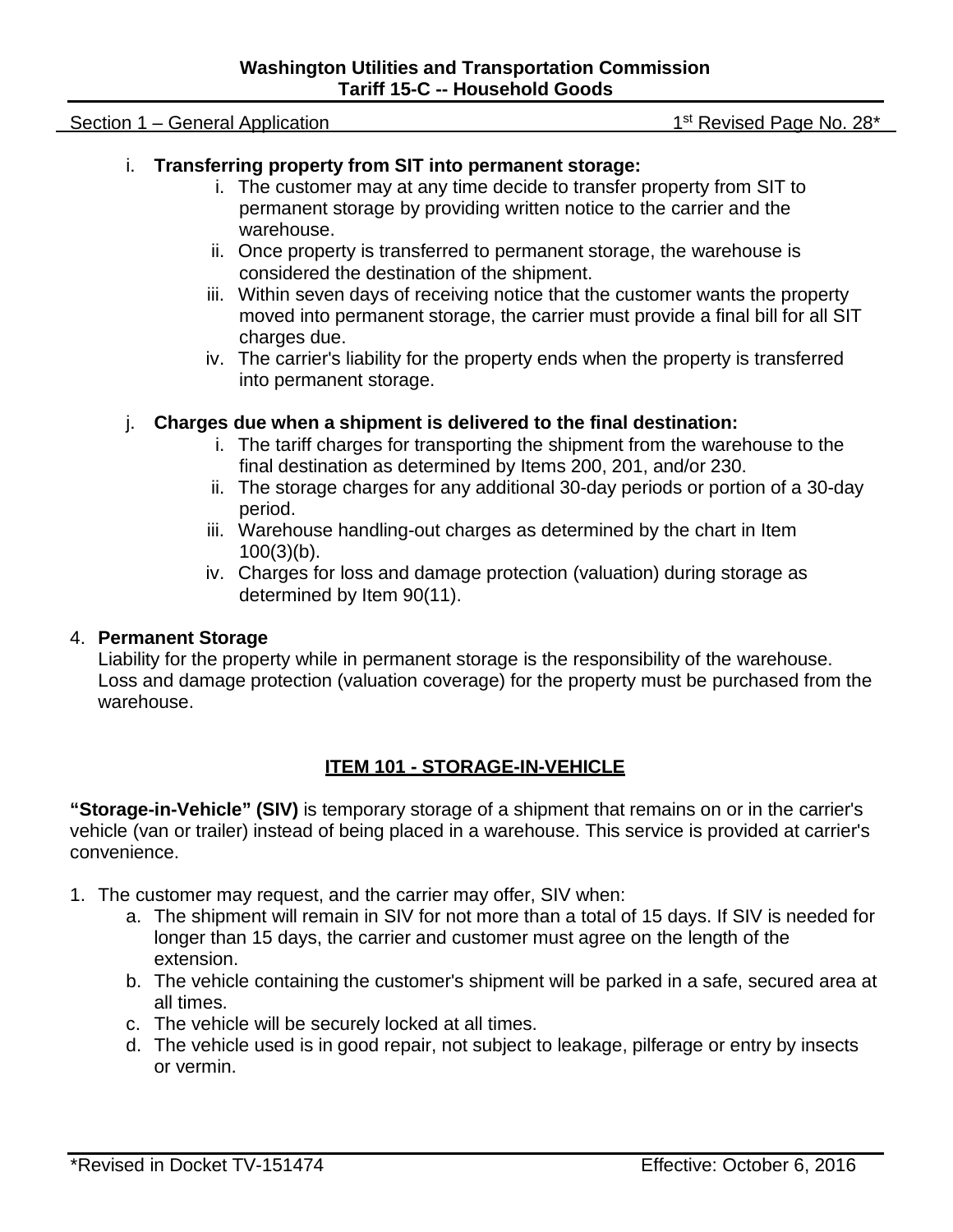i. **Transferring property from SIT into permanent storage:**
   i. The customer may at any time decide to transfer property from SIT to permanent storage by providing written notice to the carrier and the warehouse.
   ii. Once property is transferred to permanent storage, the warehouse is considered the destination of the shipment.
   iii. Within seven days of receiving notice that the customer wants the property moved into permanent storage, the carrier must provide a final bill for all SIT charges due.
   iv. The carrier's liability for the property ends when the property is transferred into permanent storage.

j. **Charges due when a shipment is delivered to the final destination:**
   i. The tariff charges for transporting the shipment from the warehouse to the final destination as determined by Items 200, 201, and/or 230.
   ii. The storage charges for any additional 30-day periods or portion of a 30-day period.
   iii. Warehouse handling-out charges as determined by the chart in Item 100(3)(b).
   iv. Charges for loss and damage protection (valuation) during storage as determined by Item 90(11).

4. **Permanent Storage**
   Liability for the property while in permanent storage is the responsibility of the warehouse. Loss and damage protection (valuation coverage) for the property must be purchased from the warehouse.

## ITEM 101 - STORAGE-IN-VEHICLE

**"Storage-in-Vehicle" (SIV)** is temporary storage of a shipment that remains on or in the carrier's vehicle (van or trailer) instead of being placed in a warehouse. This service is provided at carrier's convenience.

1. The customer may request, and the carrier may offer, SIV when:
   a. The shipment will remain in SIV for not more than a total of 15 days. If SIV is needed for longer than 15 days, the carrier and customer must agree on the length of the extension.
   b. The vehicle containing the customer's shipment will be parked in a safe, secured area at all times.
   c. The vehicle will be securely locked at all times.
   d. The vehicle used is in good repair, not subject to leakage, pilferage or entry by insects or vermin.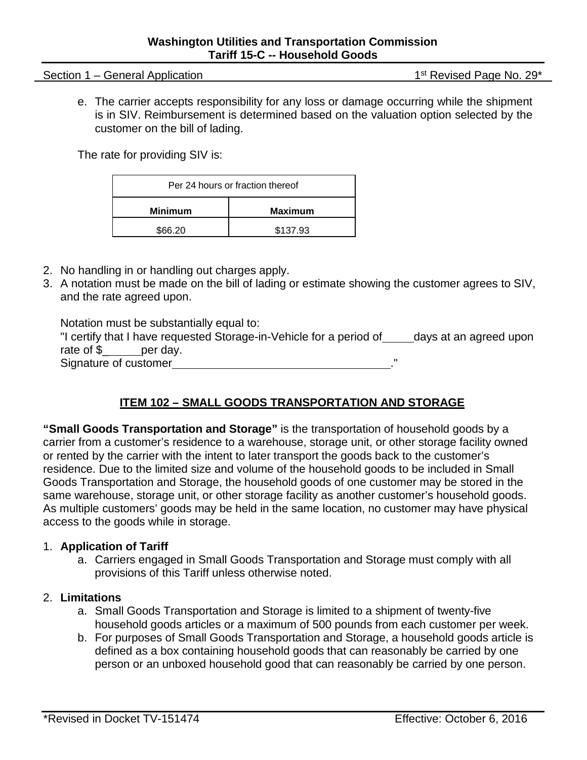e. The carrier accepts responsibility for any loss or damage occurring while the shipment is in SIV. Reimbursement is determined based on the valuation option selected by the customer on the bill of lading.

The rate for providing SIV is:

| Per 24 hours or fraction thereof | |
|---|---|
| **Minimum** | **Maximum** |
| $66.20 | $137.93 |

2. No handling in or handling out charges apply.
3. A notation must be made on the bill of lading or estimate showing the customer agrees to SIV, and the rate agreed upon.

   Notation must be substantially equal to:
   "I certify that I have requested Storage-in-Vehicle for a period of \_\_\_\_\_ days at an agreed upon rate of $\_\_\_\_\_\_ per day.
   Signature of customer \_\_\_\_\_\_\_\_\_\_\_\_\_\_\_\_\_\_\_\_\_\_\_\_\_\_\_\_\_\_\_\_\_\_\_\_."

## ITEM 102 – SMALL GOODS TRANSPORTATION AND STORAGE

**"Small Goods Transportation and Storage"** is the transportation of household goods by a carrier from a customer's residence to a warehouse, storage unit, or other storage facility owned or rented by the carrier with the intent to later transport the goods back to the customer's residence. Due to the limited size and volume of the household goods to be included in Small Goods Transportation and Storage, the household goods of one customer may be stored in the same warehouse, storage unit, or other storage facility as another customer's household goods. As multiple customers' goods may be held in the same location, no customer may have physical access to the goods while in storage.

1. **Application of Tariff**
   a. Carriers engaged in Small Goods Transportation and Storage must comply with all provisions of this Tariff unless otherwise noted.

2. **Limitations**
   a. Small Goods Transportation and Storage is limited to a shipment of twenty-five household goods articles or a maximum of 500 pounds from each customer per week.
   b. For purposes of Small Goods Transportation and Storage, a household goods article is defined as a box containing household goods that can reasonably be carried by one person or an unboxed household good that can reasonably be carried by one person.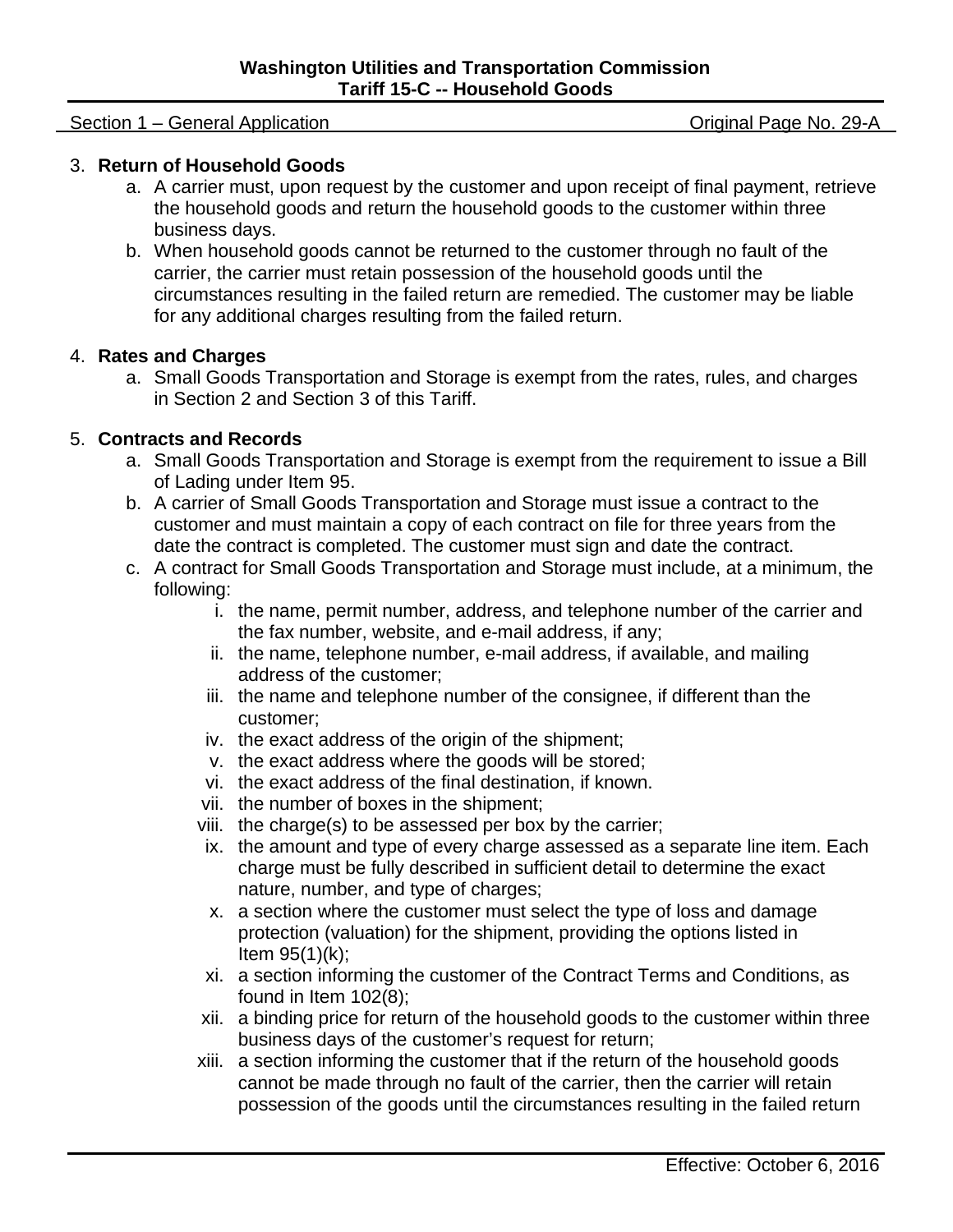3. **Return of Household Goods**
   a. A carrier must, upon request by the customer and upon receipt of final payment, retrieve the household goods and return the household goods to the customer within three business days.
   b. When household goods cannot be returned to the customer through no fault of the carrier, the carrier must retain possession of the household goods until the circumstances resulting in the failed return are remedied. The customer may be liable for any additional charges resulting from the failed return.

4. **Rates and Charges**
   a. Small Goods Transportation and Storage is exempt from the rates, rules, and charges in Section 2 and Section 3 of this Tariff.

5. **Contracts and Records**
   a. Small Goods Transportation and Storage is exempt from the requirement to issue a Bill of Lading under Item 95.
   b. A carrier of Small Goods Transportation and Storage must issue a contract to the customer and must maintain a copy of each contract on file for three years from the date the contract is completed. The customer must sign and date the contract.
   c. A contract for Small Goods Transportation and Storage must include, at a minimum, the following:
      i. the name, permit number, address, and telephone number of the carrier and the fax number, website, and e-mail address, if any;
      ii. the name, telephone number, e-mail address, if available, and mailing address of the customer;
      iii. the name and telephone number of the consignee, if different than the customer;
      iv. the exact address of the origin of the shipment;
      v. the exact address where the goods will be stored;
      vi. the exact address of the final destination, if known.
      vii. the number of boxes in the shipment;
      viii. the charge(s) to be assessed per box by the carrier;
      ix. the amount and type of every charge assessed as a separate line item. Each charge must be fully described in sufficient detail to determine the exact nature, number, and type of charges;
      x. a section where the customer must select the type of loss and damage protection (valuation) for the shipment, providing the options listed in Item 95(1)(k);
      xi. a section informing the customer of the Contract Terms and Conditions, as found in Item 102(8);
      xii. a binding price for return of the household goods to the customer within three business days of the customer's request for return;
      xiii. a section informing the customer that if the return of the household goods cannot be made through no fault of the carrier, then the carrier will retain possession of the goods until the circumstances resulting in the failed return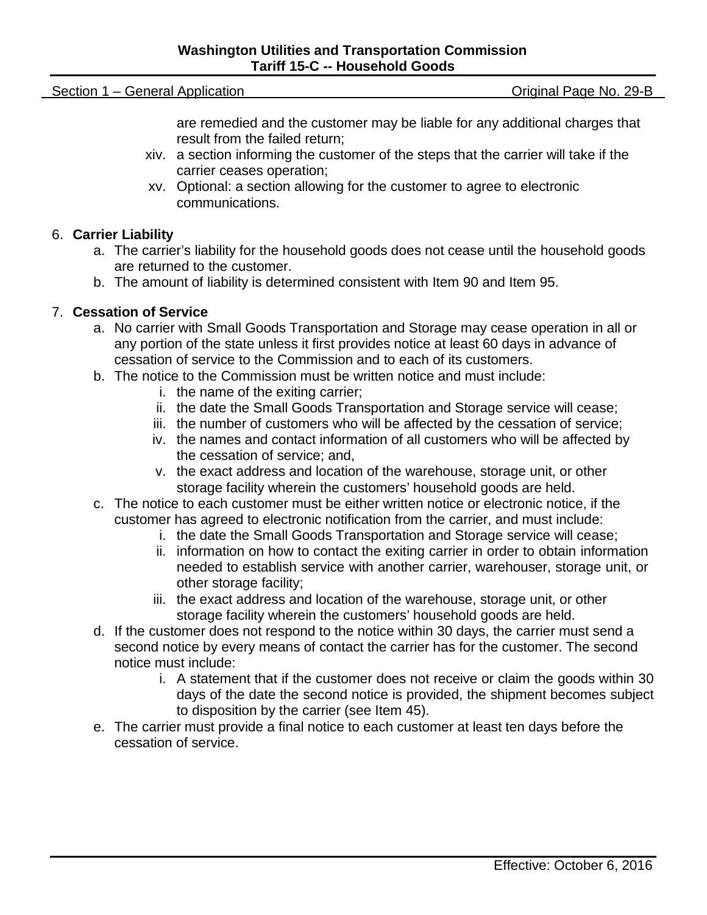are remedied and the customer may be liable for any additional charges that result from the failed return;

xiv. a section informing the customer of the steps that the carrier will take if the carrier ceases operation;

xv. Optional: a section allowing for the customer to agree to electronic communications.

6. **Carrier Liability**
   a. The carrier's liability for the household goods does not cease until the household goods are returned to the customer.
   b. The amount of liability is determined consistent with Item 90 and Item 95.

7. **Cessation of Service**
   a. No carrier with Small Goods Transportation and Storage may cease operation in all or any portion of the state unless it first provides notice at least 60 days in advance of cessation of service to the Commission and to each of its customers.
   b. The notice to the Commission must be written notice and must include:
      i. the name of the exiting carrier;
      ii. the date the Small Goods Transportation and Storage service will cease;
      iii. the number of customers who will be affected by the cessation of service;
      iv. the names and contact information of all customers who will be affected by the cessation of service; and,
      v. the exact address and location of the warehouse, storage unit, or other storage facility wherein the customers' household goods are held.
   c. The notice to each customer must be either written notice or electronic notice, if the customer has agreed to electronic notification from the carrier, and must include:
      i. the date the Small Goods Transportation and Storage service will cease;
      ii. information on how to contact the exiting carrier in order to obtain information needed to establish service with another carrier, warehouser, storage unit, or other storage facility;
      iii. the exact address and location of the warehouse, storage unit, or other storage facility wherein the customers' household goods are held.
   d. If the customer does not respond to the notice within 30 days, the carrier must send a second notice by every means of contact the carrier has for the customer. The second notice must include:
      i. A statement that if the customer does not receive or claim the goods within 30 days of the date the second notice is provided, the shipment becomes subject to disposition by the carrier (see Item 45).
   e. The carrier must provide a final notice to each customer at least ten days before the cessation of service.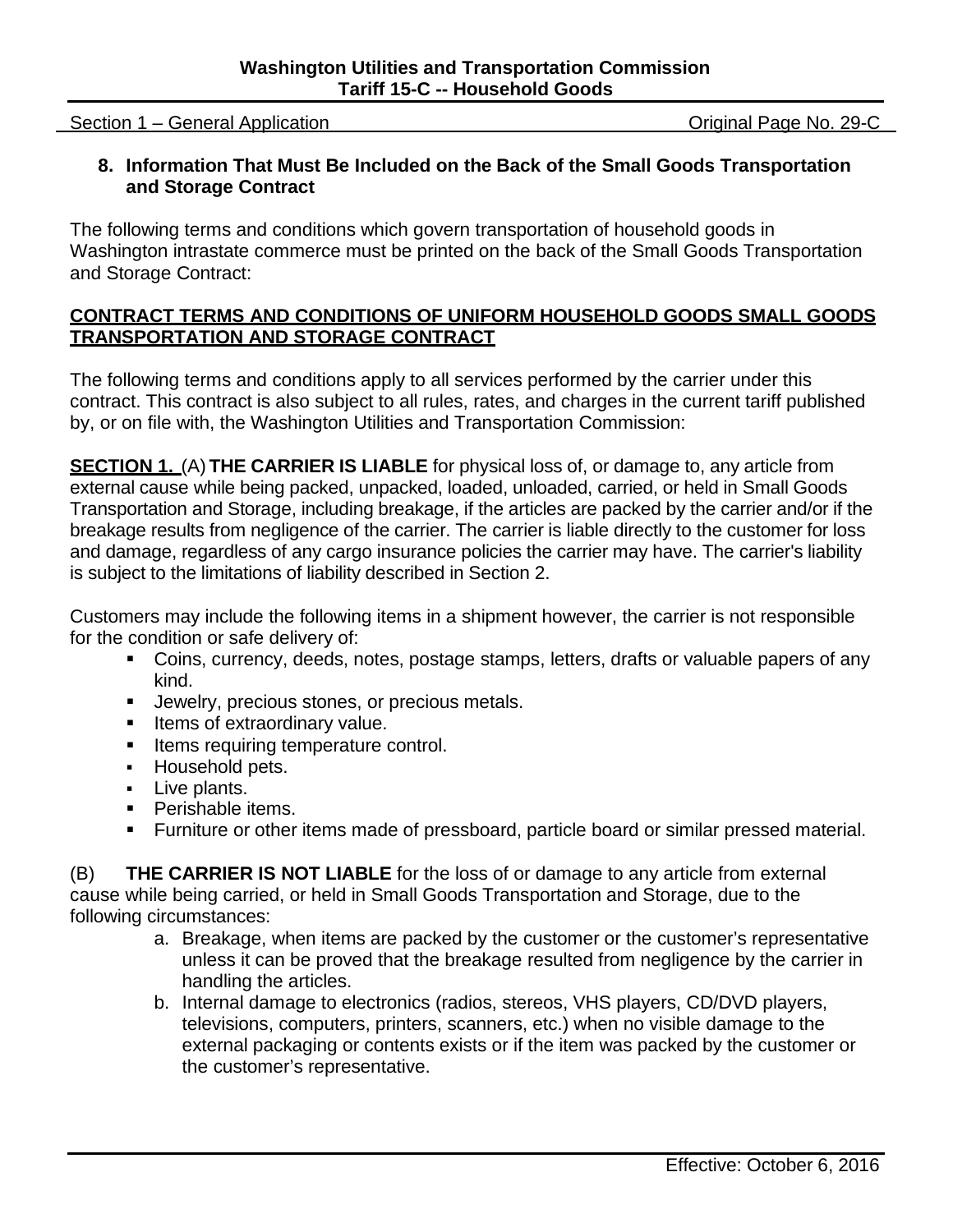### 8. Information That Must Be Included on the Back of the Small Goods Transportation and Storage Contract

The following terms and conditions which govern transportation of household goods in Washington intrastate commerce must be printed on the back of the Small Goods Transportation and Storage Contract:

**CONTRACT TERMS AND CONDITIONS OF UNIFORM HOUSEHOLD GOODS SMALL GOODS TRANSPORTATION AND STORAGE CONTRACT**

The following terms and conditions apply to all services performed by the carrier under this contract. This contract is also subject to all rules, rates, and charges in the current tariff published by, or on file with, the Washington Utilities and Transportation Commission:

**SECTION 1.** (A) **THE CARRIER IS LIABLE** for physical loss of, or damage to, any article from external cause while being packed, unpacked, loaded, unloaded, carried, or held in Small Goods Transportation and Storage, including breakage, if the articles are packed by the carrier and/or if the breakage results from negligence of the carrier. The carrier is liable directly to the customer for loss and damage, regardless of any cargo insurance policies the carrier may have. The carrier's liability is subject to the limitations of liability described in Section 2.

Customers may include the following items in a shipment however, the carrier is not responsible for the condition or safe delivery of:

- Coins, currency, deeds, notes, postage stamps, letters, drafts or valuable papers of any kind.
- Jewelry, precious stones, or precious metals.
- Items of extraordinary value.
- Items requiring temperature control.
- Household pets.
- Live plants.
- Perishable items.
- Furniture or other items made of pressboard, particle board or similar pressed material.

(B) **THE CARRIER IS NOT LIABLE** for the loss of or damage to any article from external cause while being carried, or held in Small Goods Transportation and Storage, due to the following circumstances:

a. Breakage, when items are packed by the customer or the customer's representative unless it can be proved that the breakage resulted from negligence by the carrier in handling the articles.
b. Internal damage to electronics (radios, stereos, VHS players, CD/DVD players, televisions, computers, printers, scanners, etc.) when no visible damage to the external packaging or contents exists or if the item was packed by the customer or the customer's representative.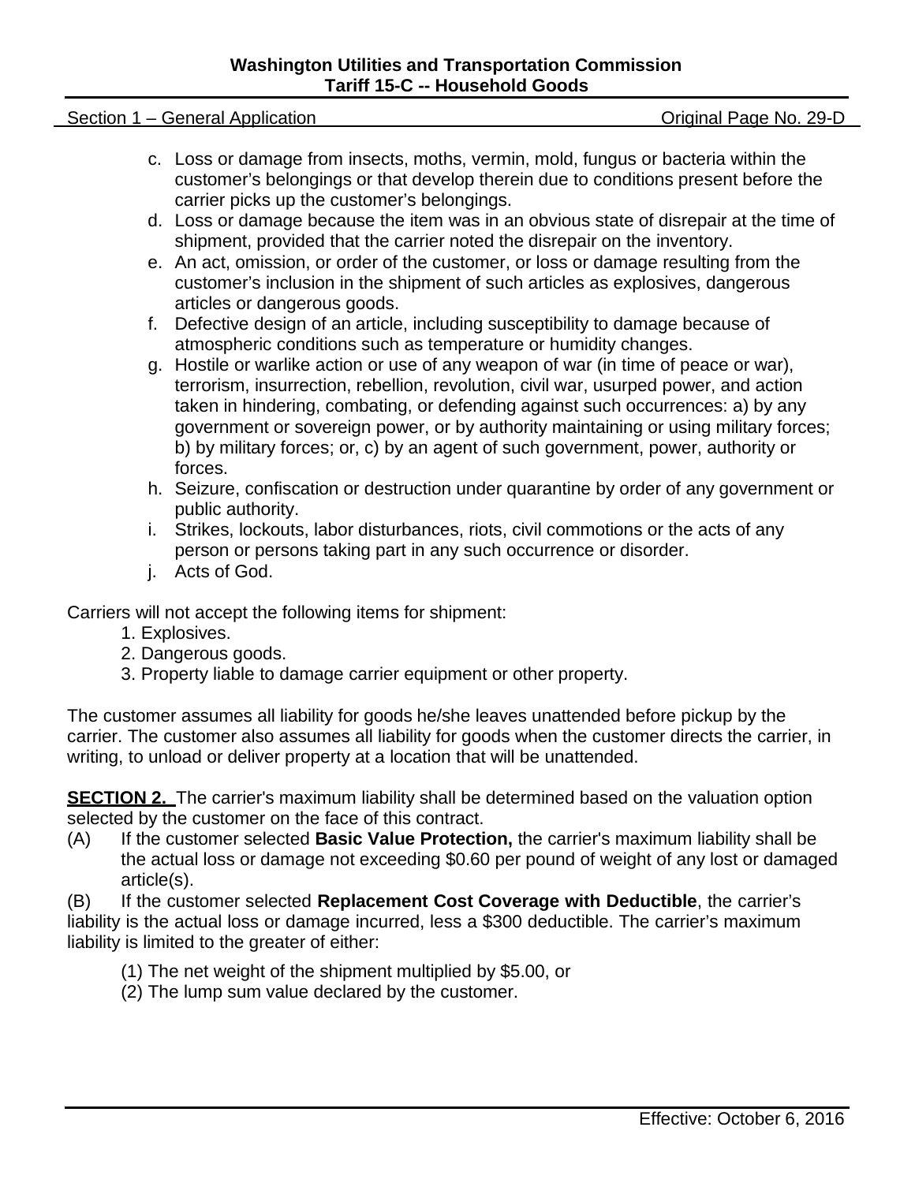c. Loss or damage from insects, moths, vermin, mold, fungus or bacteria within the customer's belongings or that develop therein due to conditions present before the carrier picks up the customer's belongings.
d. Loss or damage because the item was in an obvious state of disrepair at the time of shipment, provided that the carrier noted the disrepair on the inventory.
e. An act, omission, or order of the customer, or loss or damage resulting from the customer's inclusion in the shipment of such articles as explosives, dangerous articles or dangerous goods.
f. Defective design of an article, including susceptibility to damage because of atmospheric conditions such as temperature or humidity changes.
g. Hostile or warlike action or use of any weapon of war (in time of peace or war), terrorism, insurrection, rebellion, revolution, civil war, usurped power, and action taken in hindering, combating, or defending against such occurrences: a) by any government or sovereign power, or by authority maintaining or using military forces; b) by military forces; or, c) by an agent of such government, power, authority or forces.
h. Seizure, confiscation or destruction under quarantine by order of any government or public authority.
i. Strikes, lockouts, labor disturbances, riots, civil commotions or the acts of any person or persons taking part in any such occurrence or disorder.
j. Acts of God.

Carriers will not accept the following items for shipment:

1. Explosives.
2. Dangerous goods.
3. Property liable to damage carrier equipment or other property.

The customer assumes all liability for goods he/she leaves unattended before pickup by the carrier. The customer also assumes all liability for goods when the customer directs the carrier, in writing, to unload or deliver property at a location that will be unattended.

**SECTION 2.** The carrier's maximum liability shall be determined based on the valuation option selected by the customer on the face of this contract.

(A) If the customer selected **Basic Value Protection,** the carrier's maximum liability shall be the actual loss or damage not exceeding $0.60 per pound of weight of any lost or damaged article(s).

(B) If the customer selected **Replacement Cost Coverage with Deductible**, the carrier's liability is the actual loss or damage incurred, less a $300 deductible. The carrier's maximum liability is limited to the greater of either:

(1) The net weight of the shipment multiplied by $5.00, or
(2) The lump sum value declared by the customer.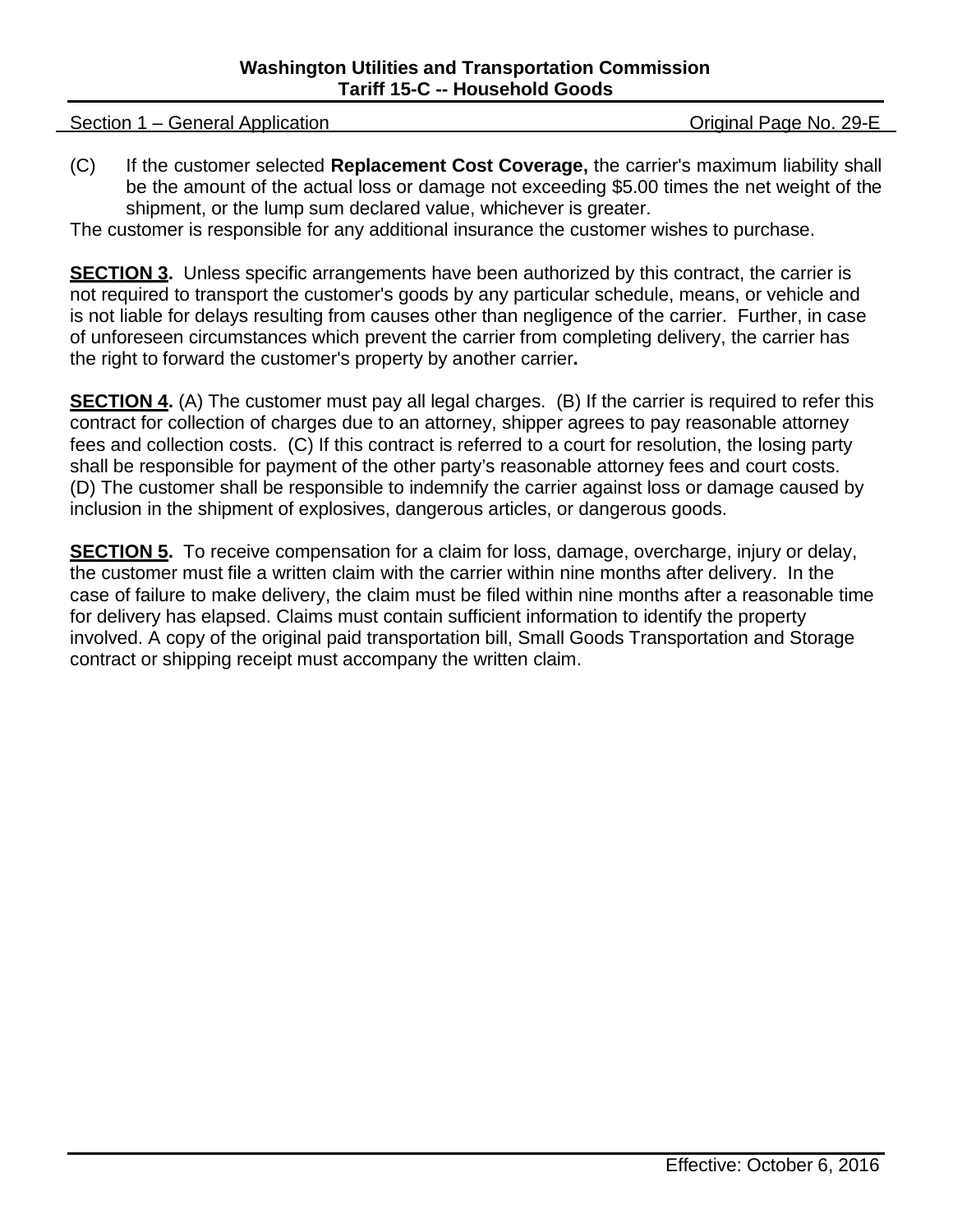(C) If the customer selected **Replacement Cost Coverage,** the carrier's maximum liability shall be the amount of the actual loss or damage not exceeding $5.00 times the net weight of the shipment, or the lump sum declared value, whichever is greater.

The customer is responsible for any additional insurance the customer wishes to purchase.

**SECTION 3.** Unless specific arrangements have been authorized by this contract, the carrier is not required to transport the customer's goods by any particular schedule, means, or vehicle and is not liable for delays resulting from causes other than negligence of the carrier. Further, in case of unforeseen circumstances which prevent the carrier from completing delivery, the carrier has the right to forward the customer's property by another carrier**.**

**SECTION 4.** (A) The customer must pay all legal charges. (B) If the carrier is required to refer this contract for collection of charges due to an attorney, shipper agrees to pay reasonable attorney fees and collection costs. (C) If this contract is referred to a court for resolution, the losing party shall be responsible for payment of the other party's reasonable attorney fees and court costs. (D) The customer shall be responsible to indemnify the carrier against loss or damage caused by inclusion in the shipment of explosives, dangerous articles, or dangerous goods.

**SECTION 5.** To receive compensation for a claim for loss, damage, overcharge, injury or delay, the customer must file a written claim with the carrier within nine months after delivery. In the case of failure to make delivery, the claim must be filed within nine months after a reasonable time for delivery has elapsed. Claims must contain sufficient information to identify the property involved. A copy of the original paid transportation bill, Small Goods Transportation and Storage contract or shipping receipt must accompany the written claim.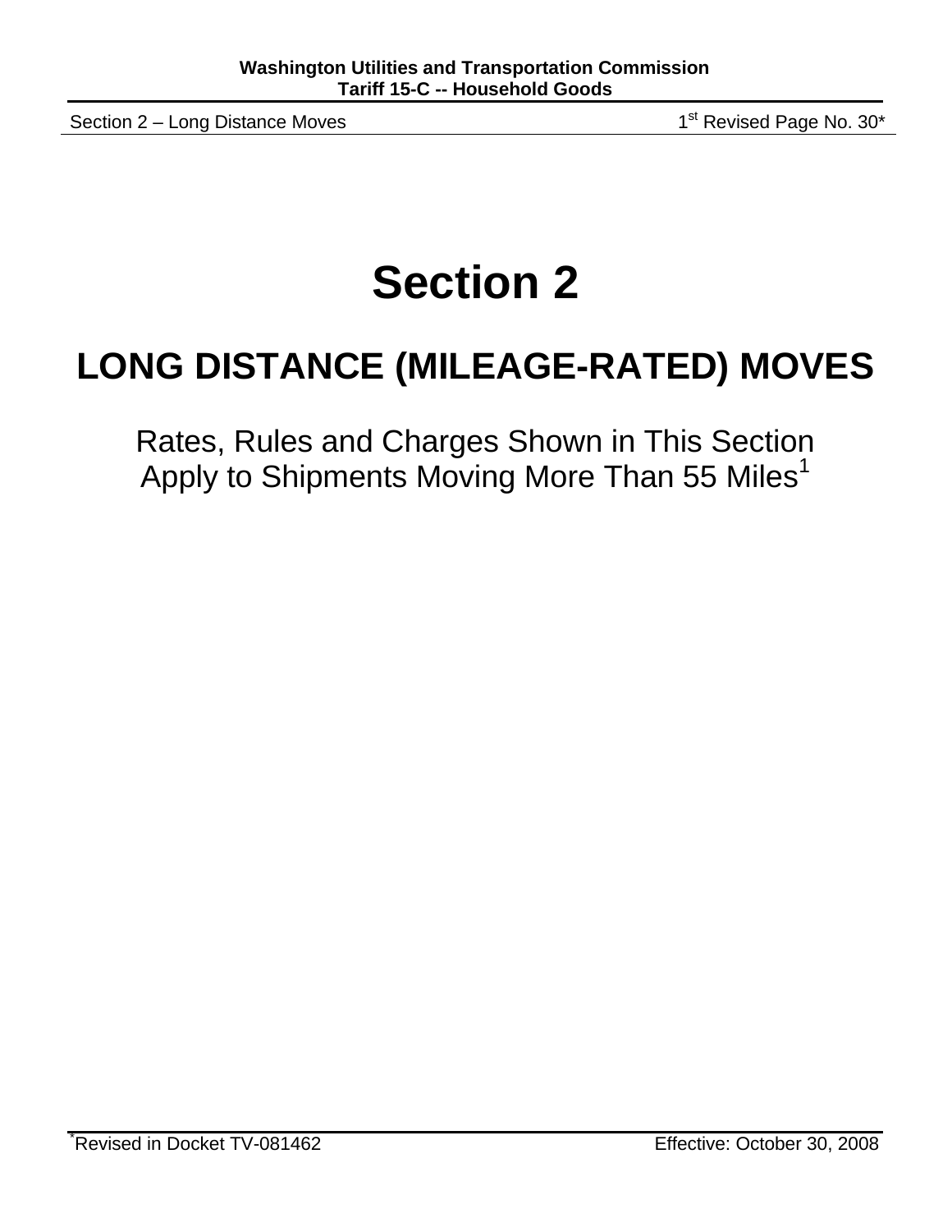# Section 2

## LONG DISTANCE (MILEAGE-RATED) MOVES

Rates, Rules and Charges Shown in This Section
Apply to Shipments Moving More Than 55 Miles[1]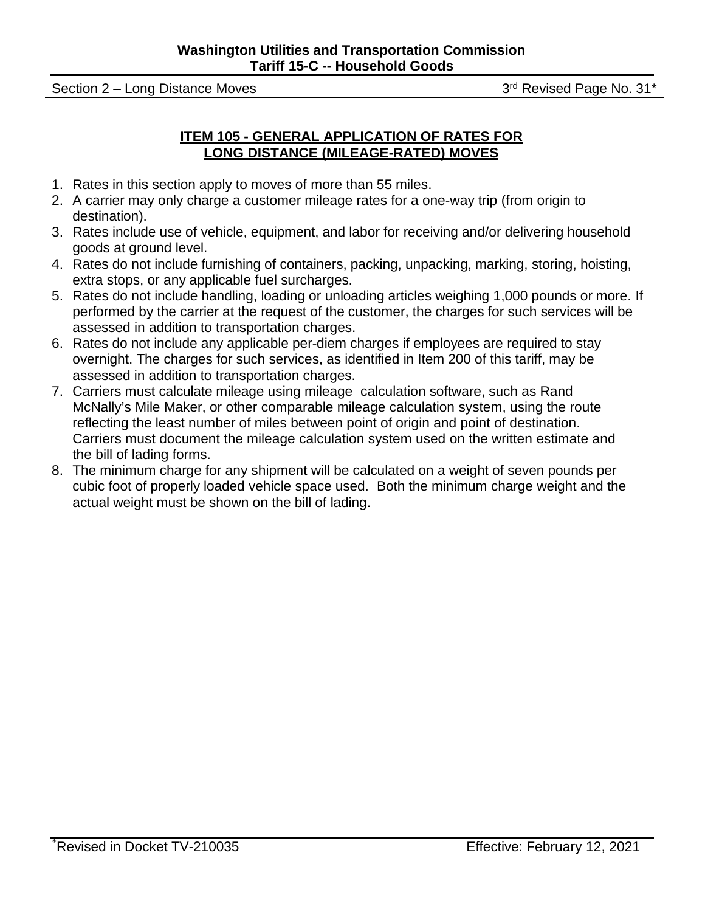## ITEM 105 - GENERAL APPLICATION OF RATES FOR LONG DISTANCE (MILEAGE-RATED) MOVES

1. Rates in this section apply to moves of more than 55 miles.
2. A carrier may only charge a customer mileage rates for a one-way trip (from origin to destination).
3. Rates include use of vehicle, equipment, and labor for receiving and/or delivering household goods at ground level.
4. Rates do not include furnishing of containers, packing, unpacking, marking, storing, hoisting, extra stops, or any applicable fuel surcharges.
5. Rates do not include handling, loading or unloading articles weighing 1,000 pounds or more. If performed by the carrier at the request of the customer, the charges for such services will be assessed in addition to transportation charges.
6. Rates do not include any applicable per-diem charges if employees are required to stay overnight. The charges for such services, as identified in Item 200 of this tariff, may be assessed in addition to transportation charges.
7. Carriers must calculate mileage using mileage calculation software, such as Rand McNally's Mile Maker, or other comparable mileage calculation system, using the route reflecting the least number of miles between point of origin and point of destination. Carriers must document the mileage calculation system used on the written estimate and the bill of lading forms.
8. The minimum charge for any shipment will be calculated on a weight of seven pounds per cubic foot of properly loaded vehicle space used. Both the minimum charge weight and the actual weight must be shown on the bill of lading.

*Revised in Docket TV-210035 Effective: February 12, 2021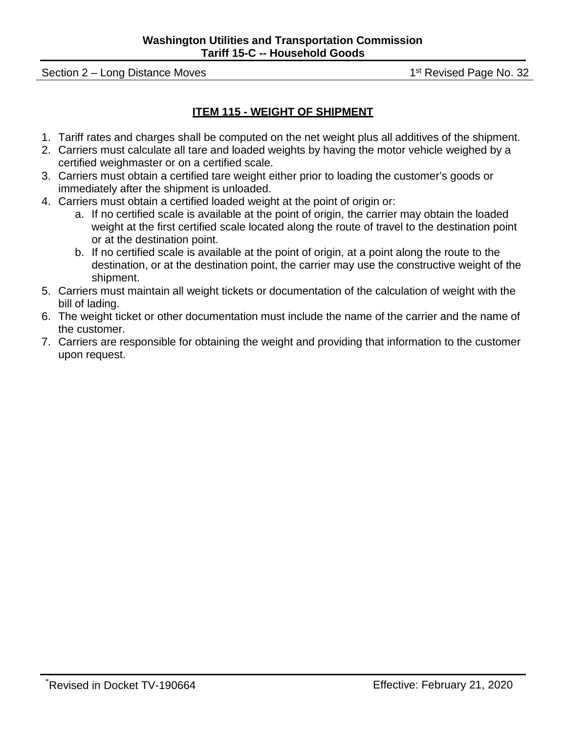## ITEM 115 - WEIGHT OF SHIPMENT

1. Tariff rates and charges shall be computed on the net weight plus all additives of the shipment.
2. Carriers must calculate all tare and loaded weights by having the motor vehicle weighed by a certified weighmaster or on a certified scale.
3. Carriers must obtain a certified tare weight either prior to loading the customer's goods or immediately after the shipment is unloaded.
4. Carriers must obtain a certified loaded weight at the point of origin or:
   a. If no certified scale is available at the point of origin, the carrier may obtain the loaded weight at the first certified scale located along the route of travel to the destination point or at the destination point.
   b. If no certified scale is available at the point of origin, at a point along the route to the destination, or at the destination point, the carrier may use the constructive weight of the shipment.
5. Carriers must maintain all weight tickets or documentation of the calculation of weight with the bill of lading.
6. The weight ticket or other documentation must include the name of the carrier and the name of the customer.
7. Carriers are responsible for obtaining the weight and providing that information to the customer upon request.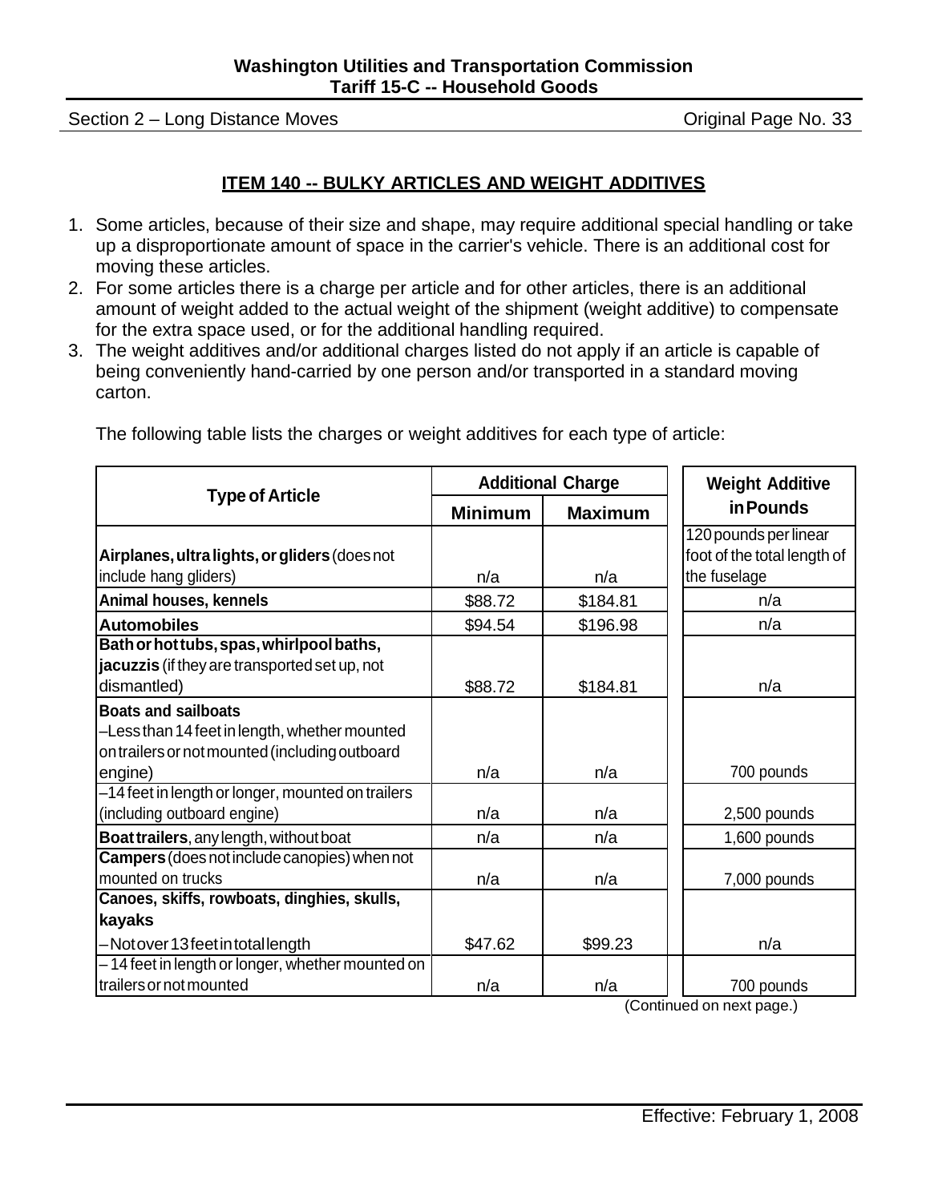## ITEM 140 -- BULKY ARTICLES AND WEIGHT ADDITIVES

1. Some articles, because of their size and shape, may require additional special handling or take up a disproportionate amount of space in the carrier's vehicle. There is an additional cost for moving these articles.
2. For some articles there is a charge per article and for other articles, there is an additional amount of weight added to the actual weight of the shipment (weight additive) to compensate for the extra space used, or for the additional handling required.
3. The weight additives and/or additional charges listed do not apply if an article is capable of being conveniently hand-carried by one person and/or transported in a standard moving carton.

The following table lists the charges or weight additives for each type of article:

| Type of Article | Additional Charge | | Weight Additive in Pounds |
|---|---|---|---|
| | Minimum | Maximum | |
| **Airplanes, ultra lights, or gliders** (does not include hang gliders) | n/a | n/a | 120 pounds per linear foot of the total length of the fuselage |
| **Animal houses, kennels** | $88.72 | $184.81 | n/a |
| **Automobiles** | $94.54 | $196.98 | n/a |
| **Bath or hot tubs, spas, whirlpool baths, jacuzzis** (if they are transported set up, not dismantled) | $88.72 | $184.81 | n/a |
| **Boats and sailboats** –Less than 14 feet in length, whether mounted on trailers or not mounted (including outboard engine) | n/a | n/a | 700 pounds |
| –14 feet in length or longer, mounted on trailers (including outboard engine) | n/a | n/a | 2,500 pounds |
| **Boat trailers**, any length, without boat | n/a | n/a | 1,600 pounds |
| **Campers** (does not include canopies) when not mounted on trucks | n/a | n/a | 7,000 pounds |
| **Canoes, skiffs, rowboats, dinghies, skulls, kayaks** –Not over 13 feet in total length | $47.62 | $99.23 | n/a |
| – 14 feet in length or longer, whether mounted on trailers or not mounted | n/a | n/a | 700 pounds |

(Continued on next page.)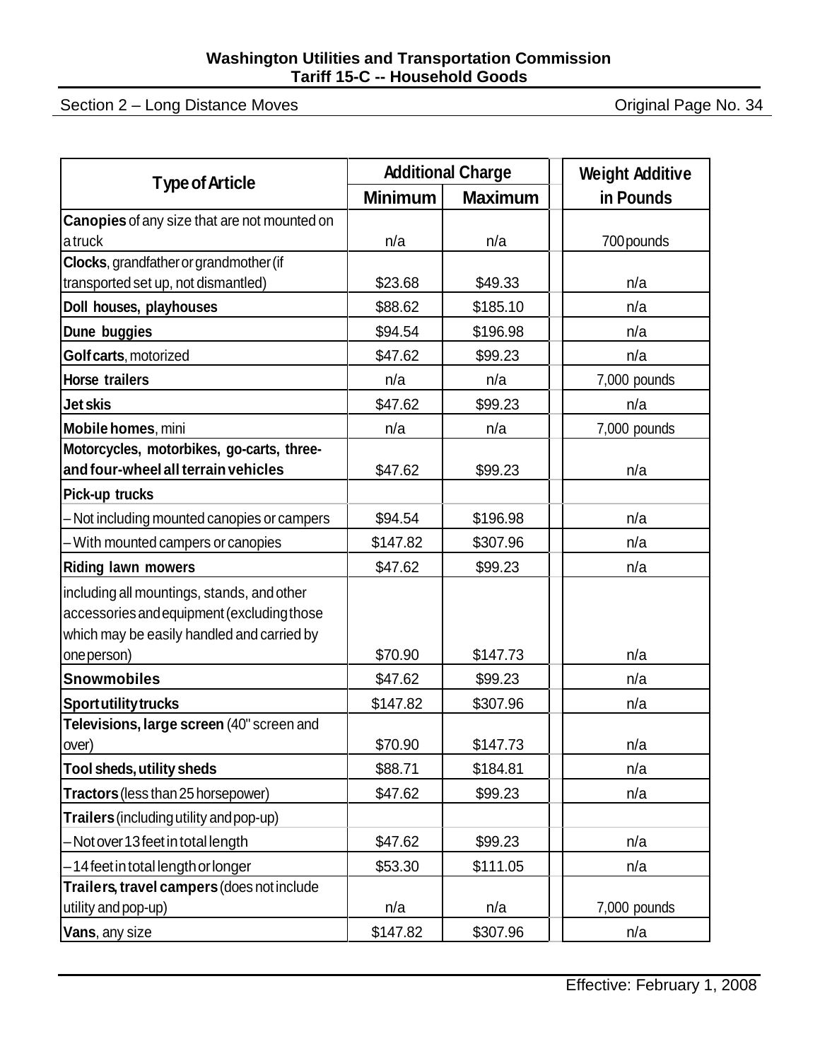| Type of Article | Additional Charge | | Weight Additive in Pounds |
|---|---|---|---|
| | Minimum | Maximum | |
| **Canopies** of any size that are not mounted on a truck | n/a | n/a | 700 pounds |
| **Clocks**, grandfather or grandmother (if transported set up, not dismantled) | $23.68 | $49.33 | n/a |
| **Doll houses, playhouses** | $88.62 | $185.10 | n/a |
| **Dune buggies** | $94.54 | $196.98 | n/a |
| **Golf carts**, motorized | $47.62 | $99.23 | n/a |
| **Horse trailers** | n/a | n/a | 7,000 pounds |
| **Jet skis** | $47.62 | $99.23 | n/a |
| **Mobile homes**, mini | n/a | n/a | 7,000 pounds |
| **Motorcycles, motorbikes, go-carts, three- and four-wheel all terrain vehicles** | $47.62 | $99.23 | n/a |
| **Pick-up trucks** | | | |
| – Not including mounted canopies or campers | $94.54 | $196.98 | n/a |
| – With mounted campers or canopies | $147.82 | $307.96 | n/a |
| **Riding lawn mowers** | $47.62 | $99.23 | n/a |
| including all mountings, stands, and other accessories and equipment (excluding those which may be easily handled and carried by one person) | $70.90 | $147.73 | n/a |
| **Snowmobiles** | $47.62 | $99.23 | n/a |
| **Sport utility trucks** | $147.82 | $307.96 | n/a |
| **Televisions, large screen** (40" screen and over) | $70.90 | $147.73 | n/a |
| **Tool sheds, utility sheds** | $88.71 | $184.81 | n/a |
| **Tractors** (less than 25 horsepower) | $47.62 | $99.23 | n/a |
| **Trailers** (including utility and pop-up) | | | |
| – Not over 13 feet in total length | $47.62 | $99.23 | n/a |
| – 14 feet in total length or longer | $53.30 | $111.05 | n/a |
| **Trailers, travel campers** (does not include utility and pop-up) | n/a | n/a | 7,000 pounds |
| **Vans**, any size | $147.82 | $307.96 | n/a |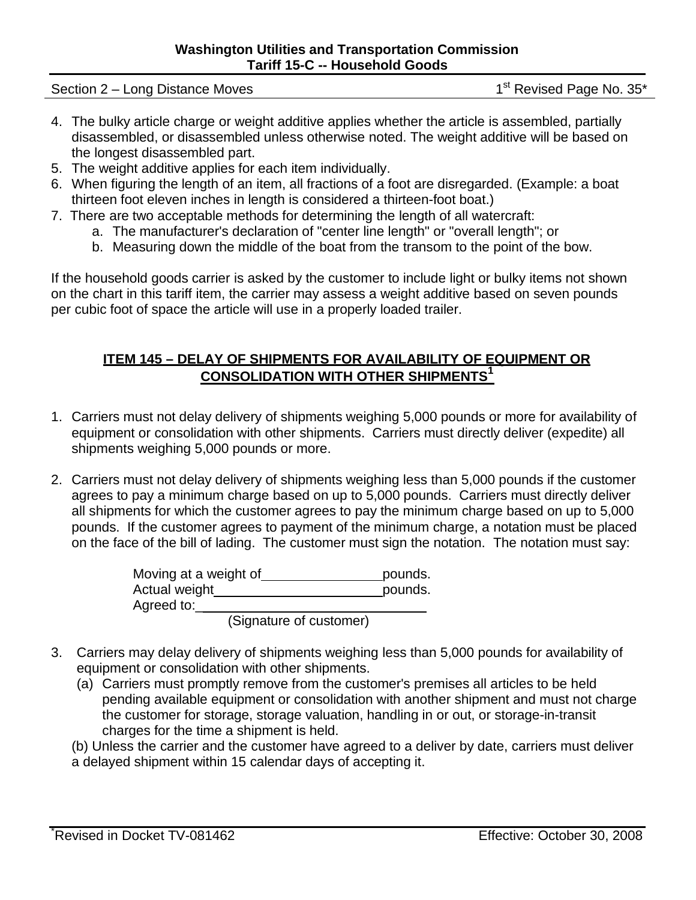4. The bulky article charge or weight additive applies whether the article is assembled, partially disassembled, or disassembled unless otherwise noted. The weight additive will be based on the longest disassembled part.
5. The weight additive applies for each item individually.
6. When figuring the length of an item, all fractions of a foot are disregarded. (Example: a boat thirteen foot eleven inches in length is considered a thirteen-foot boat.)
7. There are two acceptable methods for determining the length of all watercraft:
   a. The manufacturer's declaration of "center line length" or "overall length"; or
   b. Measuring down the middle of the boat from the transom to the point of the bow.

If the household goods carrier is asked by the customer to include light or bulky items not shown on the chart in this tariff item, the carrier may assess a weight additive based on seven pounds per cubic foot of space the article will use in a properly loaded trailer.

## ITEM 145 – DELAY OF SHIPMENTS FOR AVAILABILITY OF EQUIPMENT OR CONSOLIDATION WITH OTHER SHIPMENTS[1]

1. Carriers must not delay delivery of shipments weighing 5,000 pounds or more for availability of equipment or consolidation with other shipments. Carriers must directly deliver (expedite) all shipments weighing 5,000 pounds or more.

2. Carriers must not delay delivery of shipments weighing less than 5,000 pounds if the customer agrees to pay a minimum charge based on up to 5,000 pounds. Carriers must directly deliver all shipments for which the customer agrees to pay the minimum charge based on up to 5,000 pounds. If the customer agrees to payment of the minimum charge, a notation must be placed on the face of the bill of lading. The customer must sign the notation. The notation must say:

   Moving at a weight of________________pounds.
   Actual weight________________________pounds.
   Agreed to:______________________________
   (Signature of customer)

3. Carriers may delay delivery of shipments weighing less than 5,000 pounds for availability of equipment or consolidation with other shipments.
   (a) Carriers must promptly remove from the customer's premises all articles to be held pending available equipment or consolidation with another shipment and must not charge the customer for storage, storage valuation, handling in or out, or storage-in-transit charges for the time a shipment is held.

   (b) Unless the carrier and the customer have agreed to a deliver by date, carriers must deliver a delayed shipment within 15 calendar days of accepting it.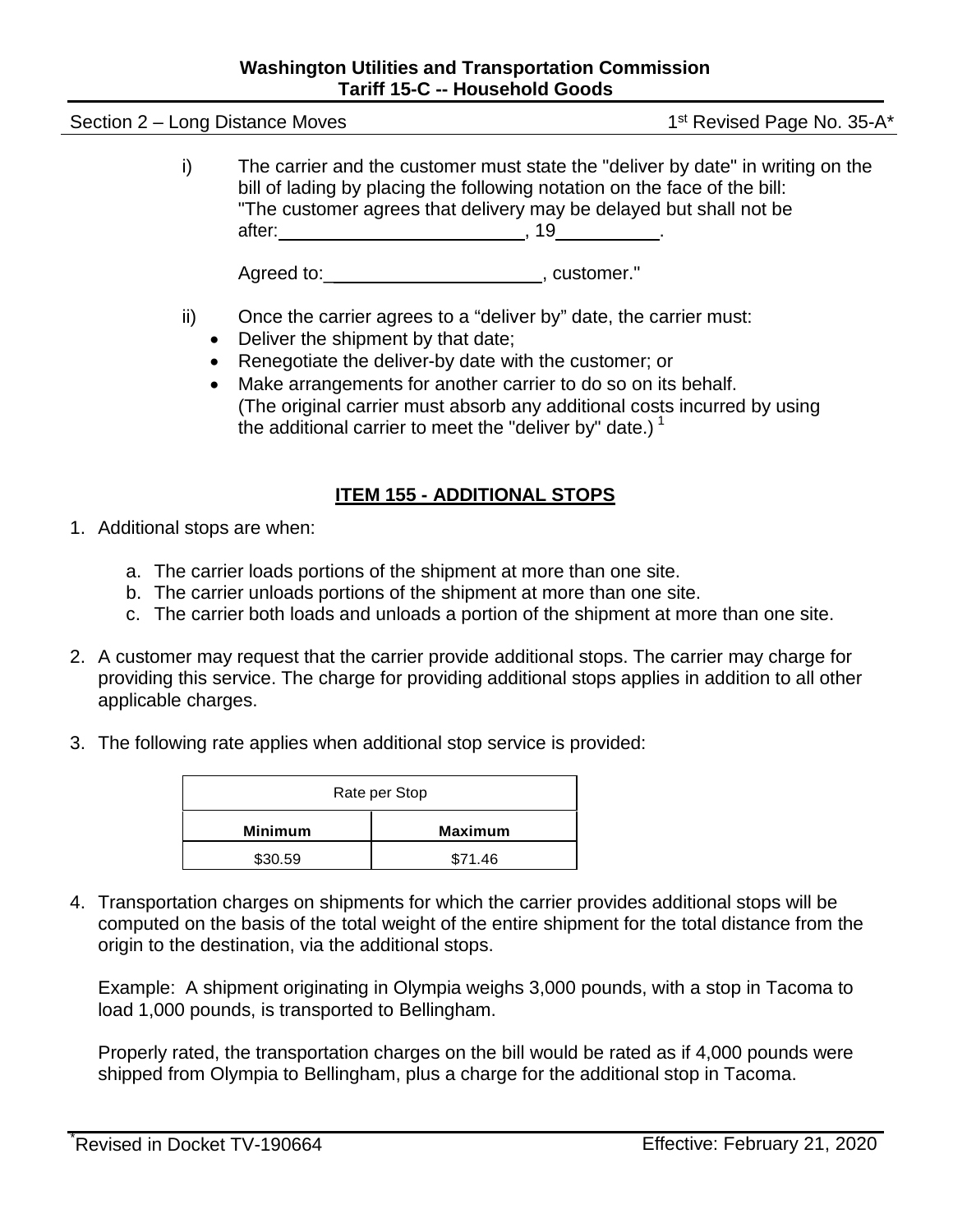i) The carrier and the customer must state the "deliver by date" in writing on the bill of lading by placing the following notation on the face of the bill: "The customer agrees that delivery may be delayed but shall not be after:________________________, 19__________.

Agreed to:_____________________, customer."

ii) Once the carrier agrees to a "deliver by" date, the carrier must:

- Deliver the shipment by that date;
- Renegotiate the deliver-by date with the customer; or
- Make arrangements for another carrier to do so on its behalf. (The original carrier must absorb any additional costs incurred by using the additional carrier to meet the "deliver by" date.) [1]

## ITEM 155 - ADDITIONAL STOPS

1. Additional stops are when:
   a. The carrier loads portions of the shipment at more than one site.
   b. The carrier unloads portions of the shipment at more than one site.
   c. The carrier both loads and unloads a portion of the shipment at more than one site.

2. A customer may request that the carrier provide additional stops. The carrier may charge for providing this service. The charge for providing additional stops applies in addition to all other applicable charges.

3. The following rate applies when additional stop service is provided:

| Rate per Stop | |
|---|---|
| **Minimum** | **Maximum** |
| $30.59 | $71.46 |

4. Transportation charges on shipments for which the carrier provides additional stops will be computed on the basis of the total weight of the entire shipment for the total distance from the origin to the destination, via the additional stops.

   Example: A shipment originating in Olympia weighs 3,000 pounds, with a stop in Tacoma to load 1,000 pounds, is transported to Bellingham.

   Properly rated, the transportation charges on the bill would be rated as if 4,000 pounds were shipped from Olympia to Bellingham, plus a charge for the additional stop in Tacoma.

*Revised in Docket TV-190664 Effective: February 21, 2020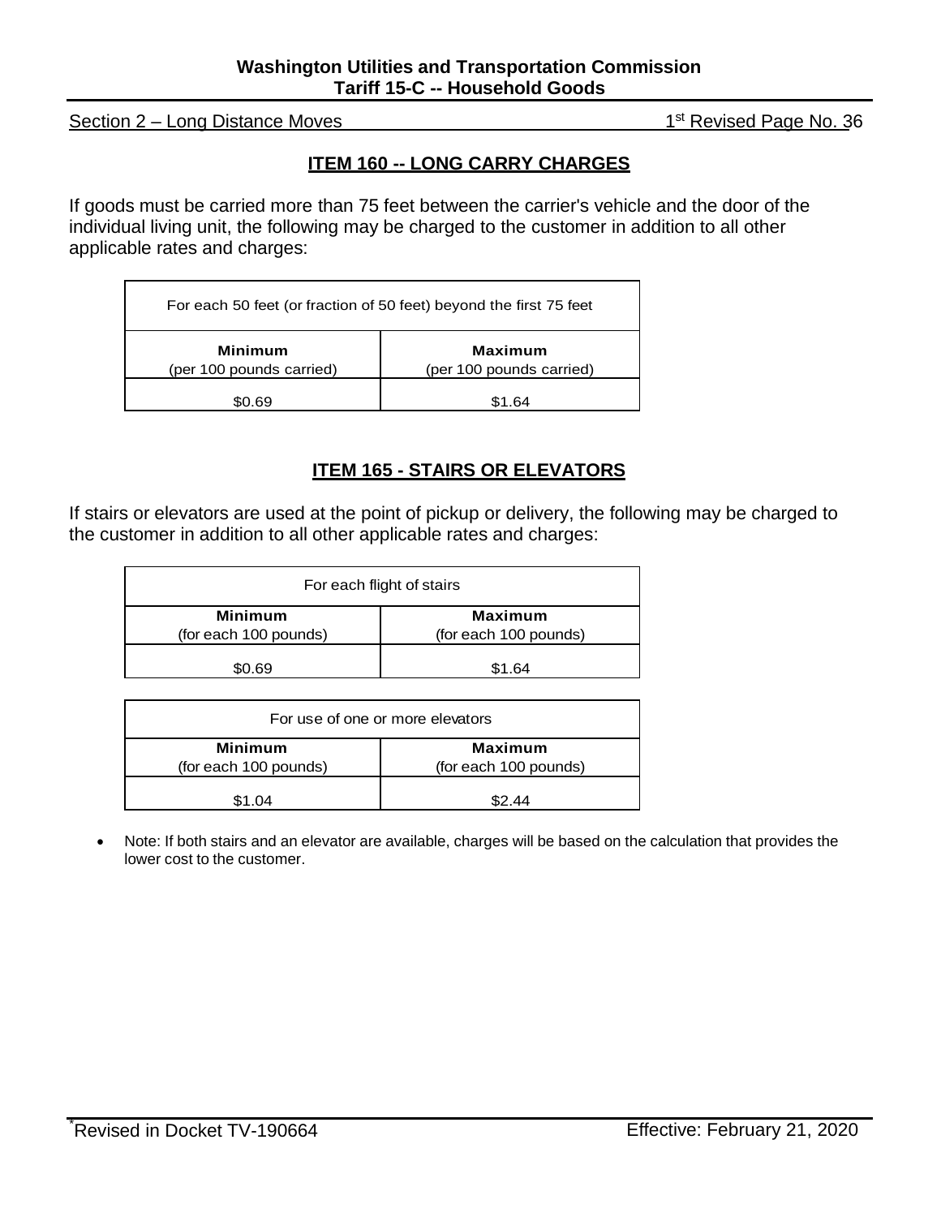Section 2 – Long Distance Moves

## ITEM 160 -- LONG CARRY CHARGES

If goods must be carried more than 75 feet between the carrier's vehicle and the door of the individual living unit, the following may be charged to the customer in addition to all other applicable rates and charges:

| For each 50 feet (or fraction of 50 feet) beyond the first 75 feet | |
|---|---|
| **Minimum** (per 100 pounds carried) | **Maximum** (per 100 pounds carried) |
| \$0.69 | \$1.64 |

## ITEM 165 - STAIRS OR ELEVATORS

If stairs or elevators are used at the point of pickup or delivery, the following may be charged to the customer in addition to all other applicable rates and charges:

| For each flight of stairs | |
|---|---|
| **Minimum** (for each 100 pounds) | **Maximum** (for each 100 pounds) |
| \$0.69 | \$1.64 |

| For use of one or more elevators | |
|---|---|
| **Minimum** (for each 100 pounds) | **Maximum** (for each 100 pounds) |
| \$1.04 | \$2.44 |

- Note: If both stairs and an elevator are available, charges will be based on the calculation that provides the lower cost to the customer.

*Revised in Docket TV-190664 Effective: February 21, 2020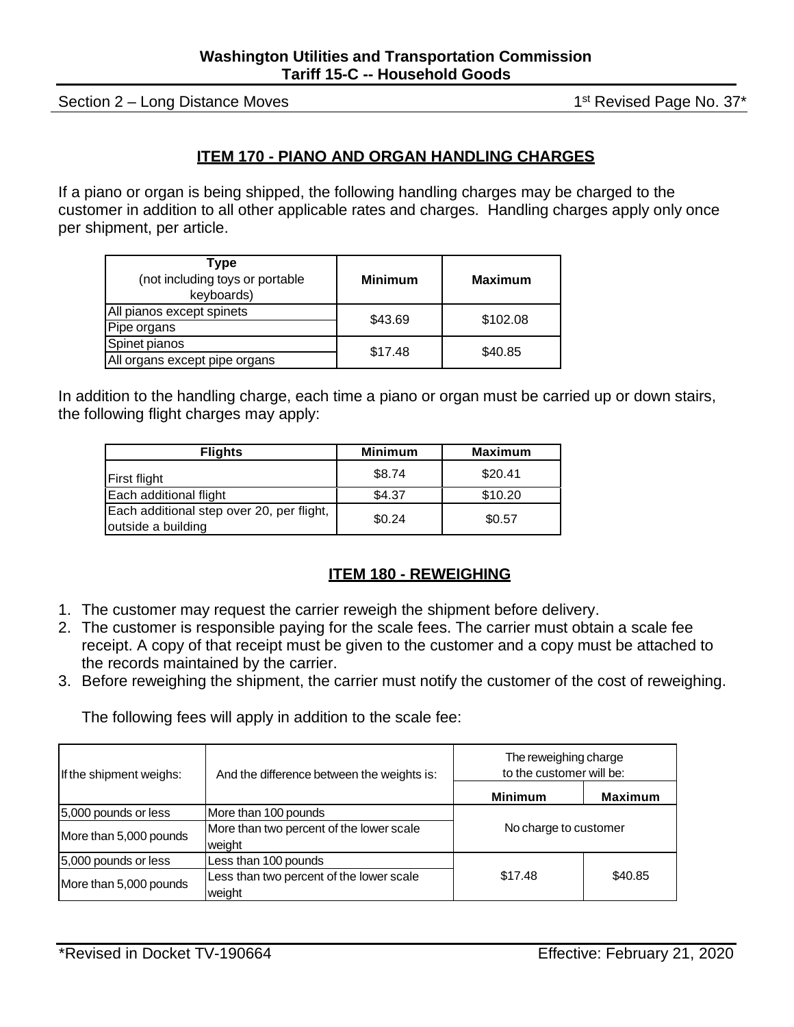## ITEM 170 - PIANO AND ORGAN HANDLING CHARGES

If a piano or organ is being shipped, the following handling charges may be charged to the customer in addition to all other applicable rates and charges. Handling charges apply only once per shipment, per article.

| **Type** (not including toys or portable keyboards) | **Minimum** | **Maximum** |
|---|---|---|
| All pianos except spinets | $43.69 | $102.08 |
| Pipe organs | | |
| Spinet pianos | $17.48 | $40.85 |
| All organs except pipe organs | | |

In addition to the handling charge, each time a piano or organ must be carried up or down stairs, the following flight charges may apply:

| **Flights** | **Minimum** | **Maximum** |
|---|---|---|
| First flight | $8.74 | $20.41 |
| Each additional flight | $4.37 | $10.20 |
| Each additional step over 20, per flight, outside a building | $0.24 | $0.57 |

## ITEM 180 - REWEIGHING

1. The customer may request the carrier reweigh the shipment before delivery.
2. The customer is responsible paying for the scale fees. The carrier must obtain a scale fee receipt. A copy of that receipt must be given to the customer and a copy must be attached to the records maintained by the carrier.
3. Before reweighing the shipment, the carrier must notify the customer of the cost of reweighing.

   The following fees will apply in addition to the scale fee:

| If the shipment weighs: | And the difference between the weights is: | The reweighing charge to the customer will be: | |
|---|---|---|---|
| | | **Minimum** | **Maximum** |
| 5,000 pounds or less | More than 100 pounds | No charge to customer | |
| More than 5,000 pounds | More than two percent of the lower scale weight | | |
| 5,000 pounds or less | Less than 100 pounds | $17.48 | $40.85 |
| More than 5,000 pounds | Less than two percent of the lower scale weight | | |

*Revised in Docket TV-190664 — Effective: February 21, 2020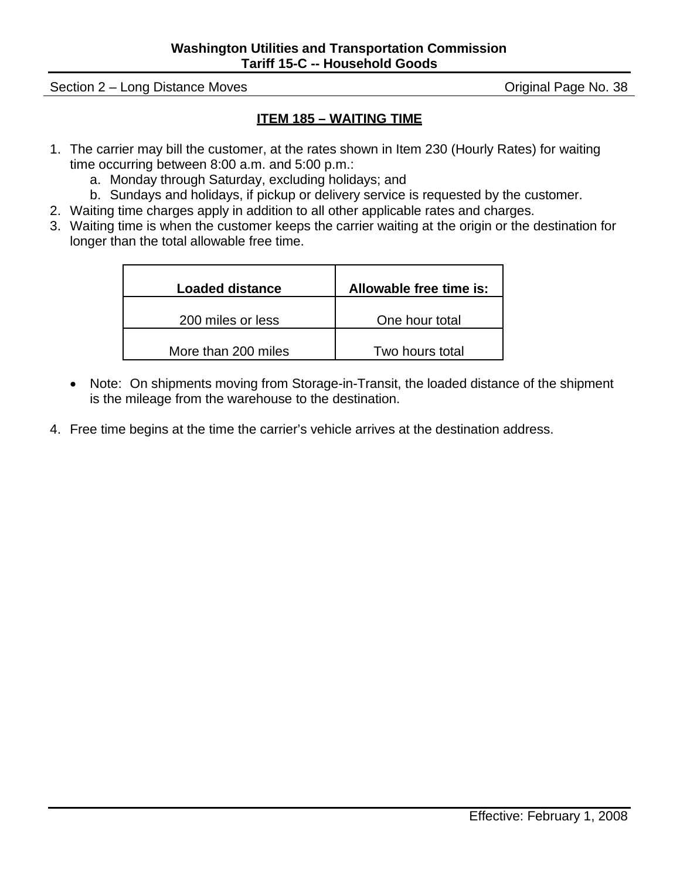## ITEM 185 – WAITING TIME

1. The carrier may bill the customer, at the rates shown in Item 230 (Hourly Rates) for waiting time occurring between 8:00 a.m. and 5:00 p.m.:
   a. Monday through Saturday, excluding holidays; and
   b. Sundays and holidays, if pickup or delivery service is requested by the customer.
2. Waiting time charges apply in addition to all other applicable rates and charges.
3. Waiting time is when the customer keeps the carrier waiting at the origin or the destination for longer than the total allowable free time.

| Loaded distance | Allowable free time is: |
|---|---|
| 200 miles or less | One hour total |
| More than 200 miles | Two hours total |

- Note: On shipments moving from Storage-in-Transit, the loaded distance of the shipment is the mileage from the warehouse to the destination.

4. Free time begins at the time the carrier's vehicle arrives at the destination address.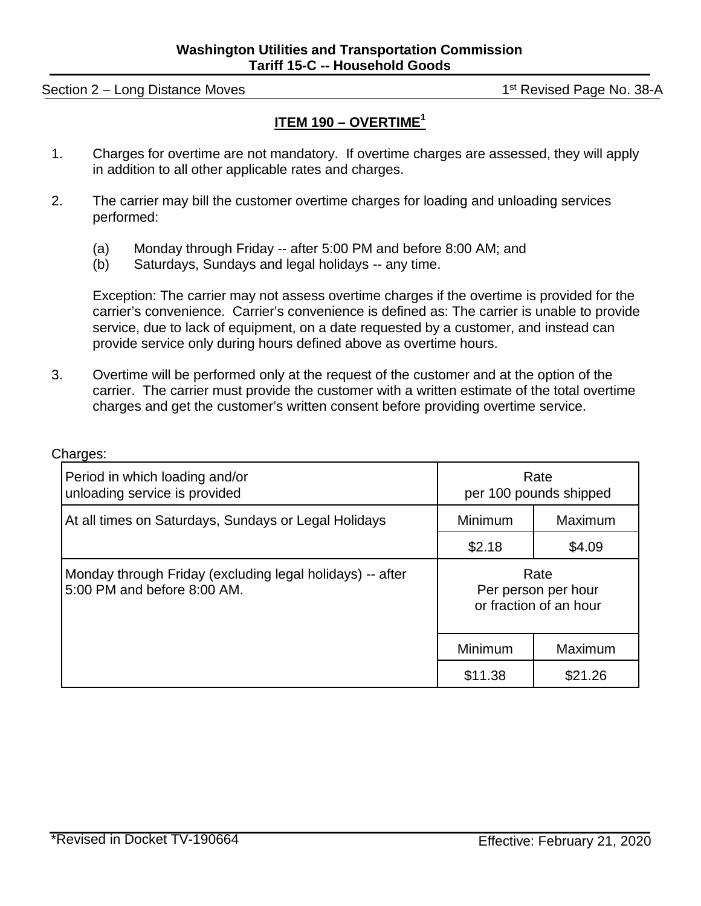## ITEM 190 – OVERTIME[1]

1. Charges for overtime are not mandatory. If overtime charges are assessed, they will apply in addition to all other applicable rates and charges.

2. The carrier may bill the customer overtime charges for loading and unloading services performed:

   (a) Monday through Friday -- after 5:00 PM and before 8:00 AM; and
   (b) Saturdays, Sundays and legal holidays -- any time.

   Exception: The carrier may not assess overtime charges if the overtime is provided for the carrier's convenience. Carrier's convenience is defined as: The carrier is unable to provide service, due to lack of equipment, on a date requested by a customer, and instead can provide service only during hours defined above as overtime hours.

3. Overtime will be performed only at the request of the customer and at the option of the carrier. The carrier must provide the customer with a written estimate of the total overtime charges and get the customer's written consent before providing overtime service.

Charges:

| Period in which loading and/or unloading service is provided | Rate per 100 pounds shipped | |
|---|---|---|
| At all times on Saturdays, Sundays or Legal Holidays | Minimum | Maximum |
| | $2.18 | $4.09 |
| Monday through Friday (excluding legal holidays) -- after 5:00 PM and before 8:00 AM. | Rate Per person per hour or fraction of an hour | |
| | Minimum | Maximum |
| | $11.38 | $21.26 |

*Revised in Docket TV-190664

Effective: February 21, 2020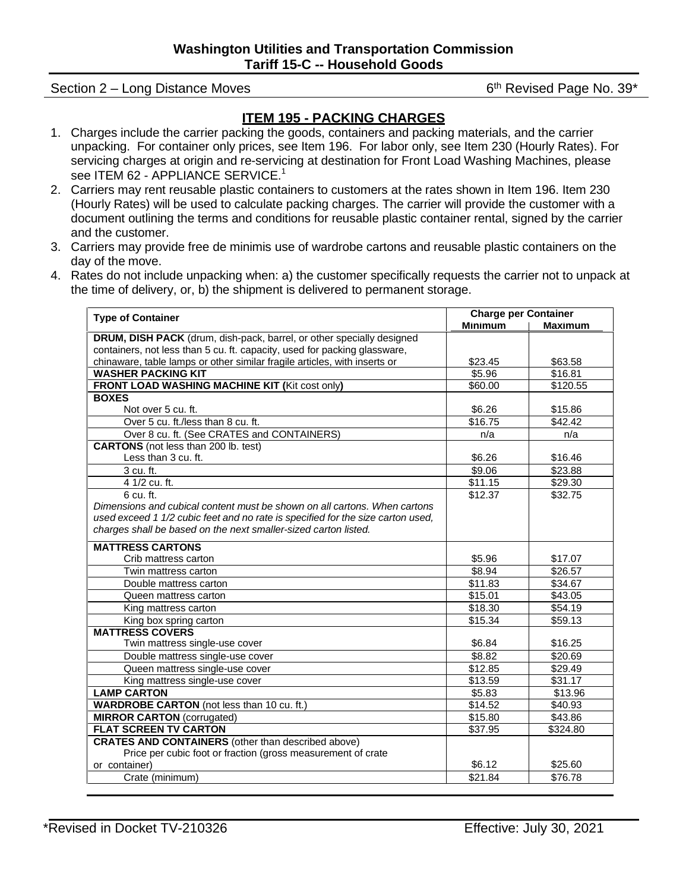**Washington Utilities and Transportation Commission**
**Tariff 15-C -- Household Goods**

Section 2 – Long Distance Moves — 6th Revised Page No. 39*

## ITEM 195 - PACKING CHARGES

1. Charges include the carrier packing the goods, containers and packing materials, and the carrier unpacking. For container only prices, see Item 196. For labor only, see Item 230 (Hourly Rates). For servicing charges at origin and re-servicing at destination for Front Load Washing Machines, please see ITEM 62 - APPLIANCE SERVICE.[1]
2. Carriers may rent reusable plastic containers to customers at the rates shown in Item 196. Item 230 (Hourly Rates) will be used to calculate packing charges. The carrier will provide the customer with a document outlining the terms and conditions for reusable plastic container rental, signed by the carrier and the customer.
3. Carriers may provide free de minimis use of wardrobe cartons and reusable plastic containers on the day of the move.
4. Rates do not include unpacking when: a) the customer specifically requests the carrier not to unpack at the time of delivery, or, b) the shipment is delivered to permanent storage.

| Type of Container | Charge per Container | |
|---|---|---|
| | Minimum | Maximum |
| **DRUM, DISH PACK** (drum, dish-pack, barrel, or other specially designed containers, not less than 5 cu. ft. capacity, used for packing glassware, chinaware, table lamps or other similar fragile articles, with inserts or | $23.45 | $63.58 |
| **WASHER PACKING KIT** | $5.96 | $16.81 |
| **FRONT LOAD WASHING MACHINE KIT (**Kit cost only**)** | $60.00 | $120.55 |
| **BOXES** | | |
| Not over 5 cu. ft. | $6.26 | $15.86 |
| Over 5 cu. ft./less than 8 cu. ft. | $16.75 | $42.42 |
| Over 8 cu. ft. (See CRATES and CONTAINERS) | n/a | n/a |
| **CARTONS** (not less than 200 lb. test) | | |
| Less than 3 cu. ft. | $6.26 | $16.46 |
| 3 cu. ft. | $9.06 | $23.88 |
| 4 1/2 cu. ft. | $11.15 | $29.30 |
| 6 cu. ft.<br>*Dimensions and cubical content must be shown on all cartons. When cartons used exceed 1 1/2 cubic feet and no rate is specified for the size carton used, charges shall be based on the next smaller-sized carton listed.* | $12.37 | $32.75 |
| **MATTRESS CARTONS** | | |
| Crib mattress carton | $5.96 | $17.07 |
| Twin mattress carton | $8.94 | $26.57 |
| Double mattress carton | $11.83 | $34.67 |
| Queen mattress carton | $15.01 | $43.05 |
| King mattress carton | $18.30 | $54.19 |
| King box spring carton | $15.34 | $59.13 |
| **MATTRESS COVERS** | | |
| Twin mattress single-use cover | $6.84 | $16.25 |
| Double mattress single-use cover | $8.82 | $20.69 |
| Queen mattress single-use cover | $12.85 | $29.49 |
| King mattress single-use cover | $13.59 | $31.17 |
| **LAMP CARTON** | $5.83 | $13.96 |
| **WARDROBE CARTON** (not less than 10 cu. ft.) | $14.52 | $40.93 |
| **MIRROR CARTON** (corrugated) | $15.80 | $43.86 |
| **FLAT SCREEN TV CARTON** | $37.95 | $324.80 |
| **CRATES AND CONTAINERS** (other than described above)<br>Price per cubic foot or fraction (gross measurement of crate or container) | $6.12 | $25.60 |
| Crate (minimum) | $21.84 | $76.78 |

*Revised in Docket TV-210326 — Effective: July 30, 2021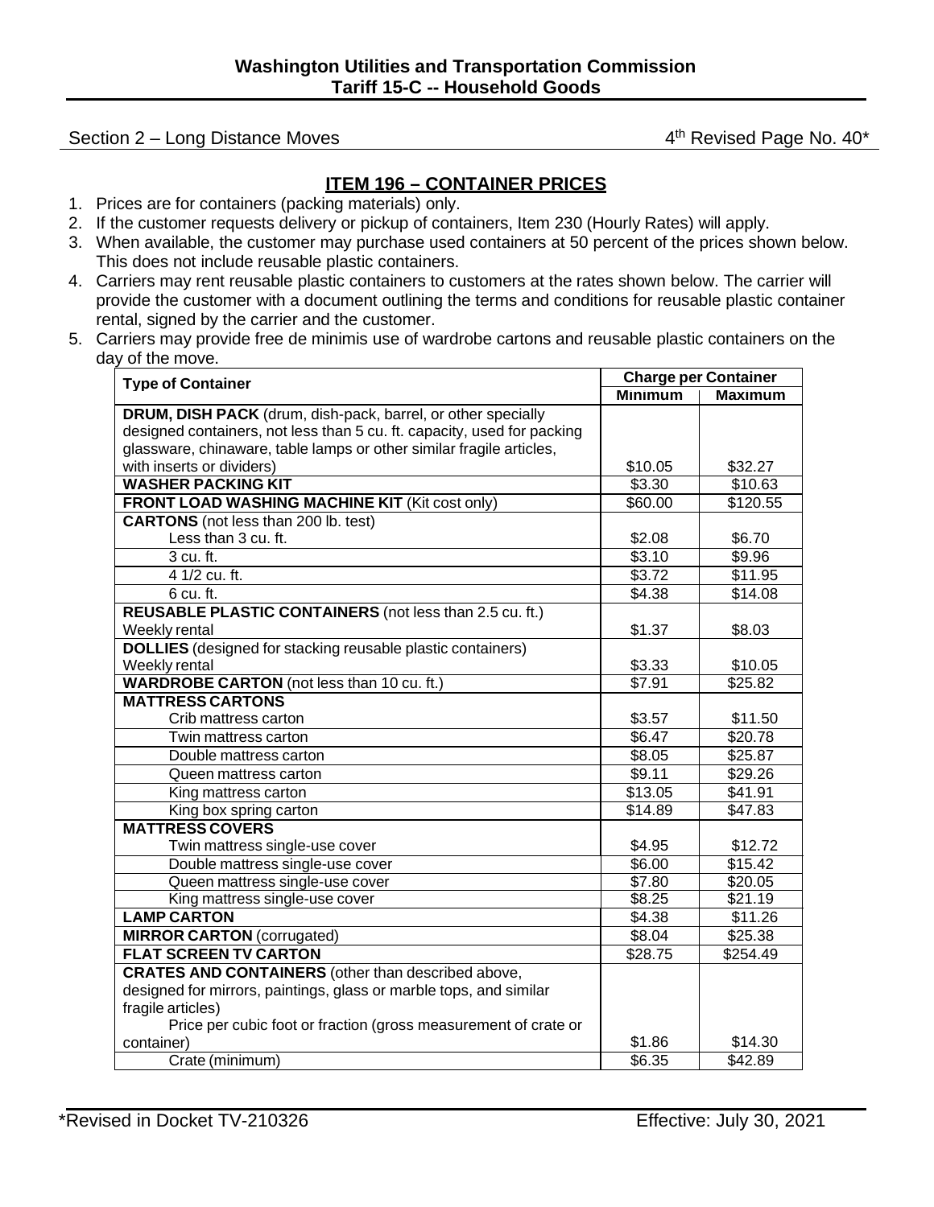Section 2 – Long Distance Moves

4th Revised Page No. 40*

## ITEM 196 – CONTAINER PRICES

1. Prices are for containers (packing materials) only.
2. If the customer requests delivery or pickup of containers, Item 230 (Hourly Rates) will apply.
3. When available, the customer may purchase used containers at 50 percent of the prices shown below. This does not include reusable plastic containers.
4. Carriers may rent reusable plastic containers to customers at the rates shown below. The carrier will provide the customer with a document outlining the terms and conditions for reusable plastic container rental, signed by the carrier and the customer.
5. Carriers may provide free de minimis use of wardrobe cartons and reusable plastic containers on the day of the move.

| Type of Container | Charge per Container | |
|---|---|---|
| | Minimum | Maximum |
| **DRUM, DISH PACK** (drum, dish-pack, barrel, or other specially designed containers, not less than 5 cu. ft. capacity, used for packing glassware, chinaware, table lamps or other similar fragile articles, with inserts or dividers) | $10.05 | $32.27 |
| **WASHER PACKING KIT** | $3.30 | $10.63 |
| **FRONT LOAD WASHING MACHINE KIT** (Kit cost only) | $60.00 | $120.55 |
| **CARTONS** (not less than 200 lb. test) Less than 3 cu. ft. | $2.08 | $6.70 |
| 3 cu. ft. | $3.10 | $9.96 |
| 4 1/2 cu. ft. | $3.72 | $11.95 |
| 6 cu. ft. | $4.38 | $14.08 |
| **REUSABLE PLASTIC CONTAINERS** (not less than 2.5 cu. ft.) Weekly rental | $1.37 | $8.03 |
| **DOLLIES** (designed for stacking reusable plastic containers) Weekly rental | $3.33 | $10.05 |
| **WARDROBE CARTON** (not less than 10 cu. ft.) | $7.91 | $25.82 |
| **MATTRESS CARTONS** Crib mattress carton | $3.57 | $11.50 |
| Twin mattress carton | $6.47 | $20.78 |
| Double mattress carton | $8.05 | $25.87 |
| Queen mattress carton | $9.11 | $29.26 |
| King mattress carton | $13.05 | $41.91 |
| King box spring carton | $14.89 | $47.83 |
| **MATTRESS COVERS** Twin mattress single-use cover | $4.95 | $12.72 |
| Double mattress single-use cover | $6.00 | $15.42 |
| Queen mattress single-use cover | $7.80 | $20.05 |
| King mattress single-use cover | $8.25 | $21.19 |
| **LAMP CARTON** | $4.38 | $11.26 |
| **MIRROR CARTON** (corrugated) | $8.04 | $25.38 |
| **FLAT SCREEN TV CARTON** | $28.75 | $254.49 |
| **CRATES AND CONTAINERS** (other than described above, designed for mirrors, paintings, glass or marble tops, and similar fragile articles) Price per cubic foot or fraction (gross measurement of crate or container) | $1.86 | $14.30 |
| Crate (minimum) | $6.35 | $42.89 |

*Revised in Docket TV-210326

Effective: July 30, 2021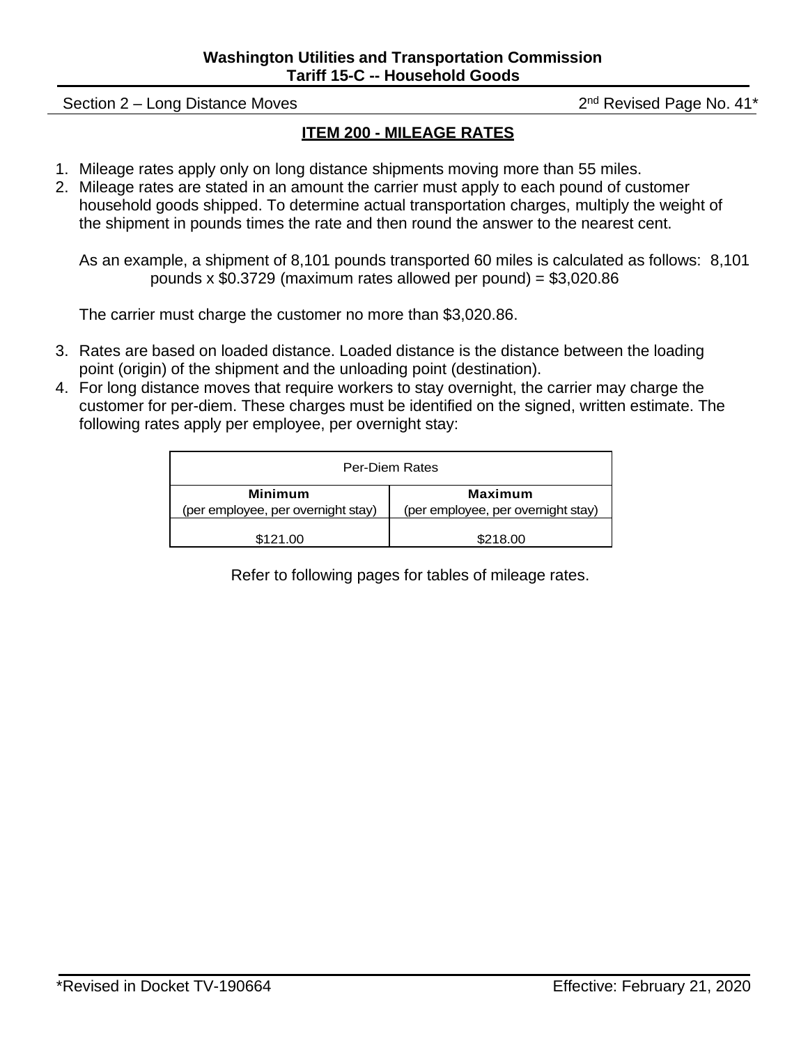## ITEM 200 - MILEAGE RATES

1. Mileage rates apply only on long distance shipments moving more than 55 miles.
2. Mileage rates are stated in an amount the carrier must apply to each pound of customer household goods shipped. To determine actual transportation charges, multiply the weight of the shipment in pounds times the rate and then round the answer to the nearest cent.

   As an example, a shipment of 8,101 pounds transported 60 miles is calculated as follows: 8,101 pounds x $0.3729 (maximum rates allowed per pound) = $3,020.86

   The carrier must charge the customer no more than $3,020.86.

3. Rates are based on loaded distance. Loaded distance is the distance between the loading point (origin) of the shipment and the unloading point (destination).
4. For long distance moves that require workers to stay overnight, the carrier may charge the customer for per-diem. These charges must be identified on the signed, written estimate. The following rates apply per employee, per overnight stay:

| Per-Diem Rates | |
|---|---|
| **Minimum** (per employee, per overnight stay) | **Maximum** (per employee, per overnight stay) |
| $121.00 | $218.00 |

Refer to following pages for tables of mileage rates.

*Revised in Docket TV-190664 — Effective: February 21, 2020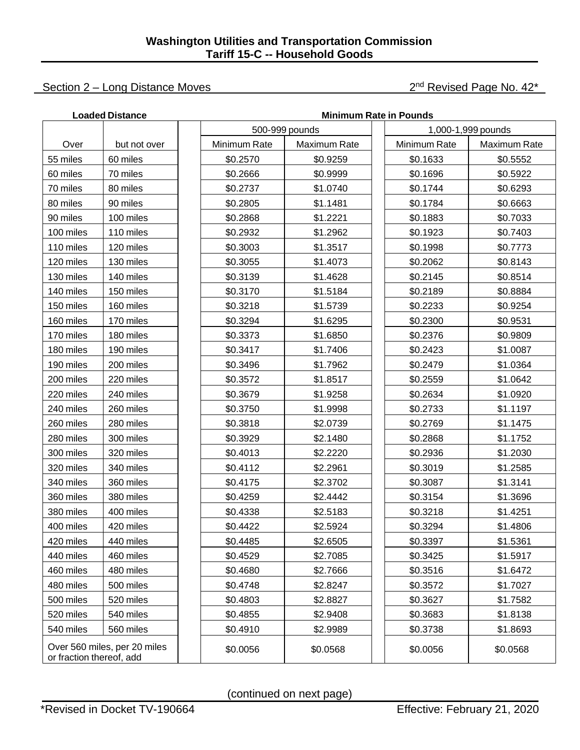**Washington Utilities and Transportation Commission**
**Tariff 15-C -- Household Goods**

Section 2 – Long Distance Moves — 2nd Revised Page No. 42*

| Loaded Distance | | Minimum Rate in Pounds | | | |
|---|---|---|---|---|---|
| | | 500-999 pounds | | 1,000-1,999 pounds | |
| Over | but not over | Minimum Rate | Maximum Rate | Minimum Rate | Maximum Rate |
| 55 miles | 60 miles | $0.2570 | $0.9259 | $0.1633 | $0.5552 |
| 60 miles | 70 miles | $0.2666 | $0.9999 | $0.1696 | $0.5922 |
| 70 miles | 80 miles | $0.2737 | $1.0740 | $0.1744 | $0.6293 |
| 80 miles | 90 miles | $0.2805 | $1.1481 | $0.1784 | $0.6663 |
| 90 miles | 100 miles | $0.2868 | $1.2221 | $0.1883 | $0.7033 |
| 100 miles | 110 miles | $0.2932 | $1.2962 | $0.1923 | $0.7403 |
| 110 miles | 120 miles | $0.3003 | $1.3517 | $0.1998 | $0.7773 |
| 120 miles | 130 miles | $0.3055 | $1.4073 | $0.2062 | $0.8143 |
| 130 miles | 140 miles | $0.3139 | $1.4628 | $0.2145 | $0.8514 |
| 140 miles | 150 miles | $0.3170 | $1.5184 | $0.2189 | $0.8884 |
| 150 miles | 160 miles | $0.3218 | $1.5739 | $0.2233 | $0.9254 |
| 160 miles | 170 miles | $0.3294 | $1.6295 | $0.2300 | $0.9531 |
| 170 miles | 180 miles | $0.3373 | $1.6850 | $0.2376 | $0.9809 |
| 180 miles | 190 miles | $0.3417 | $1.7406 | $0.2423 | $1.0087 |
| 190 miles | 200 miles | $0.3496 | $1.7962 | $0.2479 | $1.0364 |
| 200 miles | 220 miles | $0.3572 | $1.8517 | $0.2559 | $1.0642 |
| 220 miles | 240 miles | $0.3679 | $1.9258 | $0.2634 | $1.0920 |
| 240 miles | 260 miles | $0.3750 | $1.9998 | $0.2733 | $1.1197 |
| 260 miles | 280 miles | $0.3818 | $2.0739 | $0.2769 | $1.1475 |
| 280 miles | 300 miles | $0.3929 | $2.1480 | $0.2868 | $1.1752 |
| 300 miles | 320 miles | $0.4013 | $2.2220 | $0.2936 | $1.2030 |
| 320 miles | 340 miles | $0.4112 | $2.2961 | $0.3019 | $1.2585 |
| 340 miles | 360 miles | $0.4175 | $2.3702 | $0.3087 | $1.3141 |
| 360 miles | 380 miles | $0.4259 | $2.4442 | $0.3154 | $1.3696 |
| 380 miles | 400 miles | $0.4338 | $2.5183 | $0.3218 | $1.4251 |
| 400 miles | 420 miles | $0.4422 | $2.5924 | $0.3294 | $1.4806 |
| 420 miles | 440 miles | $0.4485 | $2.6505 | $0.3397 | $1.5361 |
| 440 miles | 460 miles | $0.4529 | $2.7085 | $0.3425 | $1.5917 |
| 460 miles | 480 miles | $0.4680 | $2.7666 | $0.3516 | $1.6472 |
| 480 miles | 500 miles | $0.4748 | $2.8247 | $0.3572 | $1.7027 |
| 500 miles | 520 miles | $0.4803 | $2.8827 | $0.3627 | $1.7582 |
| 520 miles | 540 miles | $0.4855 | $2.9408 | $0.3683 | $1.8138 |
| 540 miles | 560 miles | $0.4910 | $2.9989 | $0.3738 | $1.8693 |
| Over 560 miles, per 20 miles or fraction thereof, add | | $0.0056 | $0.0568 | $0.0056 | $0.0568 |

(continued on next page)

*Revised in Docket TV-190664 — Effective: February 21, 2020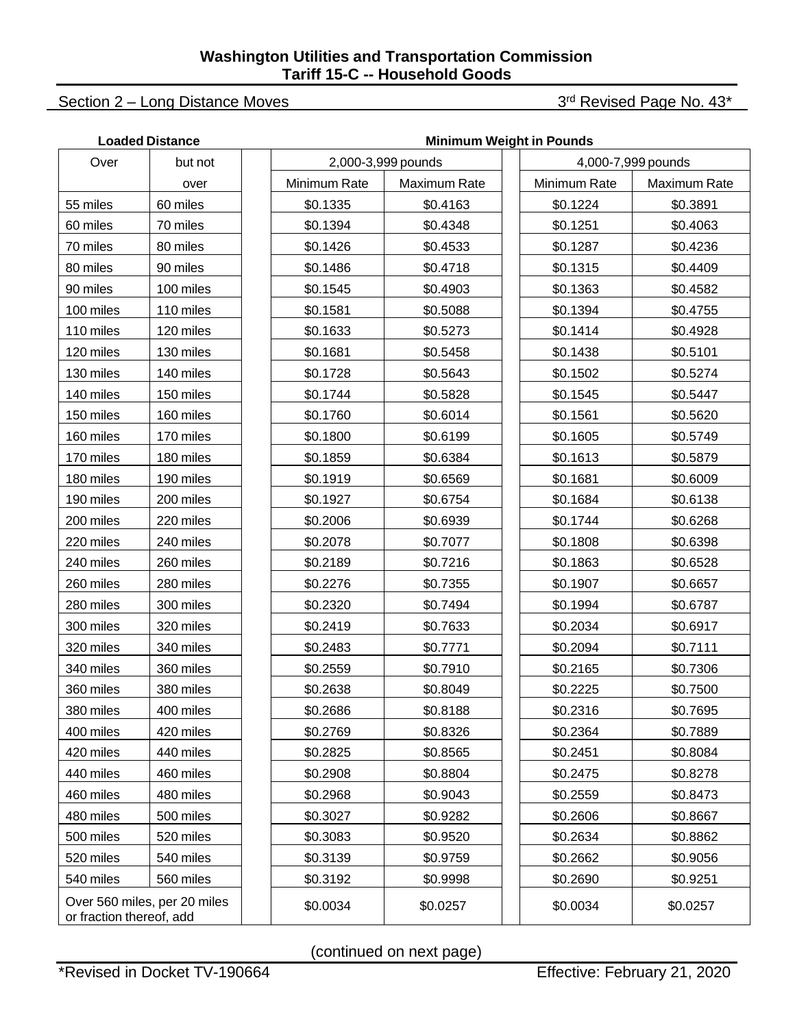**Washington Utilities and Transportation Commission**
**Tariff 15-C -- Household Goods**

Section 2 – Long Distance Moves — 3rd Revised Page No. 43*

| Loaded Distance | | Minimum Weight in Pounds | | | |
|---|---|---|---|---|---|
| Over | but not over | 2,000-3,999 pounds | | 4,000-7,999 pounds | |
| | | Minimum Rate | Maximum Rate | Minimum Rate | Maximum Rate |
| 55 miles | 60 miles | $0.1335 | $0.4163 | $0.1224 | $0.3891 |
| 60 miles | 70 miles | $0.1394 | $0.4348 | $0.1251 | $0.4063 |
| 70 miles | 80 miles | $0.1426 | $0.4533 | $0.1287 | $0.4236 |
| 80 miles | 90 miles | $0.1486 | $0.4718 | $0.1315 | $0.4409 |
| 90 miles | 100 miles | $0.1545 | $0.4903 | $0.1363 | $0.4582 |
| 100 miles | 110 miles | $0.1581 | $0.5088 | $0.1394 | $0.4755 |
| 110 miles | 120 miles | $0.1633 | $0.5273 | $0.1414 | $0.4928 |
| 120 miles | 130 miles | $0.1681 | $0.5458 | $0.1438 | $0.5101 |
| 130 miles | 140 miles | $0.1728 | $0.5643 | $0.1502 | $0.5274 |
| 140 miles | 150 miles | $0.1744 | $0.5828 | $0.1545 | $0.5447 |
| 150 miles | 160 miles | $0.1760 | $0.6014 | $0.1561 | $0.5620 |
| 160 miles | 170 miles | $0.1800 | $0.6199 | $0.1605 | $0.5749 |
| 170 miles | 180 miles | $0.1859 | $0.6384 | $0.1613 | $0.5879 |
| 180 miles | 190 miles | $0.1919 | $0.6569 | $0.1681 | $0.6009 |
| 190 miles | 200 miles | $0.1927 | $0.6754 | $0.1684 | $0.6138 |
| 200 miles | 220 miles | $0.2006 | $0.6939 | $0.1744 | $0.6268 |
| 220 miles | 240 miles | $0.2078 | $0.7077 | $0.1808 | $0.6398 |
| 240 miles | 260 miles | $0.2189 | $0.7216 | $0.1863 | $0.6528 |
| 260 miles | 280 miles | $0.2276 | $0.7355 | $0.1907 | $0.6657 |
| 280 miles | 300 miles | $0.2320 | $0.7494 | $0.1994 | $0.6787 |
| 300 miles | 320 miles | $0.2419 | $0.7633 | $0.2034 | $0.6917 |
| 320 miles | 340 miles | $0.2483 | $0.7771 | $0.2094 | $0.7111 |
| 340 miles | 360 miles | $0.2559 | $0.7910 | $0.2165 | $0.7306 |
| 360 miles | 380 miles | $0.2638 | $0.8049 | $0.2225 | $0.7500 |
| 380 miles | 400 miles | $0.2686 | $0.8188 | $0.2316 | $0.7695 |
| 400 miles | 420 miles | $0.2769 | $0.8326 | $0.2364 | $0.7889 |
| 420 miles | 440 miles | $0.2825 | $0.8565 | $0.2451 | $0.8084 |
| 440 miles | 460 miles | $0.2908 | $0.8804 | $0.2475 | $0.8278 |
| 460 miles | 480 miles | $0.2968 | $0.9043 | $0.2559 | $0.8473 |
| 480 miles | 500 miles | $0.3027 | $0.9282 | $0.2606 | $0.8667 |
| 500 miles | 520 miles | $0.3083 | $0.9520 | $0.2634 | $0.8862 |
| 520 miles | 540 miles | $0.3139 | $0.9759 | $0.2662 | $0.9056 |
| 540 miles | 560 miles | $0.3192 | $0.9998 | $0.2690 | $0.9251 |
| Over 560 miles, per 20 miles or fraction thereof, add | | $0.0034 | $0.0257 | $0.0034 | $0.0257 |

(continued on next page)

*Revised in Docket TV-190664 — Effective: February 21, 2020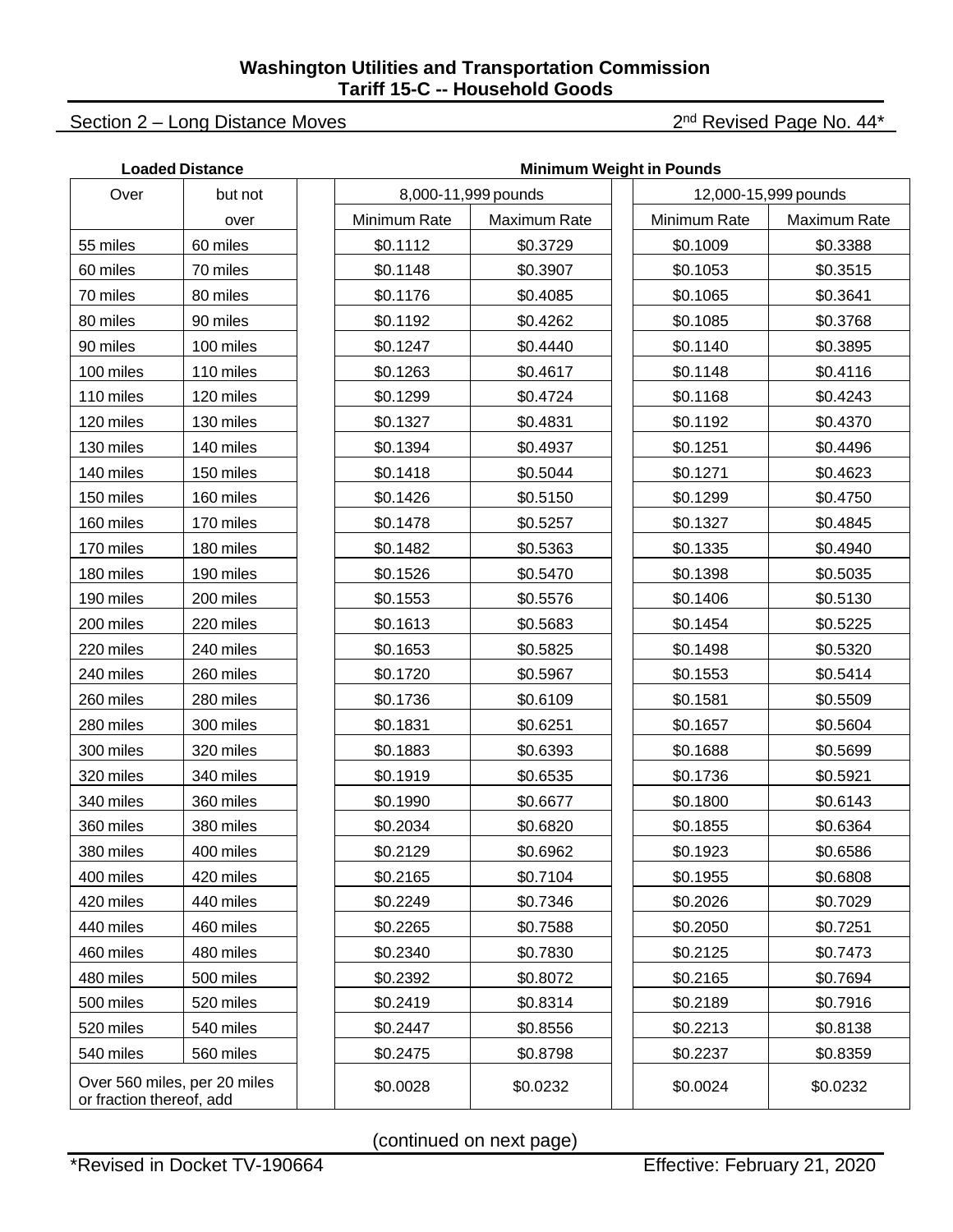**Washington Utilities and Transportation Commission**
**Tariff 15-C -- Household Goods**

Section 2 – Long Distance Moves

2nd Revised Page No. 44*

| Loaded Distance | | Minimum Weight in Pounds | | | |
|---|---|---|---|---|---|
| Over | but not over | 8,000-11,999 pounds | | 12,000-15,999 pounds | |
| | | Minimum Rate | Maximum Rate | Minimum Rate | Maximum Rate |
| 55 miles | 60 miles | $0.1112 | $0.3729 | $0.1009 | $0.3388 |
| 60 miles | 70 miles | $0.1148 | $0.3907 | $0.1053 | $0.3515 |
| 70 miles | 80 miles | $0.1176 | $0.4085 | $0.1065 | $0.3641 |
| 80 miles | 90 miles | $0.1192 | $0.4262 | $0.1085 | $0.3768 |
| 90 miles | 100 miles | $0.1247 | $0.4440 | $0.1140 | $0.3895 |
| 100 miles | 110 miles | $0.1263 | $0.4617 | $0.1148 | $0.4116 |
| 110 miles | 120 miles | $0.1299 | $0.4724 | $0.1168 | $0.4243 |
| 120 miles | 130 miles | $0.1327 | $0.4831 | $0.1192 | $0.4370 |
| 130 miles | 140 miles | $0.1394 | $0.4937 | $0.1251 | $0.4496 |
| 140 miles | 150 miles | $0.1418 | $0.5044 | $0.1271 | $0.4623 |
| 150 miles | 160 miles | $0.1426 | $0.5150 | $0.1299 | $0.4750 |
| 160 miles | 170 miles | $0.1478 | $0.5257 | $0.1327 | $0.4845 |
| 170 miles | 180 miles | $0.1482 | $0.5363 | $0.1335 | $0.4940 |
| 180 miles | 190 miles | $0.1526 | $0.5470 | $0.1398 | $0.5035 |
| 190 miles | 200 miles | $0.1553 | $0.5576 | $0.1406 | $0.5130 |
| 200 miles | 220 miles | $0.1613 | $0.5683 | $0.1454 | $0.5225 |
| 220 miles | 240 miles | $0.1653 | $0.5825 | $0.1498 | $0.5320 |
| 240 miles | 260 miles | $0.1720 | $0.5967 | $0.1553 | $0.5414 |
| 260 miles | 280 miles | $0.1736 | $0.6109 | $0.1581 | $0.5509 |
| 280 miles | 300 miles | $0.1831 | $0.6251 | $0.1657 | $0.5604 |
| 300 miles | 320 miles | $0.1883 | $0.6393 | $0.1688 | $0.5699 |
| 320 miles | 340 miles | $0.1919 | $0.6535 | $0.1736 | $0.5921 |
| 340 miles | 360 miles | $0.1990 | $0.6677 | $0.1800 | $0.6143 |
| 360 miles | 380 miles | $0.2034 | $0.6820 | $0.1855 | $0.6364 |
| 380 miles | 400 miles | $0.2129 | $0.6962 | $0.1923 | $0.6586 |
| 400 miles | 420 miles | $0.2165 | $0.7104 | $0.1955 | $0.6808 |
| 420 miles | 440 miles | $0.2249 | $0.7346 | $0.2026 | $0.7029 |
| 440 miles | 460 miles | $0.2265 | $0.7588 | $0.2050 | $0.7251 |
| 460 miles | 480 miles | $0.2340 | $0.7830 | $0.2125 | $0.7473 |
| 480 miles | 500 miles | $0.2392 | $0.8072 | $0.2165 | $0.7694 |
| 500 miles | 520 miles | $0.2419 | $0.8314 | $0.2189 | $0.7916 |
| 520 miles | 540 miles | $0.2447 | $0.8556 | $0.2213 | $0.8138 |
| 540 miles | 560 miles | $0.2475 | $0.8798 | $0.2237 | $0.8359 |
| Over 560 miles, per 20 miles or fraction thereof, add | | $0.0028 | $0.0232 | $0.0024 | $0.0232 |

(continued on next page)

*Revised in Docket TV-190664

Effective: February 21, 2020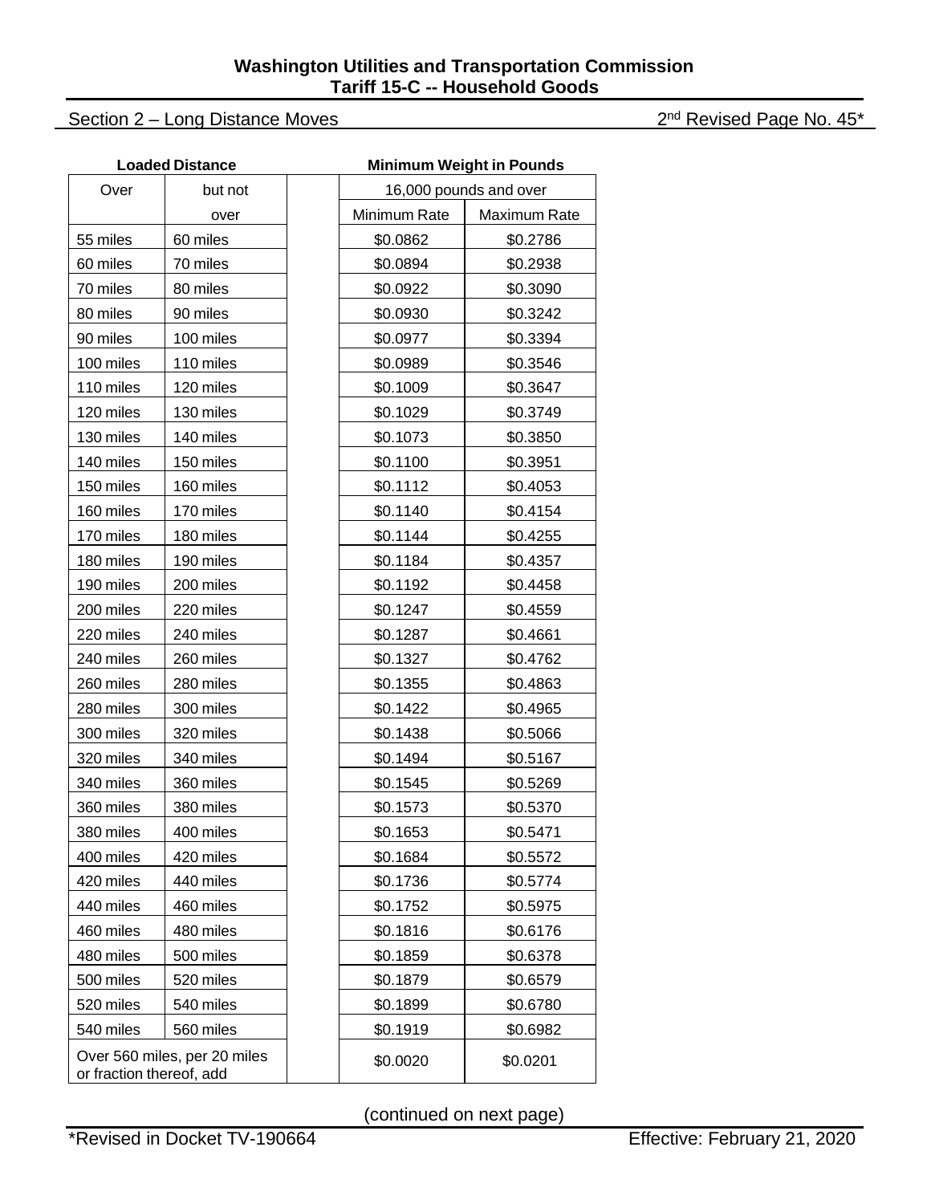Section 2 – Long Distance Moves

2nd Revised Page No. 45*

| Loaded Distance | | | Minimum Weight in Pounds | |
|---|---|---|---|---|
| Over | but not over | | 16,000 pounds and over | |
| | | | Minimum Rate | Maximum Rate |
| 55 miles | 60 miles | | $0.0862 | $0.2786 |
| 60 miles | 70 miles | | $0.0894 | $0.2938 |
| 70 miles | 80 miles | | $0.0922 | $0.3090 |
| 80 miles | 90 miles | | $0.0930 | $0.3242 |
| 90 miles | 100 miles | | $0.0977 | $0.3394 |
| 100 miles | 110 miles | | $0.0989 | $0.3546 |
| 110 miles | 120 miles | | $0.1009 | $0.3647 |
| 120 miles | 130 miles | | $0.1029 | $0.3749 |
| 130 miles | 140 miles | | $0.1073 | $0.3850 |
| 140 miles | 150 miles | | $0.1100 | $0.3951 |
| 150 miles | 160 miles | | $0.1112 | $0.4053 |
| 160 miles | 170 miles | | $0.1140 | $0.4154 |
| 170 miles | 180 miles | | $0.1144 | $0.4255 |
| 180 miles | 190 miles | | $0.1184 | $0.4357 |
| 190 miles | 200 miles | | $0.1192 | $0.4458 |
| 200 miles | 220 miles | | $0.1247 | $0.4559 |
| 220 miles | 240 miles | | $0.1287 | $0.4661 |
| 240 miles | 260 miles | | $0.1327 | $0.4762 |
| 260 miles | 280 miles | | $0.1355 | $0.4863 |
| 280 miles | 300 miles | | $0.1422 | $0.4965 |
| 300 miles | 320 miles | | $0.1438 | $0.5066 |
| 320 miles | 340 miles | | $0.1494 | $0.5167 |
| 340 miles | 360 miles | | $0.1545 | $0.5269 |
| 360 miles | 380 miles | | $0.1573 | $0.5370 |
| 380 miles | 400 miles | | $0.1653 | $0.5471 |
| 400 miles | 420 miles | | $0.1684 | $0.5572 |
| 420 miles | 440 miles | | $0.1736 | $0.5774 |
| 440 miles | 460 miles | | $0.1752 | $0.5975 |
| 460 miles | 480 miles | | $0.1816 | $0.6176 |
| 480 miles | 500 miles | | $0.1859 | $0.6378 |
| 500 miles | 520 miles | | $0.1879 | $0.6579 |
| 520 miles | 540 miles | | $0.1899 | $0.6780 |
| 540 miles | 560 miles | | $0.1919 | $0.6982 |
| Over 560 miles, per 20 miles or fraction thereof, add | | | $0.0020 | $0.0201 |

(continued on next page)

*Revised in Docket TV-190664

Effective: February 21, 2020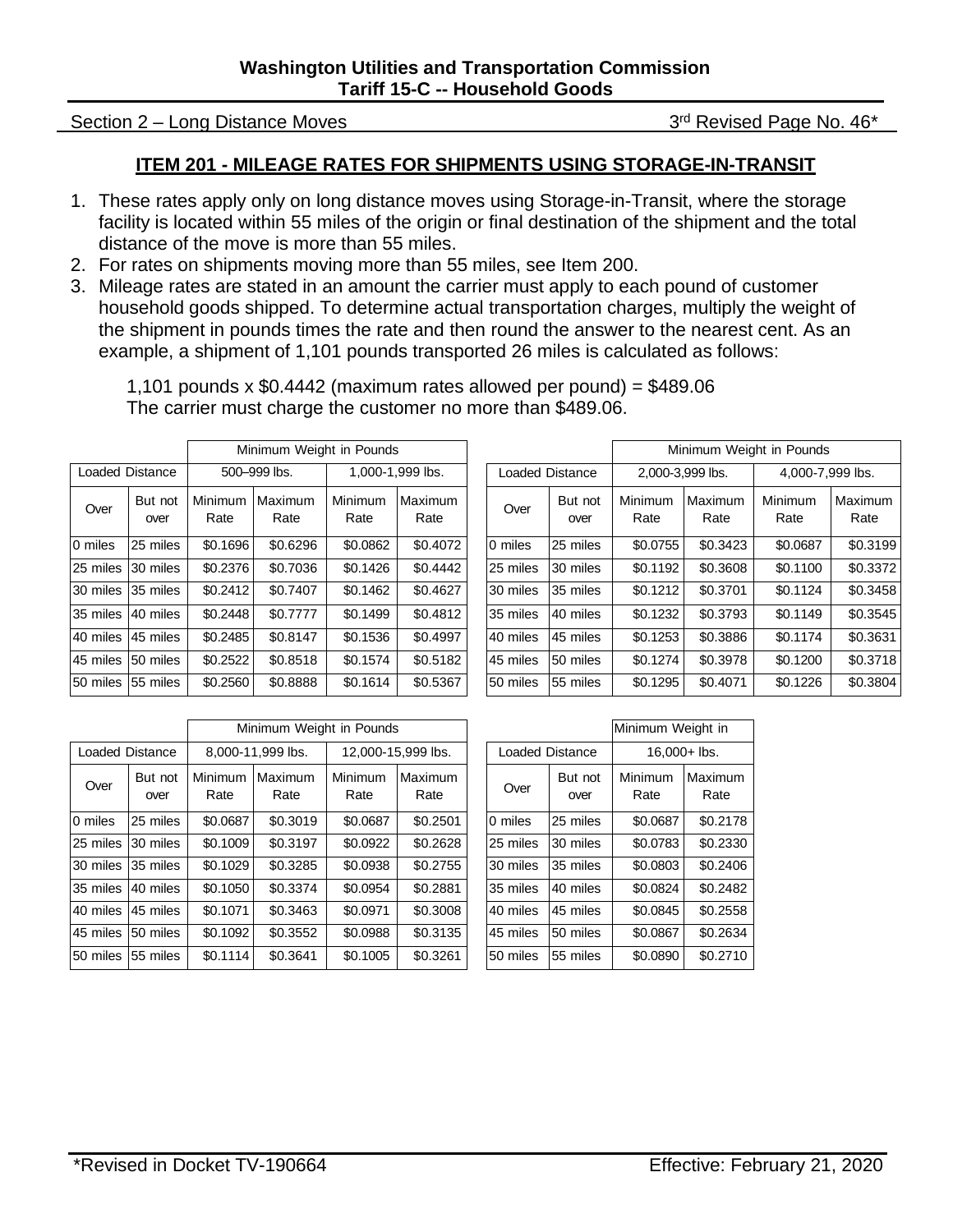**Washington Utilities and Transportation Commission**
**Tariff 15-C -- Household Goods**

Section 2 – Long Distance Moves — 3rd Revised Page No. 46*

## ITEM 201 - MILEAGE RATES FOR SHIPMENTS USING STORAGE-IN-TRANSIT

1. These rates apply only on long distance moves using Storage-in-Transit, where the storage facility is located within 55 miles of the origin or final destination of the shipment and the total distance of the move is more than 55 miles.
2. For rates on shipments moving more than 55 miles, see Item 200.
3. Mileage rates are stated in an amount the carrier must apply to each pound of customer household goods shipped. To determine actual transportation charges, multiply the weight of the shipment in pounds times the rate and then round the answer to the nearest cent. As an example, a shipment of 1,101 pounds transported 26 miles is calculated as follows:

   1,101 pounds x $0.4442 (maximum rates allowed per pound) = $489.06
   The carrier must charge the customer no more than $489.06.

| Loaded Distance | | Minimum Weight in Pounds | | | |
|---|---|---|---|---|---|
| | | 500–999 lbs. | | 1,000-1,999 lbs. | |
| Over | But not over | Minimum Rate | Maximum Rate | Minimum Rate | Maximum Rate |
| 0 miles | 25 miles | $0.1696 | $0.6296 | $0.0862 | $0.4072 |
| 25 miles | 30 miles | $0.2376 | $0.7036 | $0.1426 | $0.4442 |
| 30 miles | 35 miles | $0.2412 | $0.7407 | $0.1462 | $0.4627 |
| 35 miles | 40 miles | $0.2448 | $0.7777 | $0.1499 | $0.4812 |
| 40 miles | 45 miles | $0.2485 | $0.8147 | $0.1536 | $0.4997 |
| 45 miles | 50 miles | $0.2522 | $0.8518 | $0.1574 | $0.5182 |
| 50 miles | 55 miles | $0.2560 | $0.8888 | $0.1614 | $0.5367 |

| Loaded Distance | | Minimum Weight in Pounds | | | |
|---|---|---|---|---|---|
| | | 2,000-3,999 lbs. | | 4,000-7,999 lbs. | |
| Over | But not over | Minimum Rate | Maximum Rate | Minimum Rate | Maximum Rate |
| 0 miles | 25 miles | $0.0755 | $0.3423 | $0.0687 | $0.3199 |
| 25 miles | 30 miles | $0.1192 | $0.3608 | $0.1100 | $0.3372 |
| 30 miles | 35 miles | $0.1212 | $0.3701 | $0.1124 | $0.3458 |
| 35 miles | 40 miles | $0.1232 | $0.3793 | $0.1149 | $0.3545 |
| 40 miles | 45 miles | $0.1253 | $0.3886 | $0.1174 | $0.3631 |
| 45 miles | 50 miles | $0.1274 | $0.3978 | $0.1200 | $0.3718 |
| 50 miles | 55 miles | $0.1295 | $0.4071 | $0.1226 | $0.3804 |

| Loaded Distance | | Minimum Weight in Pounds | | | |
|---|---|---|---|---|---|
| | | 8,000-11,999 lbs. | | 12,000-15,999 lbs. | |
| Over | But not over | Minimum Rate | Maximum Rate | Minimum Rate | Maximum Rate |
| 0 miles | 25 miles | $0.0687 | $0.3019 | $0.0687 | $0.2501 |
| 25 miles | 30 miles | $0.1009 | $0.3197 | $0.0922 | $0.2628 |
| 30 miles | 35 miles | $0.1029 | $0.3285 | $0.0938 | $0.2755 |
| 35 miles | 40 miles | $0.1050 | $0.3374 | $0.0954 | $0.2881 |
| 40 miles | 45 miles | $0.1071 | $0.3463 | $0.0971 | $0.3008 |
| 45 miles | 50 miles | $0.1092 | $0.3552 | $0.0988 | $0.3135 |
| 50 miles | 55 miles | $0.1114 | $0.3641 | $0.1005 | $0.3261 |

| Loaded Distance | | Minimum Weight in | |
|---|---|---|---|
| | | 16,000+ lbs. | |
| Over | But not over | Minimum Rate | Maximum Rate |
| 0 miles | 25 miles | $0.0687 | $0.2178 |
| 25 miles | 30 miles | $0.0783 | $0.2330 |
| 30 miles | 35 miles | $0.0803 | $0.2406 |
| 35 miles | 40 miles | $0.0824 | $0.2482 |
| 40 miles | 45 miles | $0.0845 | $0.2558 |
| 45 miles | 50 miles | $0.0867 | $0.2634 |
| 50 miles | 55 miles | $0.0890 | $0.2710 |

*Revised in Docket TV-190664 — Effective: February 21, 2020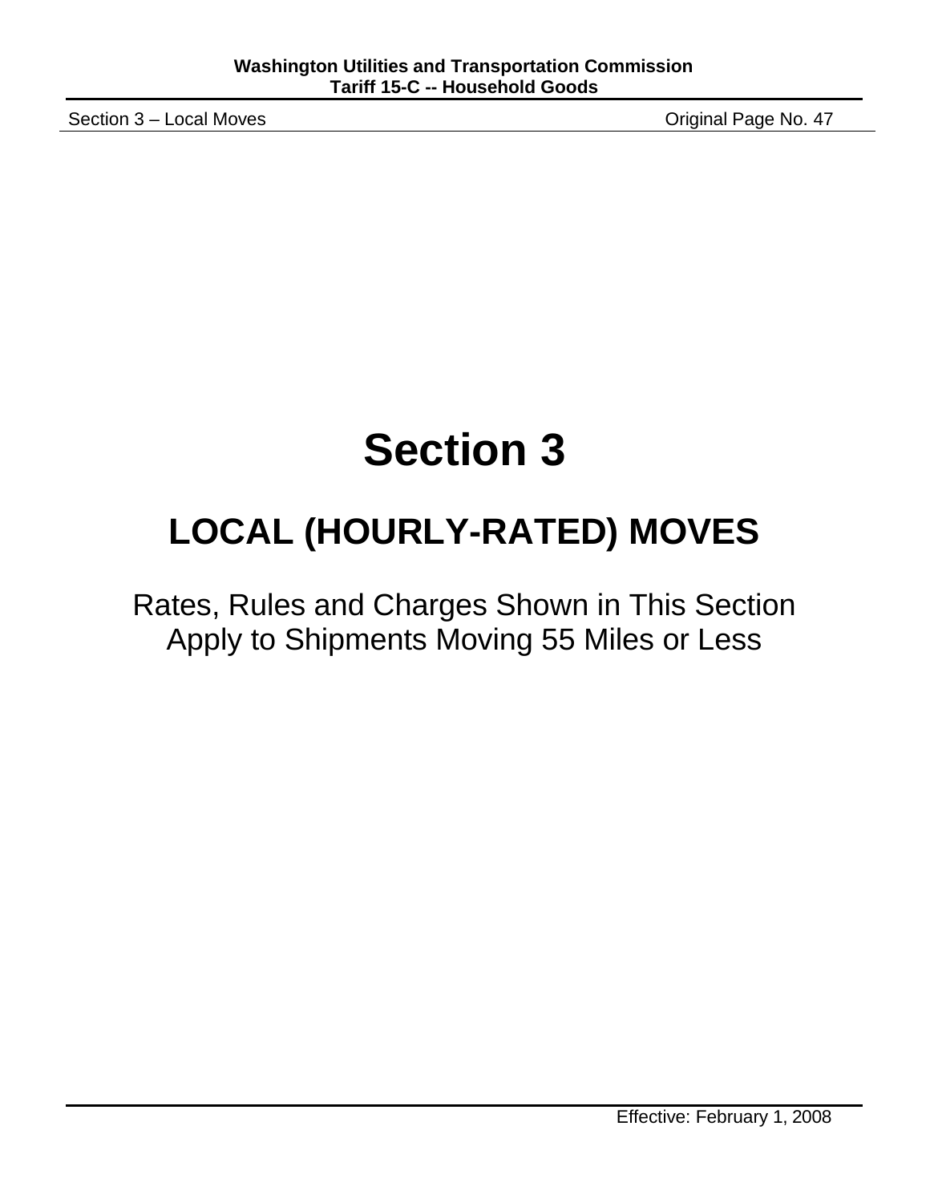# Section 3

## LOCAL (HOURLY-RATED) MOVES

Rates, Rules and Charges Shown in This Section
Apply to Shipments Moving 55 Miles or Less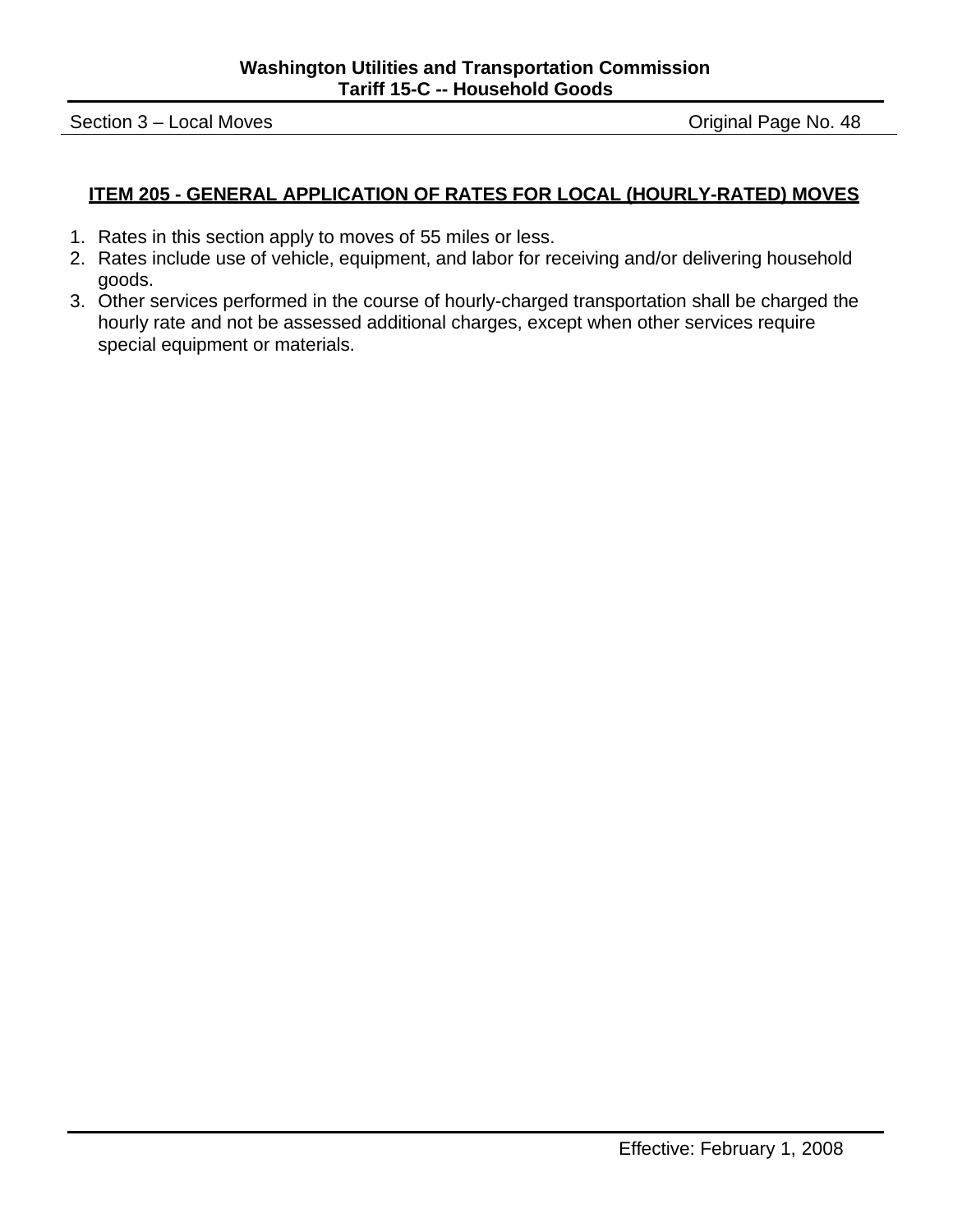## ITEM 205 - GENERAL APPLICATION OF RATES FOR LOCAL (HOURLY-RATED) MOVES

1. Rates in this section apply to moves of 55 miles or less.
2. Rates include use of vehicle, equipment, and labor for receiving and/or delivering household goods.
3. Other services performed in the course of hourly-charged transportation shall be charged the hourly rate and not be assessed additional charges, except when other services require special equipment or materials.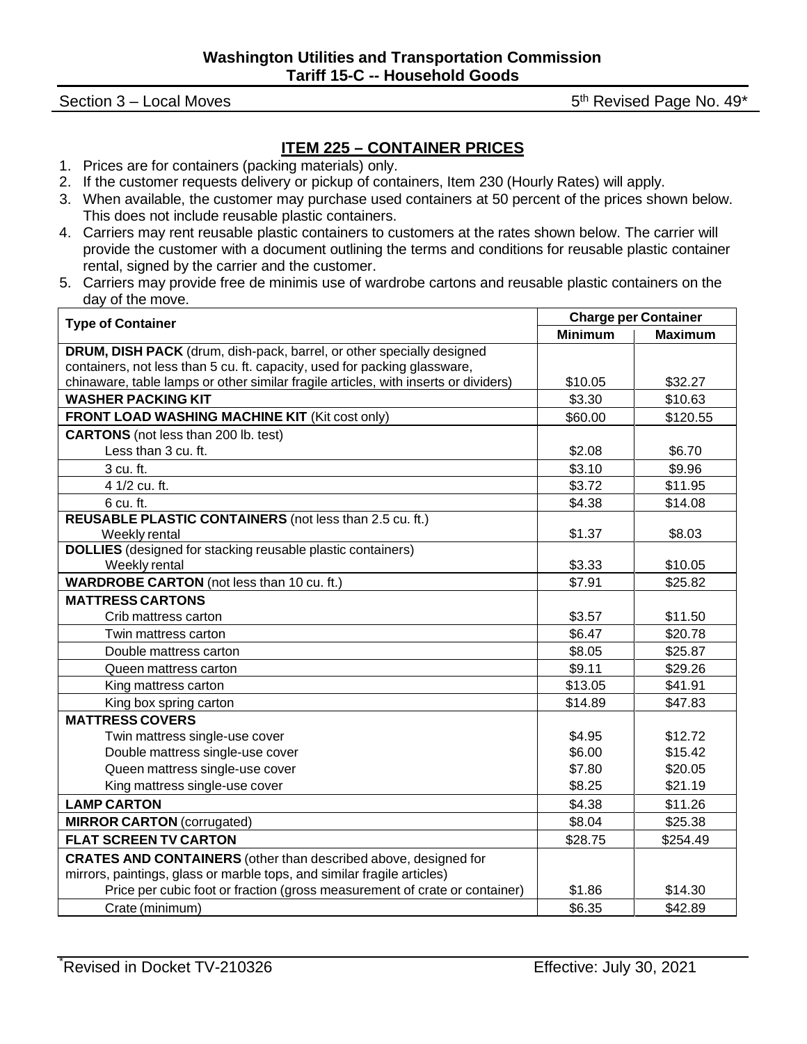## ITEM 225 – CONTAINER PRICES

1. Prices are for containers (packing materials) only.
2. If the customer requests delivery or pickup of containers, Item 230 (Hourly Rates) will apply.
3. When available, the customer may purchase used containers at 50 percent of the prices shown below. This does not include reusable plastic containers.
4. Carriers may rent reusable plastic containers to customers at the rates shown below. The carrier will provide the customer with a document outlining the terms and conditions for reusable plastic container rental, signed by the carrier and the customer.
5. Carriers may provide free de minimis use of wardrobe cartons and reusable plastic containers on the day of the move.

| Type of Container | Charge per Container | |
|---|---|---|
| | Minimum | Maximum |
| **DRUM, DISH PACK** (drum, dish-pack, barrel, or other specially designed containers, not less than 5 cu. ft. capacity, used for packing glassware, chinaware, table lamps or other similar fragile articles, with inserts or dividers) | $10.05 | $32.27 |
| **WASHER PACKING KIT** | $3.30 | $10.63 |
| **FRONT LOAD WASHING MACHINE KIT** (Kit cost only) | $60.00 | $120.55 |
| **CARTONS** (not less than 200 lb. test) Less than 3 cu. ft. | $2.08 | $6.70 |
| 3 cu. ft. | $3.10 | $9.96 |
| 4 1/2 cu. ft. | $3.72 | $11.95 |
| 6 cu. ft. | $4.38 | $14.08 |
| **REUSABLE PLASTIC CONTAINERS** (not less than 2.5 cu. ft.) Weekly rental | $1.37 | $8.03 |
| **DOLLIES** (designed for stacking reusable plastic containers) Weekly rental | $3.33 | $10.05 |
| **WARDROBE CARTON** (not less than 10 cu. ft.) | $7.91 | $25.82 |
| **MATTRESS CARTONS** Crib mattress carton | $3.57 | $11.50 |
| Twin mattress carton | $6.47 | $20.78 |
| Double mattress carton | $8.05 | $25.87 |
| Queen mattress carton | $9.11 | $29.26 |
| King mattress carton | $13.05 | $41.91 |
| King box spring carton | $14.89 | $47.83 |
| **MATTRESS COVERS** Twin mattress single-use cover | $4.95 | $12.72 |
| Double mattress single-use cover | $6.00 | $15.42 |
| Queen mattress single-use cover | $7.80 | $20.05 |
| King mattress single-use cover | $8.25 | $21.19 |
| **LAMP CARTON** | $4.38 | $11.26 |
| **MIRROR CARTON** (corrugated) | $8.04 | $25.38 |
| **FLAT SCREEN TV CARTON** | $28.75 | $254.49 |
| **CRATES AND CONTAINERS** (other than described above, designed for mirrors, paintings, glass or marble tops, and similar fragile articles) Price per cubic foot or fraction (gross measurement of crate or container) | $1.86 | $14.30 |
| Crate (minimum) | $6.35 | $42.89 |

*Revised in Docket TV-210326 Effective: July 30, 2021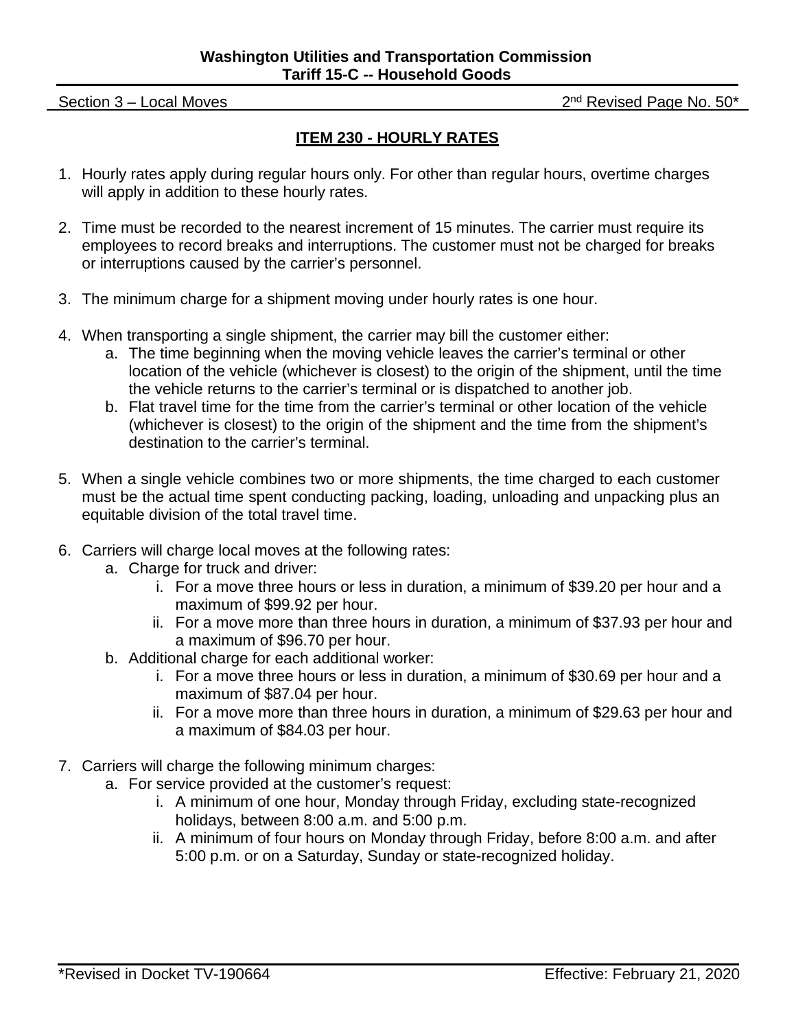## ITEM 230 - HOURLY RATES

1. Hourly rates apply during regular hours only. For other than regular hours, overtime charges will apply in addition to these hourly rates.

2. Time must be recorded to the nearest increment of 15 minutes. The carrier must require its employees to record breaks and interruptions. The customer must not be charged for breaks or interruptions caused by the carrier's personnel.

3. The minimum charge for a shipment moving under hourly rates is one hour.

4. When transporting a single shipment, the carrier may bill the customer either:
   a. The time beginning when the moving vehicle leaves the carrier's terminal or other location of the vehicle (whichever is closest) to the origin of the shipment, until the time the vehicle returns to the carrier's terminal or is dispatched to another job.
   b. Flat travel time for the time from the carrier's terminal or other location of the vehicle (whichever is closest) to the origin of the shipment and the time from the shipment's destination to the carrier's terminal.

5. When a single vehicle combines two or more shipments, the time charged to each customer must be the actual time spent conducting packing, loading, unloading and unpacking plus an equitable division of the total travel time.

6. Carriers will charge local moves at the following rates:
   a. Charge for truck and driver:
      i. For a move three hours or less in duration, a minimum of $39.20 per hour and a maximum of $99.92 per hour.
      ii. For a move more than three hours in duration, a minimum of $37.93 per hour and a maximum of $96.70 per hour.
   b. Additional charge for each additional worker:
      i. For a move three hours or less in duration, a minimum of $30.69 per hour and a maximum of $87.04 per hour.
      ii. For a move more than three hours in duration, a minimum of $29.63 per hour and a maximum of $84.03 per hour.

7. Carriers will charge the following minimum charges:
   a. For service provided at the customer's request:
      i. A minimum of one hour, Monday through Friday, excluding state-recognized holidays, between 8:00 a.m. and 5:00 p.m.
      ii. A minimum of four hours on Monday through Friday, before 8:00 a.m. and after 5:00 p.m. or on a Saturday, Sunday or state-recognized holiday.

*Revised in Docket TV-190664 Effective: February 21, 2020